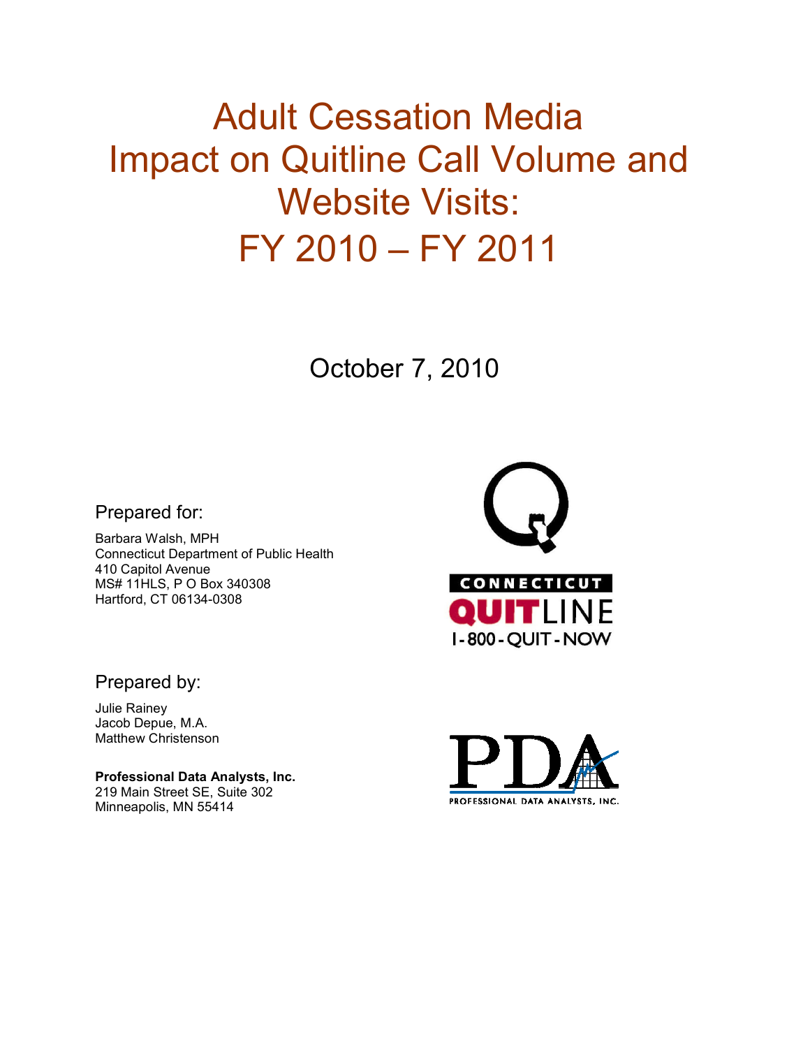# Adult Cessation Media Impact on Quitline Call Volume and Website Visits: FY 2010 – FY 2011

October 7, 2010

Prepared for:

Barbara Walsh, MPH
Connecticut Department of Public Health
410 Capitol Avenue
MS# 11HLS, P O Box 340308
Hartford, CT 06134-0308

CONNECTICUT QUITLINE
1-800-QUIT-NOW

Prepared by:

Julie Rainey
Jacob Depue, M.A.
Matthew Christenson

**Professional Data Analysts, Inc.**
219 Main Street SE, Suite 302
Minneapolis, MN 55414

PDA
PROFESSIONAL DATA ANALYSTS, INC.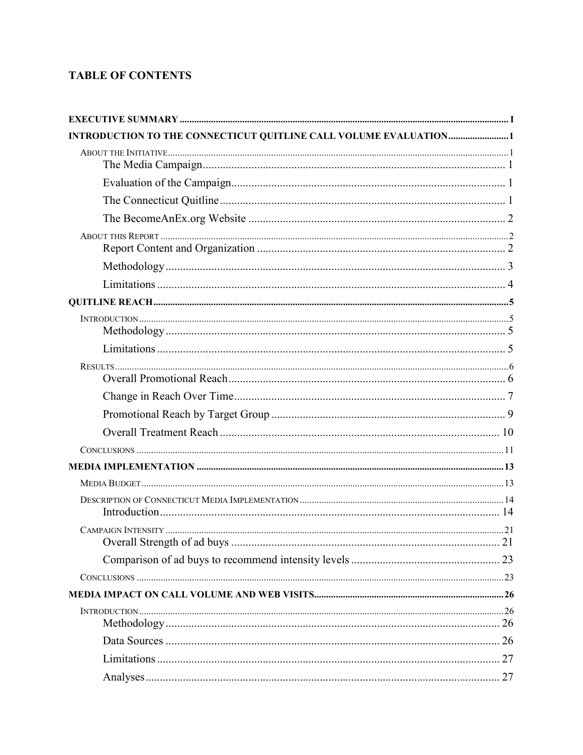## TABLE OF CONTENTS

**EXECUTIVE SUMMARY** ..... I

**INTRODUCTION TO THE CONNECTICUT QUITLINE CALL VOLUME EVALUATION** ..... 1

- About the Initiative ..... 1
  - The Media Campaign ..... 1
  - Evaluation of the Campaign ..... 1
  - The Connecticut Quitline ..... 1
  - The BecomeAnEx.org Website ..... 2
- About this Report ..... 2
  - Report Content and Organization ..... 2
  - Methodology ..... 3
  - Limitations ..... 4

**QUITLINE REACH** ..... 5

- Introduction ..... 5
  - Methodology ..... 5
  - Limitations ..... 5
- Results ..... 6
  - Overall Promotional Reach ..... 6
  - Change in Reach Over Time ..... 7
  - Promotional Reach by Target Group ..... 9
  - Overall Treatment Reach ..... 10
- Conclusions ..... 11

**MEDIA IMPLEMENTATION** ..... 13

- Media Budget ..... 13
- Description of Connecticut Media Implementation ..... 14
  - Introduction ..... 14
- Campaign Intensity ..... 21
  - Overall Strength of ad buys ..... 21
  - Comparison of ad buys to recommend intensity levels ..... 23
- Conclusions ..... 23

**MEDIA IMPACT ON CALL VOLUME AND WEB VISITS** ..... 26

- Introduction ..... 26
  - Methodology ..... 26
  - Data Sources ..... 26
  - Limitations ..... 27
  - Analyses ..... 27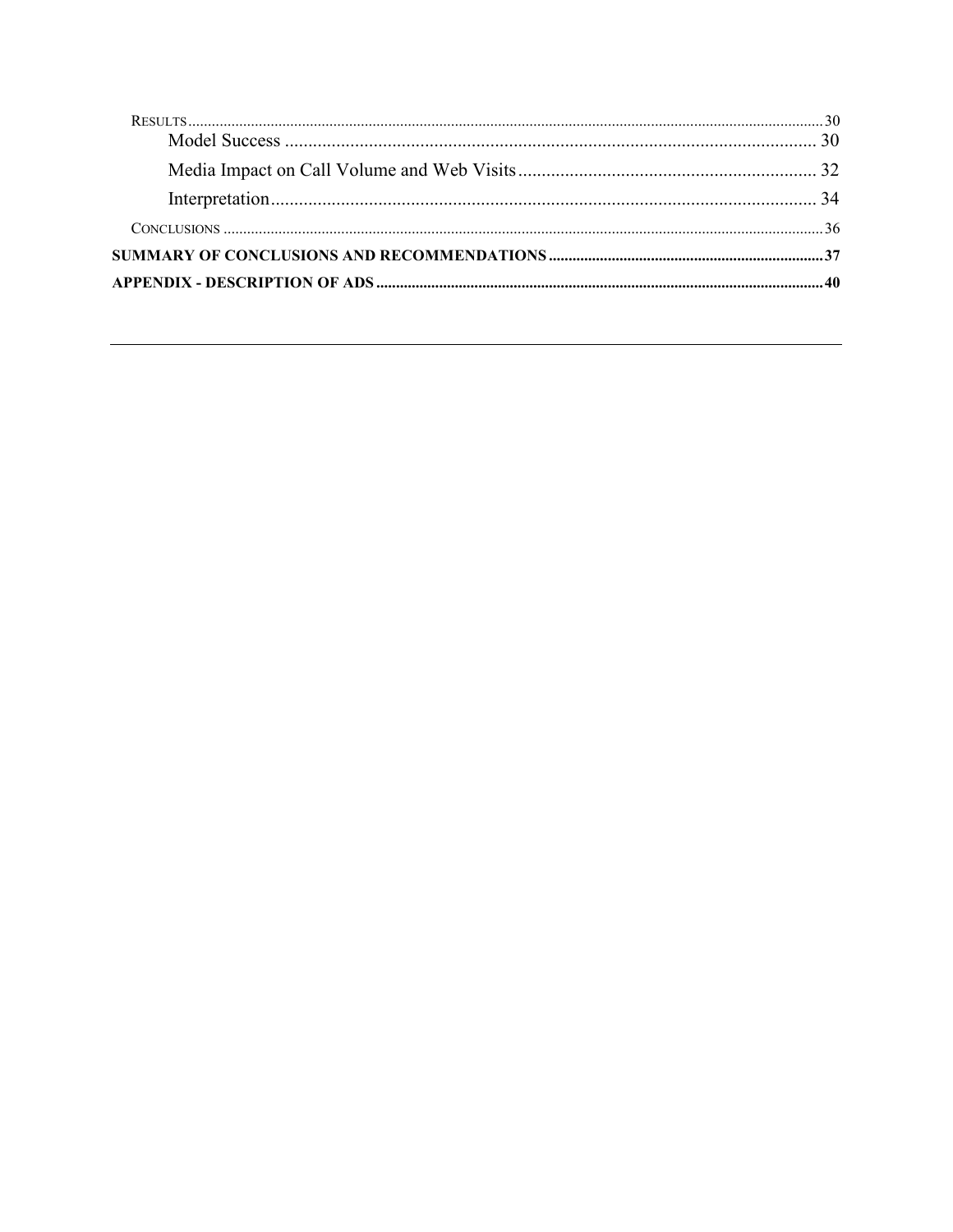RESULTS ........................................................................................................ 30

Model Success ........................................................................................................ 30

Media Impact on Call Volume and Web Visits ........................................................................................................ 32

Interpretation ........................................................................................................ 34

CONCLUSIONS ........................................................................................................ 36

**SUMMARY OF CONCLUSIONS AND RECOMMENDATIONS ........................................................................................................ 37**

**APPENDIX - DESCRIPTION OF ADS ........................................................................................................ 40**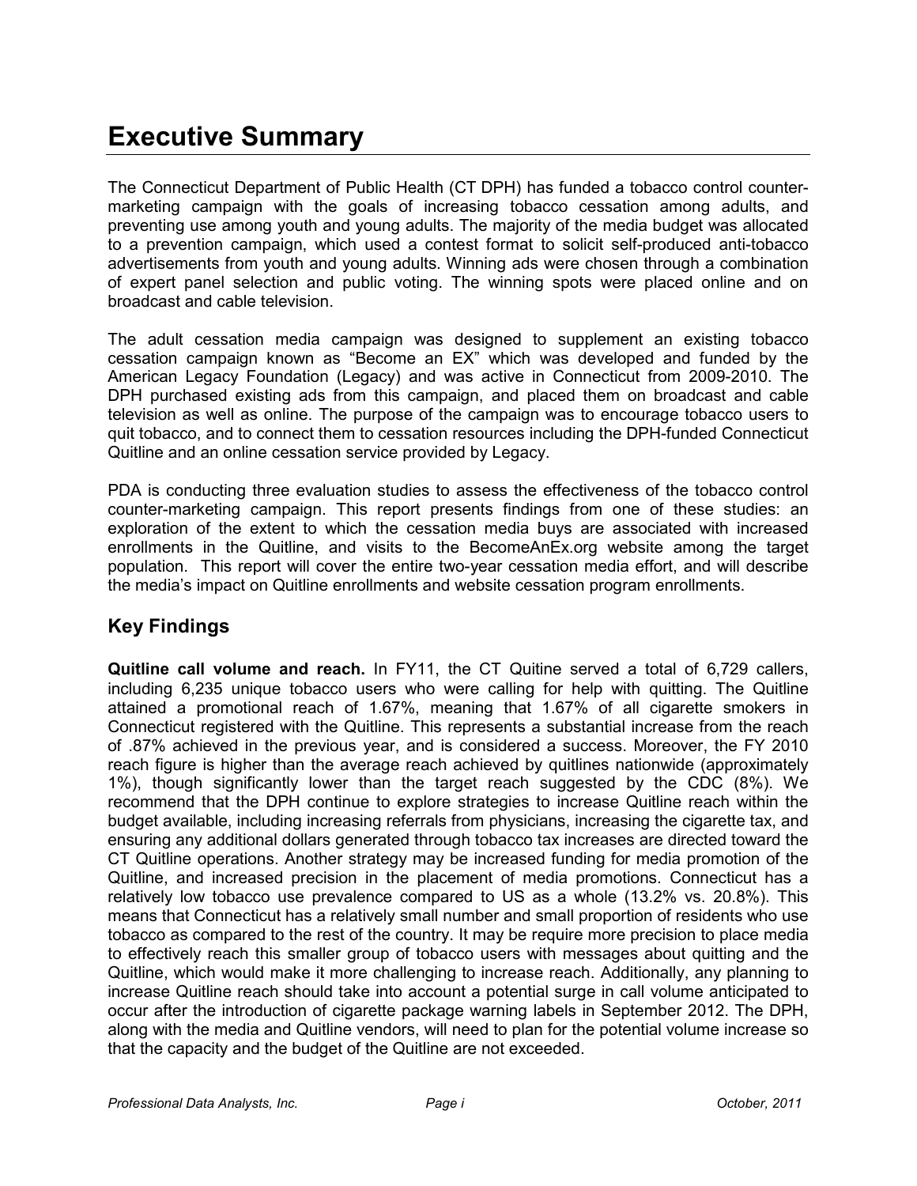# Executive Summary

The Connecticut Department of Public Health (CT DPH) has funded a tobacco control counter-marketing campaign with the goals of increasing tobacco cessation among adults, and preventing use among youth and young adults. The majority of the media budget was allocated to a prevention campaign, which used a contest format to solicit self-produced anti-tobacco advertisements from youth and young adults. Winning ads were chosen through a combination of expert panel selection and public voting. The winning spots were placed online and on broadcast and cable television.

The adult cessation media campaign was designed to supplement an existing tobacco cessation campaign known as "Become an EX" which was developed and funded by the American Legacy Foundation (Legacy) and was active in Connecticut from 2009-2010. The DPH purchased existing ads from this campaign, and placed them on broadcast and cable television as well as online. The purpose of the campaign was to encourage tobacco users to quit tobacco, and to connect them to cessation resources including the DPH-funded Connecticut Quitline and an online cessation service provided by Legacy.

PDA is conducting three evaluation studies to assess the effectiveness of the tobacco control counter-marketing campaign. This report presents findings from one of these studies: an exploration of the extent to which the cessation media buys are associated with increased enrollments in the Quitline, and visits to the BecomeAnEx.org website among the target population. This report will cover the entire two-year cessation media effort, and will describe the media's impact on Quitline enrollments and website cessation program enrollments.

## Key Findings

**Quitline call volume and reach.** In FY11, the CT Quitine served a total of 6,729 callers, including 6,235 unique tobacco users who were calling for help with quitting. The Quitline attained a promotional reach of 1.67%, meaning that 1.67% of all cigarette smokers in Connecticut registered with the Quitline. This represents a substantial increase from the reach of .87% achieved in the previous year, and is considered a success. Moreover, the FY 2010 reach figure is higher than the average reach achieved by quitlines nationwide (approximately 1%), though significantly lower than the target reach suggested by the CDC (8%). We recommend that the DPH continue to explore strategies to increase Quitline reach within the budget available, including increasing referrals from physicians, increasing the cigarette tax, and ensuring any additional dollars generated through tobacco tax increases are directed toward the CT Quitline operations. Another strategy may be increased funding for media promotion of the Quitline, and increased precision in the placement of media promotions. Connecticut has a relatively low tobacco use prevalence compared to US as a whole (13.2% vs. 20.8%). This means that Connecticut has a relatively small number and small proportion of residents who use tobacco as compared to the rest of the country. It may be require more precision to place media to effectively reach this smaller group of tobacco users with messages about quitting and the Quitline, which would make it more challenging to increase reach. Additionally, any planning to increase Quitline reach should take into account a potential surge in call volume anticipated to occur after the introduction of cigarette package warning labels in September 2012. The DPH, along with the media and Quitline vendors, will need to plan for the potential volume increase so that the capacity and the budget of the Quitline are not exceeded.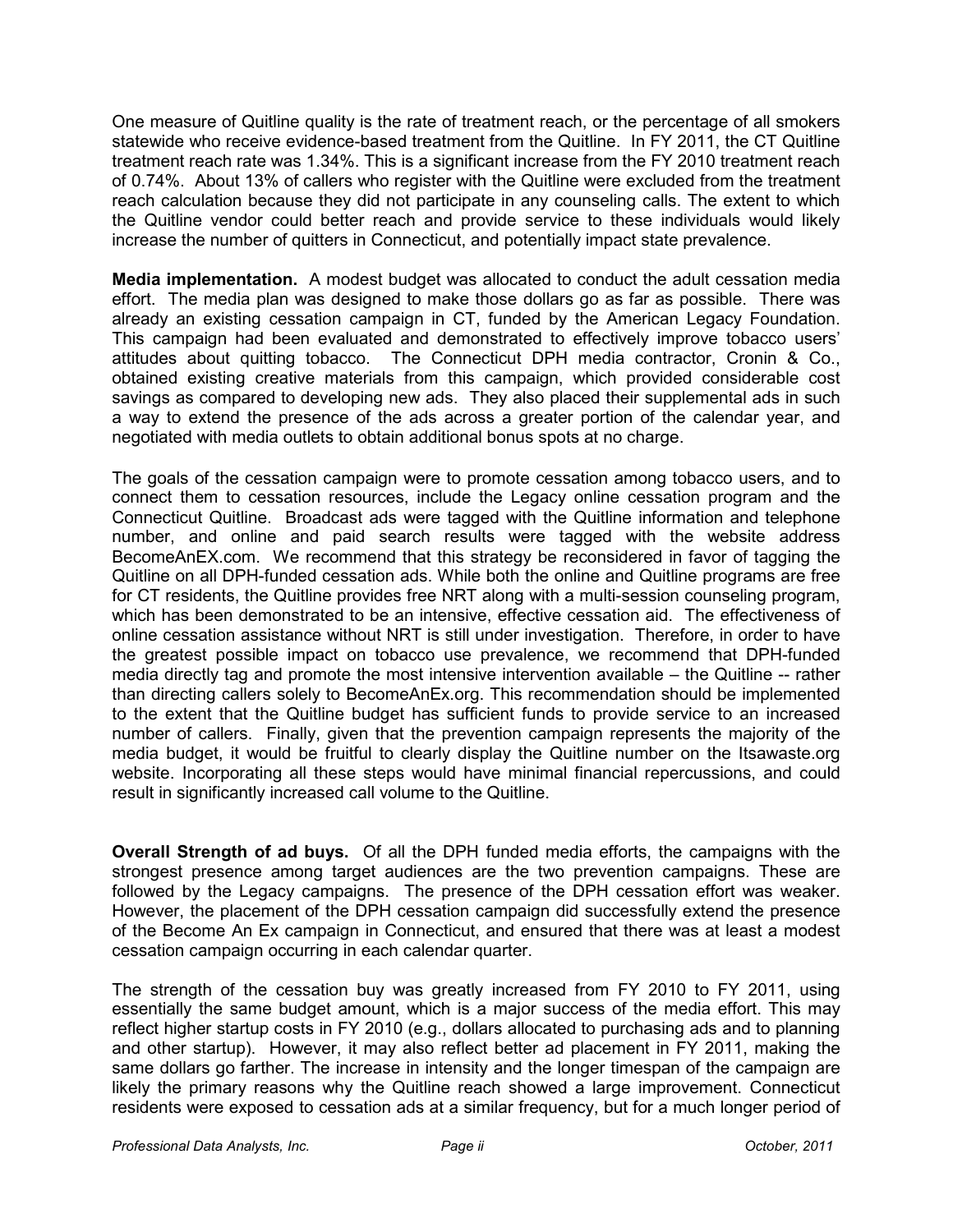One measure of Quitline quality is the rate of treatment reach, or the percentage of all smokers statewide who receive evidence-based treatment from the Quitline. In FY 2011, the CT Quitline treatment reach rate was 1.34%. This is a significant increase from the FY 2010 treatment reach of 0.74%. About 13% of callers who register with the Quitline were excluded from the treatment reach calculation because they did not participate in any counseling calls. The extent to which the Quitline vendor could better reach and provide service to these individuals would likely increase the number of quitters in Connecticut, and potentially impact state prevalence.

**Media implementation.** A modest budget was allocated to conduct the adult cessation media effort. The media plan was designed to make those dollars go as far as possible. There was already an existing cessation campaign in CT, funded by the American Legacy Foundation. This campaign had been evaluated and demonstrated to effectively improve tobacco users' attitudes about quitting tobacco. The Connecticut DPH media contractor, Cronin & Co., obtained existing creative materials from this campaign, which provided considerable cost savings as compared to developing new ads. They also placed their supplemental ads in such a way to extend the presence of the ads across a greater portion of the calendar year, and negotiated with media outlets to obtain additional bonus spots at no charge.

The goals of the cessation campaign were to promote cessation among tobacco users, and to connect them to cessation resources, include the Legacy online cessation program and the Connecticut Quitline. Broadcast ads were tagged with the Quitline information and telephone number, and online and paid search results were tagged with the website address BecomeAnEX.com. We recommend that this strategy be reconsidered in favor of tagging the Quitline on all DPH-funded cessation ads. While both the online and Quitline programs are free for CT residents, the Quitline provides free NRT along with a multi-session counseling program, which has been demonstrated to be an intensive, effective cessation aid. The effectiveness of online cessation assistance without NRT is still under investigation. Therefore, in order to have the greatest possible impact on tobacco use prevalence, we recommend that DPH-funded media directly tag and promote the most intensive intervention available – the Quitline -- rather than directing callers solely to BecomeAnEx.org. This recommendation should be implemented to the extent that the Quitline budget has sufficient funds to provide service to an increased number of callers. Finally, given that the prevention campaign represents the majority of the media budget, it would be fruitful to clearly display the Quitline number on the Itsawaste.org website. Incorporating all these steps would have minimal financial repercussions, and could result in significantly increased call volume to the Quitline.

**Overall Strength of ad buys.** Of all the DPH funded media efforts, the campaigns with the strongest presence among target audiences are the two prevention campaigns. These are followed by the Legacy campaigns. The presence of the DPH cessation effort was weaker. However, the placement of the DPH cessation campaign did successfully extend the presence of the Become An Ex campaign in Connecticut, and ensured that there was at least a modest cessation campaign occurring in each calendar quarter.

The strength of the cessation buy was greatly increased from FY 2010 to FY 2011, using essentially the same budget amount, which is a major success of the media effort. This may reflect higher startup costs in FY 2010 (e.g., dollars allocated to purchasing ads and to planning and other startup). However, it may also reflect better ad placement in FY 2011, making the same dollars go farther. The increase in intensity and the longer timespan of the campaign are likely the primary reasons why the Quitline reach showed a large improvement. Connecticut residents were exposed to cessation ads at a similar frequency, but for a much longer period of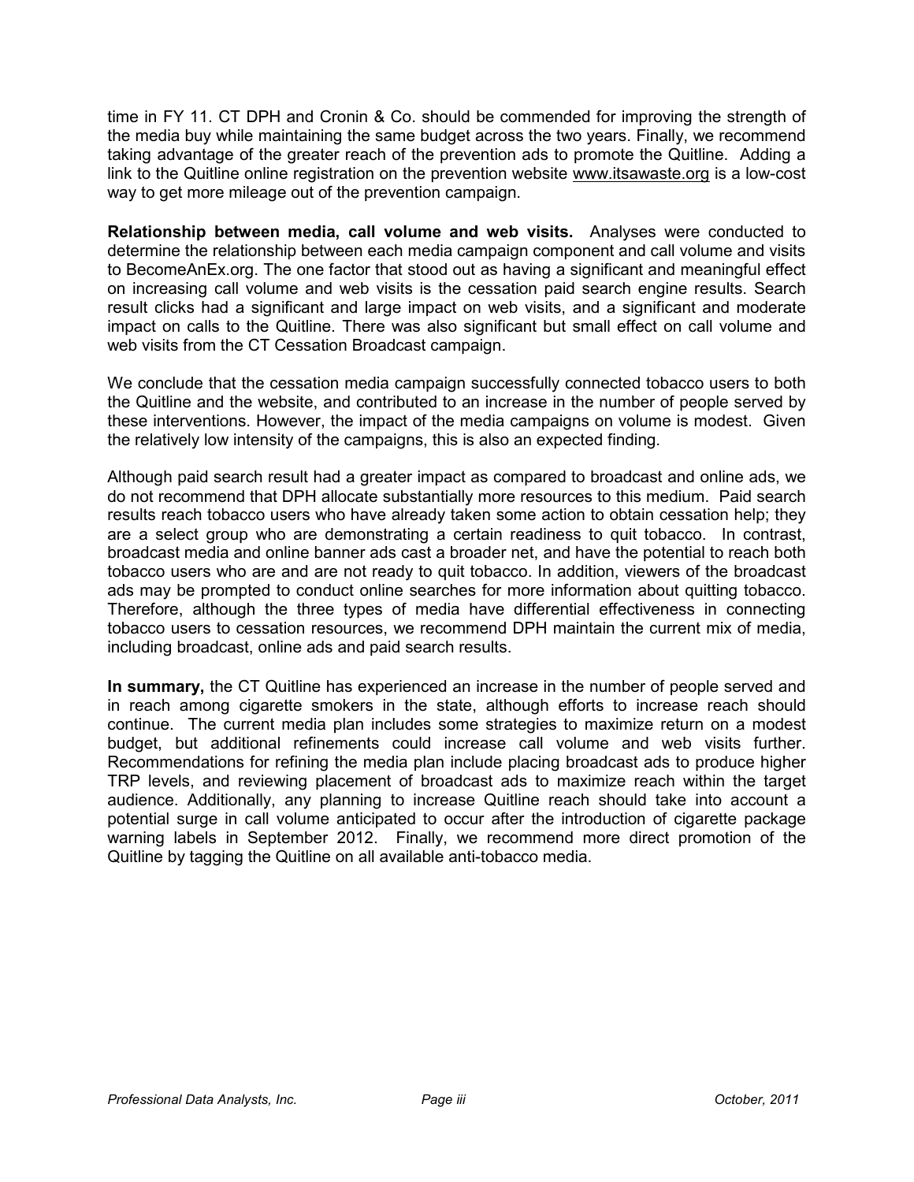time in FY 11. CT DPH and Cronin & Co. should be commended for improving the strength of the media buy while maintaining the same budget across the two years. Finally, we recommend taking advantage of the greater reach of the prevention ads to promote the Quitline. Adding a link to the Quitline online registration on the prevention website www.itsawaste.org is a low-cost way to get more mileage out of the prevention campaign.

**Relationship between media, call volume and web visits.** Analyses were conducted to determine the relationship between each media campaign component and call volume and visits to BecomeAnEx.org. The one factor that stood out as having a significant and meaningful effect on increasing call volume and web visits is the cessation paid search engine results. Search result clicks had a significant and large impact on web visits, and a significant and moderate impact on calls to the Quitline. There was also significant but small effect on call volume and web visits from the CT Cessation Broadcast campaign.

We conclude that the cessation media campaign successfully connected tobacco users to both the Quitline and the website, and contributed to an increase in the number of people served by these interventions. However, the impact of the media campaigns on volume is modest. Given the relatively low intensity of the campaigns, this is also an expected finding.

Although paid search result had a greater impact as compared to broadcast and online ads, we do not recommend that DPH allocate substantially more resources to this medium. Paid search results reach tobacco users who have already taken some action to obtain cessation help; they are a select group who are demonstrating a certain readiness to quit tobacco. In contrast, broadcast media and online banner ads cast a broader net, and have the potential to reach both tobacco users who are and are not ready to quit tobacco. In addition, viewers of the broadcast ads may be prompted to conduct online searches for more information about quitting tobacco. Therefore, although the three types of media have differential effectiveness in connecting tobacco users to cessation resources, we recommend DPH maintain the current mix of media, including broadcast, online ads and paid search results.

**In summary,** the CT Quitline has experienced an increase in the number of people served and in reach among cigarette smokers in the state, although efforts to increase reach should continue. The current media plan includes some strategies to maximize return on a modest budget, but additional refinements could increase call volume and web visits further. Recommendations for refining the media plan include placing broadcast ads to produce higher TRP levels, and reviewing placement of broadcast ads to maximize reach within the target audience. Additionally, any planning to increase Quitline reach should take into account a potential surge in call volume anticipated to occur after the introduction of cigarette package warning labels in September 2012. Finally, we recommend more direct promotion of the Quitline by tagging the Quitline on all available anti-tobacco media.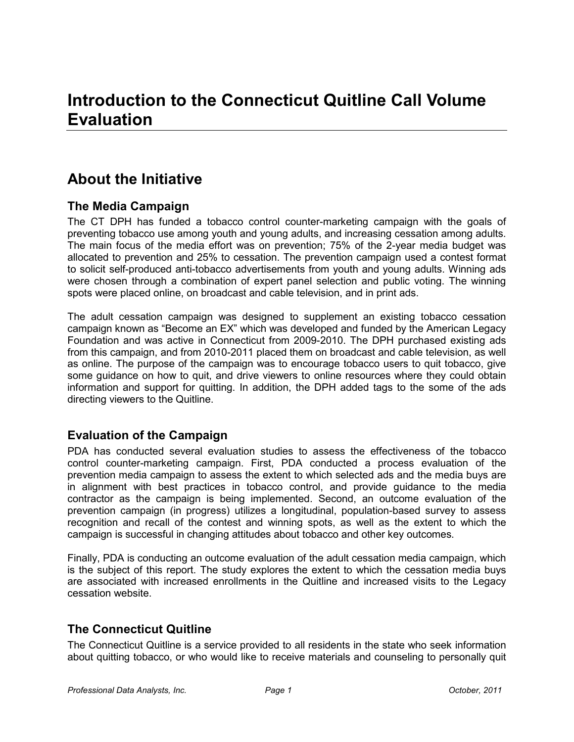# Introduction to the Connecticut Quitline Call Volume Evaluation

## About the Initiative

### The Media Campaign

The CT DPH has funded a tobacco control counter-marketing campaign with the goals of preventing tobacco use among youth and young adults, and increasing cessation among adults. The main focus of the media effort was on prevention; 75% of the 2-year media budget was allocated to prevention and 25% to cessation. The prevention campaign used a contest format to solicit self-produced anti-tobacco advertisements from youth and young adults. Winning ads were chosen through a combination of expert panel selection and public voting. The winning spots were placed online, on broadcast and cable television, and in print ads.

The adult cessation campaign was designed to supplement an existing tobacco cessation campaign known as "Become an EX" which was developed and funded by the American Legacy Foundation and was active in Connecticut from 2009-2010. The DPH purchased existing ads from this campaign, and from 2010-2011 placed them on broadcast and cable television, as well as online. The purpose of the campaign was to encourage tobacco users to quit tobacco, give some guidance on how to quit, and drive viewers to online resources where they could obtain information and support for quitting. In addition, the DPH added tags to the some of the ads directing viewers to the Quitline.

### Evaluation of the Campaign

PDA has conducted several evaluation studies to assess the effectiveness of the tobacco control counter-marketing campaign. First, PDA conducted a process evaluation of the prevention media campaign to assess the extent to which selected ads and the media buys are in alignment with best practices in tobacco control, and provide guidance to the media contractor as the campaign is being implemented. Second, an outcome evaluation of the prevention campaign (in progress) utilizes a longitudinal, population-based survey to assess recognition and recall of the contest and winning spots, as well as the extent to which the campaign is successful in changing attitudes about tobacco and other key outcomes.

Finally, PDA is conducting an outcome evaluation of the adult cessation media campaign, which is the subject of this report. The study explores the extent to which the cessation media buys are associated with increased enrollments in the Quitline and increased visits to the Legacy cessation website.

### The Connecticut Quitline

The Connecticut Quitline is a service provided to all residents in the state who seek information about quitting tobacco, or who would like to receive materials and counseling to personally quit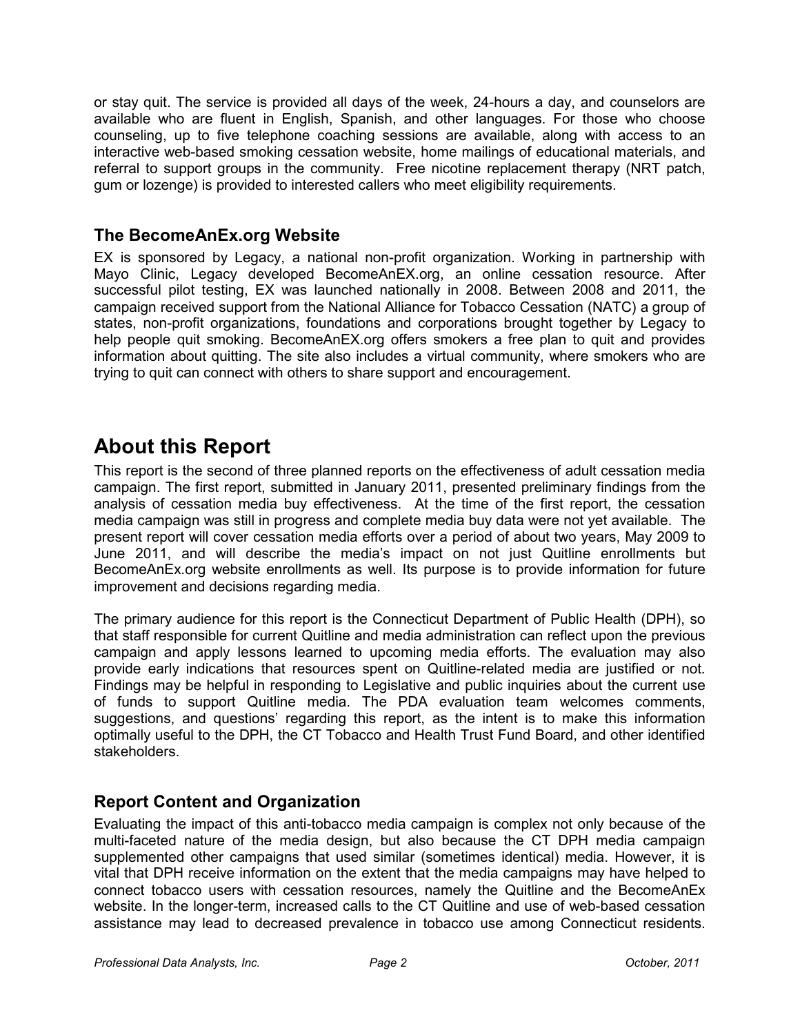or stay quit. The service is provided all days of the week, 24-hours a day, and counselors are available who are fluent in English, Spanish, and other languages. For those who choose counseling, up to five telephone coaching sessions are available, along with access to an interactive web-based smoking cessation website, home mailings of educational materials, and referral to support groups in the community. Free nicotine replacement therapy (NRT patch, gum or lozenge) is provided to interested callers who meet eligibility requirements.

### The BecomeAnEx.org Website

EX is sponsored by Legacy, a national non-profit organization. Working in partnership with Mayo Clinic, Legacy developed BecomeAnEX.org, an online cessation resource. After successful pilot testing, EX was launched nationally in 2008. Between 2008 and 2011, the campaign received support from the National Alliance for Tobacco Cessation (NATC) a group of states, non-profit organizations, foundations and corporations brought together by Legacy to help people quit smoking. BecomeAnEX.org offers smokers a free plan to quit and provides information about quitting. The site also includes a virtual community, where smokers who are trying to quit can connect with others to share support and encouragement.

## About this Report

This report is the second of three planned reports on the effectiveness of adult cessation media campaign. The first report, submitted in January 2011, presented preliminary findings from the analysis of cessation media buy effectiveness. At the time of the first report, the cessation media campaign was still in progress and complete media buy data were not yet available. The present report will cover cessation media efforts over a period of about two years, May 2009 to June 2011, and will describe the media's impact on not just Quitline enrollments but BecomeAnEx.org website enrollments as well. Its purpose is to provide information for future improvement and decisions regarding media.

The primary audience for this report is the Connecticut Department of Public Health (DPH), so that staff responsible for current Quitline and media administration can reflect upon the previous campaign and apply lessons learned to upcoming media efforts. The evaluation may also provide early indications that resources spent on Quitline-related media are justified or not. Findings may be helpful in responding to Legislative and public inquiries about the current use of funds to support Quitline media. The PDA evaluation team welcomes comments, suggestions, and questions' regarding this report, as the intent is to make this information optimally useful to the DPH, the CT Tobacco and Health Trust Fund Board, and other identified stakeholders.

### Report Content and Organization

Evaluating the impact of this anti-tobacco media campaign is complex not only because of the multi-faceted nature of the media design, but also because the CT DPH media campaign supplemented other campaigns that used similar (sometimes identical) media. However, it is vital that DPH receive information on the extent that the media campaigns may have helped to connect tobacco users with cessation resources, namely the Quitline and the BecomeAnEx website. In the longer-term, increased calls to the CT Quitline and use of web-based cessation assistance may lead to decreased prevalence in tobacco use among Connecticut residents.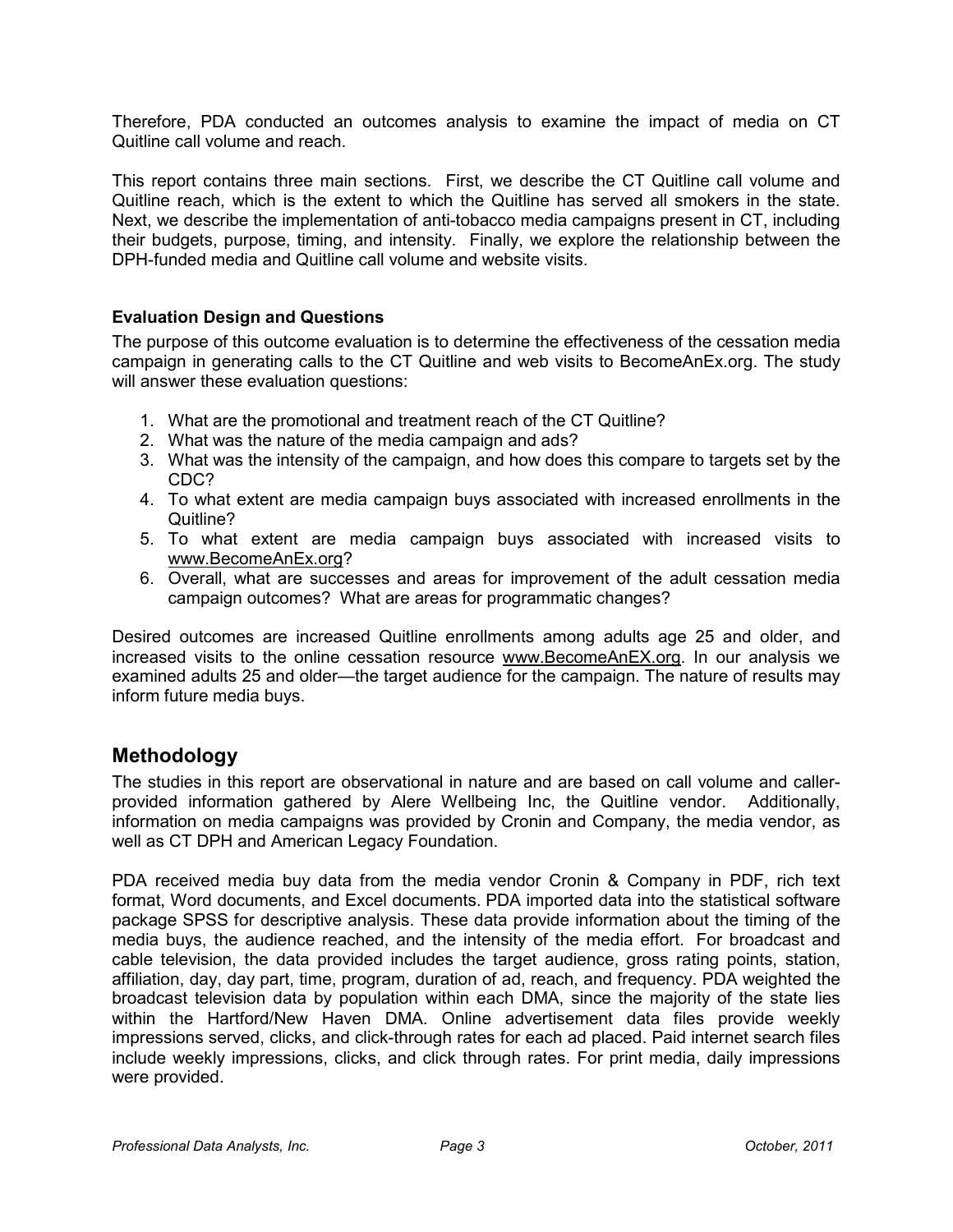Therefore, PDA conducted an outcomes analysis to examine the impact of media on CT Quitline call volume and reach.

This report contains three main sections. First, we describe the CT Quitline call volume and Quitline reach, which is the extent to which the Quitline has served all smokers in the state. Next, we describe the implementation of anti-tobacco media campaigns present in CT, including their budgets, purpose, timing, and intensity. Finally, we explore the relationship between the DPH-funded media and Quitline call volume and website visits.

### Evaluation Design and Questions

The purpose of this outcome evaluation is to determine the effectiveness of the cessation media campaign in generating calls to the CT Quitline and web visits to BecomeAnEx.org. The study will answer these evaluation questions:

1. What are the promotional and treatment reach of the CT Quitline?
2. What was the nature of the media campaign and ads?
3. What was the intensity of the campaign, and how does this compare to targets set by the CDC?
4. To what extent are media campaign buys associated with increased enrollments in the Quitline?
5. To what extent are media campaign buys associated with increased visits to www.BecomeAnEx.org?
6. Overall, what are successes and areas for improvement of the adult cessation media campaign outcomes? What are areas for programmatic changes?

Desired outcomes are increased Quitline enrollments among adults age 25 and older, and increased visits to the online cessation resource www.BecomeAnEX.org. In our analysis we examined adults 25 and older—the target audience for the campaign. The nature of results may inform future media buys.

## Methodology

The studies in this report are observational in nature and are based on call volume and caller-provided information gathered by Alere Wellbeing Inc, the Quitline vendor. Additionally, information on media campaigns was provided by Cronin and Company, the media vendor, as well as CT DPH and American Legacy Foundation.

PDA received media buy data from the media vendor Cronin & Company in PDF, rich text format, Word documents, and Excel documents. PDA imported data into the statistical software package SPSS for descriptive analysis. These data provide information about the timing of the media buys, the audience reached, and the intensity of the media effort. For broadcast and cable television, the data provided includes the target audience, gross rating points, station, affiliation, day, day part, time, program, duration of ad, reach, and frequency. PDA weighted the broadcast television data by population within each DMA, since the majority of the state lies within the Hartford/New Haven DMA. Online advertisement data files provide weekly impressions served, clicks, and click-through rates for each ad placed. Paid internet search files include weekly impressions, clicks, and click through rates. For print media, daily impressions were provided.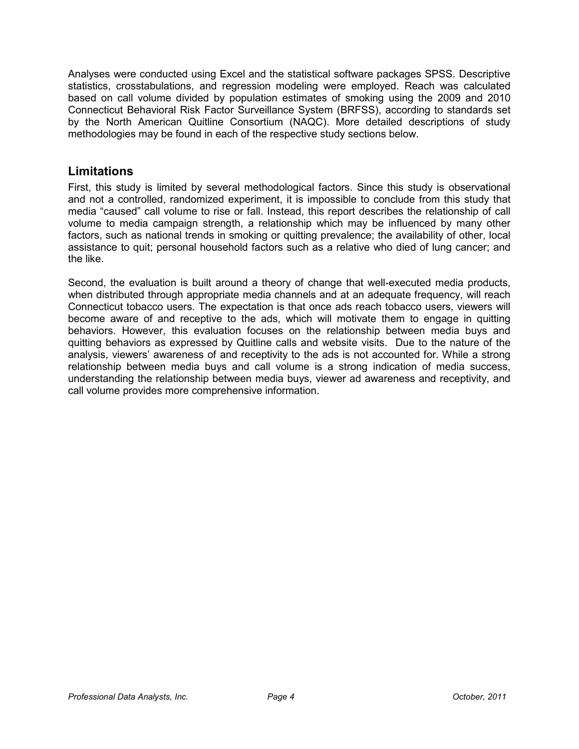Analyses were conducted using Excel and the statistical software packages SPSS. Descriptive statistics, crosstabulations, and regression modeling were employed. Reach was calculated based on call volume divided by population estimates of smoking using the 2009 and 2010 Connecticut Behavioral Risk Factor Surveillance System (BRFSS), according to standards set by the North American Quitline Consortium (NAQC). More detailed descriptions of study methodologies may be found in each of the respective study sections below.

## Limitations

First, this study is limited by several methodological factors. Since this study is observational and not a controlled, randomized experiment, it is impossible to conclude from this study that media "caused" call volume to rise or fall. Instead, this report describes the relationship of call volume to media campaign strength, a relationship which may be influenced by many other factors, such as national trends in smoking or quitting prevalence; the availability of other, local assistance to quit; personal household factors such as a relative who died of lung cancer; and the like.

Second, the evaluation is built around a theory of change that well-executed media products, when distributed through appropriate media channels and at an adequate frequency, will reach Connecticut tobacco users. The expectation is that once ads reach tobacco users, viewers will become aware of and receptive to the ads, which will motivate them to engage in quitting behaviors. However, this evaluation focuses on the relationship between media buys and quitting behaviors as expressed by Quitline calls and website visits. Due to the nature of the analysis, viewers' awareness of and receptivity to the ads is not accounted for. While a strong relationship between media buys and call volume is a strong indication of media success, understanding the relationship between media buys, viewer ad awareness and receptivity, and call volume provides more comprehensive information.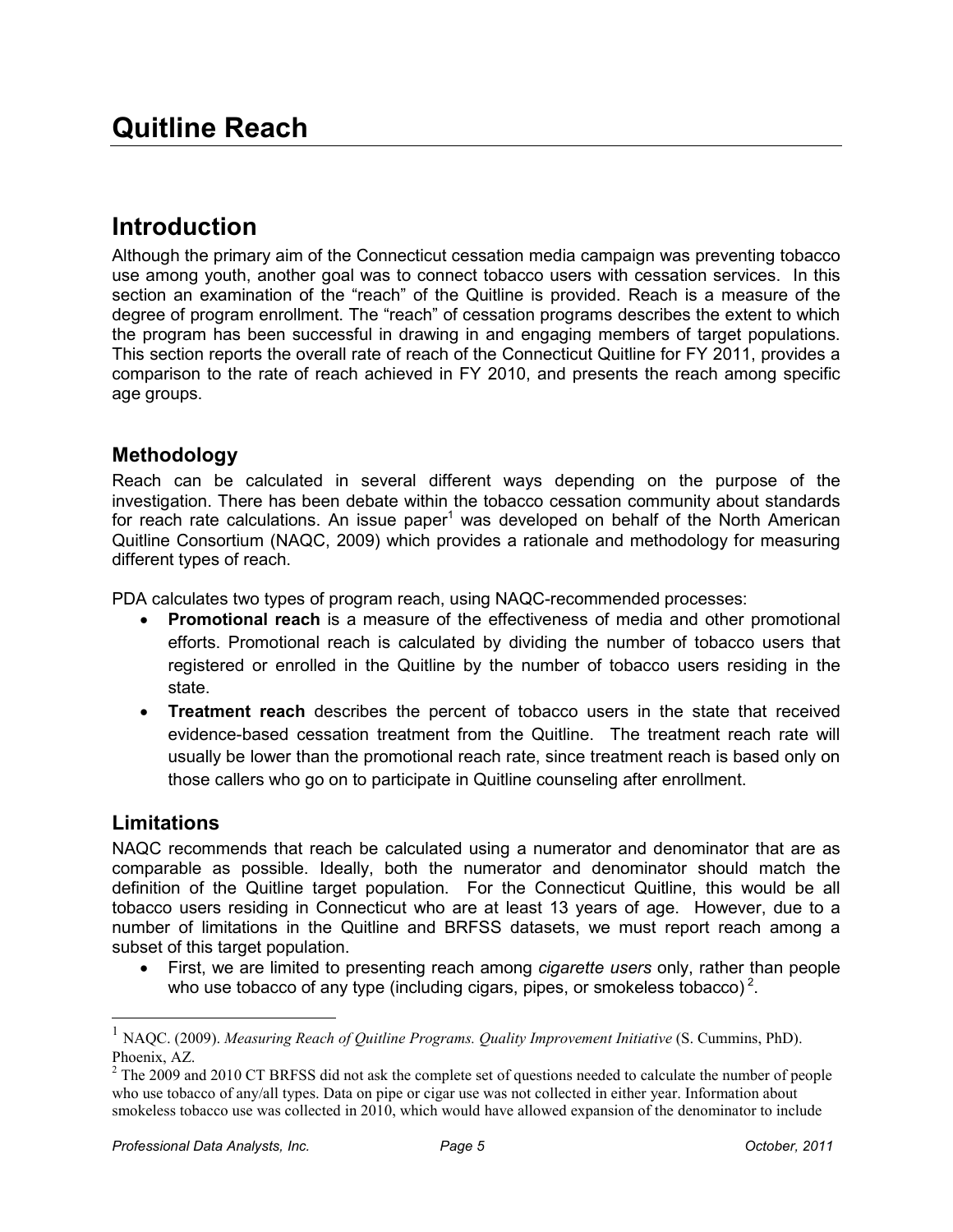# Quitline Reach

## Introduction

Although the primary aim of the Connecticut cessation media campaign was preventing tobacco use among youth, another goal was to connect tobacco users with cessation services. In this section an examination of the "reach" of the Quitline is provided. Reach is a measure of the degree of program enrollment. The "reach" of cessation programs describes the extent to which the program has been successful in drawing in and engaging members of target populations. This section reports the overall rate of reach of the Connecticut Quitline for FY 2011, provides a comparison to the rate of reach achieved in FY 2010, and presents the reach among specific age groups.

### Methodology

Reach can be calculated in several different ways depending on the purpose of the investigation. There has been debate within the tobacco cessation community about standards for reach rate calculations. An issue paper[1] was developed on behalf of the North American Quitline Consortium (NAQC, 2009) which provides a rationale and methodology for measuring different types of reach.

PDA calculates two types of program reach, using NAQC-recommended processes:

- **Promotional reach** is a measure of the effectiveness of media and other promotional efforts. Promotional reach is calculated by dividing the number of tobacco users that registered or enrolled in the Quitline by the number of tobacco users residing in the state.
- **Treatment reach** describes the percent of tobacco users in the state that received evidence-based cessation treatment from the Quitline. The treatment reach rate will usually be lower than the promotional reach rate, since treatment reach is based only on those callers who go on to participate in Quitline counseling after enrollment.

### Limitations

NAQC recommends that reach be calculated using a numerator and denominator that are as comparable as possible. Ideally, both the numerator and denominator should match the definition of the Quitline target population. For the Connecticut Quitline, this would be all tobacco users residing in Connecticut who are at least 13 years of age. However, due to a number of limitations in the Quitline and BRFSS datasets, we must report reach among a subset of this target population.

- First, we are limited to presenting reach among *cigarette users* only, rather than people who use tobacco of any type (including cigars, pipes, or smokeless tobacco)[2].

---

[1] NAQC. (2009). *Measuring Reach of Quitline Programs. Quality Improvement Initiative* (S. Cummins, PhD). Phoenix, AZ.

[2] The 2009 and 2010 CT BRFSS did not ask the complete set of questions needed to calculate the number of people who use tobacco of any/all types. Data on pipe or cigar use was not collected in either year. Information about smokeless tobacco use was collected in 2010, which would have allowed expansion of the denominator to include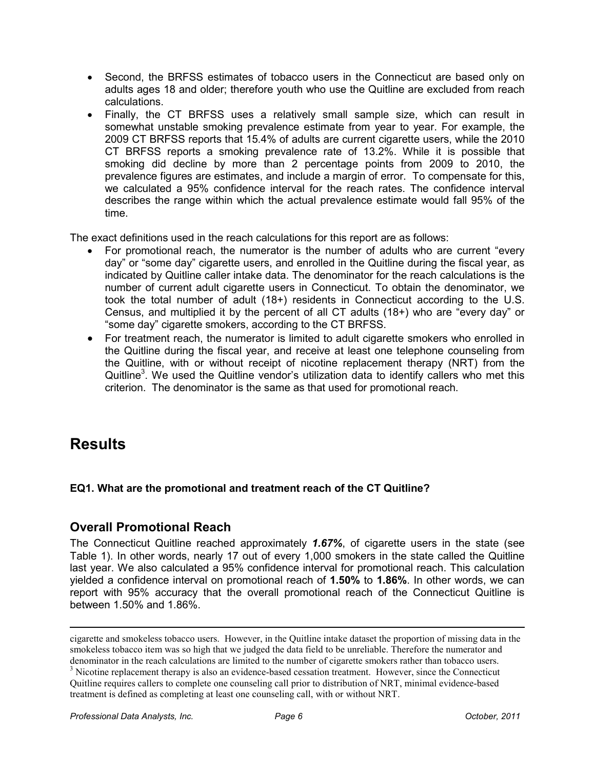- Second, the BRFSS estimates of tobacco users in the Connecticut are based only on adults ages 18 and older; therefore youth who use the Quitline are excluded from reach calculations.
- Finally, the CT BRFSS uses a relatively small sample size, which can result in somewhat unstable smoking prevalence estimate from year to year. For example, the 2009 CT BRFSS reports that 15.4% of adults are current cigarette users, while the 2010 CT BRFSS reports a smoking prevalence rate of 13.2%. While it is possible that smoking did decline by more than 2 percentage points from 2009 to 2010, the prevalence figures are estimates, and include a margin of error. To compensate for this, we calculated a 95% confidence interval for the reach rates. The confidence interval describes the range within which the actual prevalence estimate would fall 95% of the time.

The exact definitions used in the reach calculations for this report are as follows:

- For promotional reach, the numerator is the number of adults who are current "every day" or "some day" cigarette users, and enrolled in the Quitline during the fiscal year, as indicated by Quitline caller intake data. The denominator for the reach calculations is the number of current adult cigarette users in Connecticut. To obtain the denominator, we took the total number of adult (18+) residents in Connecticut according to the U.S. Census, and multiplied it by the percent of all CT adults (18+) who are "every day" or "some day" cigarette smokers, according to the CT BRFSS.
- For treatment reach, the numerator is limited to adult cigarette smokers who enrolled in the Quitline during the fiscal year, and receive at least one telephone counseling from the Quitline, with or without receipt of nicotine replacement therapy (NRT) from the Quitline[3]. We used the Quitline vendor's utilization data to identify callers who met this criterion. The denominator is the same as that used for promotional reach.

# Results

**EQ1. What are the promotional and treatment reach of the CT Quitline?**

## Overall Promotional Reach

The Connecticut Quitline reached approximately ***1.67%***, of cigarette users in the state (see Table 1). In other words, nearly 17 out of every 1,000 smokers in the state called the Quitline last year. We also calculated a 95% confidence interval for promotional reach. This calculation yielded a confidence interval on promotional reach of **1.50%** to **1.86%**. In other words, we can report with 95% accuracy that the overall promotional reach of the Connecticut Quitline is between 1.50% and 1.86%.

---

cigarette and smokeless tobacco users. However, in the Quitline intake dataset the proportion of missing data in the smokeless tobacco item was so high that we judged the data field to be unreliable. Therefore the numerator and denominator in the reach calculations are limited to the number of cigarette smokers rather than tobacco users.

[3] Nicotine replacement therapy is also an evidence-based cessation treatment. However, since the Connecticut Quitline requires callers to complete one counseling call prior to distribution of NRT, minimal evidence-based treatment is defined as completing at least one counseling call, with or without NRT.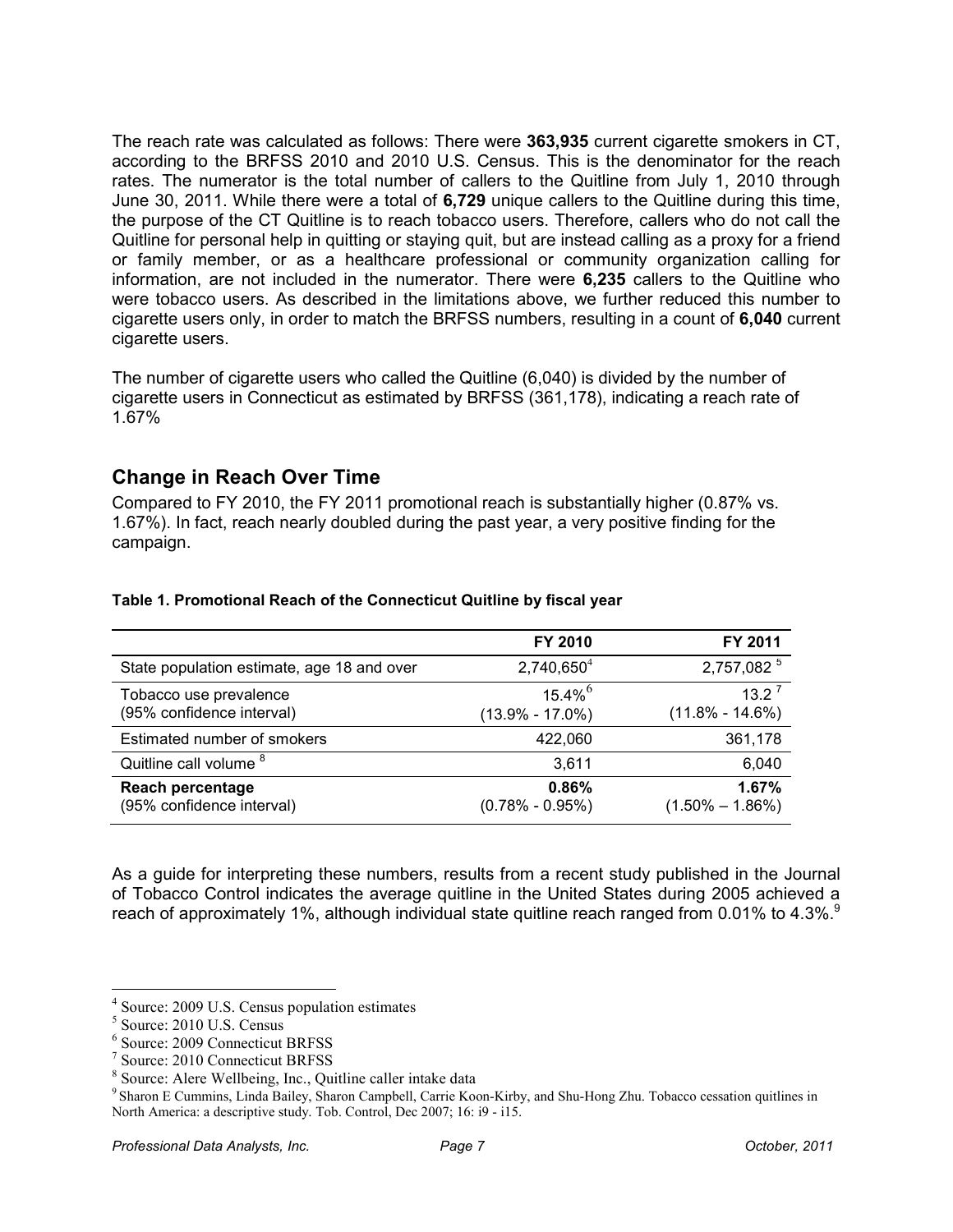The reach rate was calculated as follows: There were **363,935** current cigarette smokers in CT, according to the BRFSS 2010 and 2010 U.S. Census. This is the denominator for the reach rates. The numerator is the total number of callers to the Quitline from July 1, 2010 through June 30, 2011. While there were a total of **6,729** unique callers to the Quitline during this time, the purpose of the CT Quitline is to reach tobacco users. Therefore, callers who do not call the Quitline for personal help in quitting or staying quit, but are instead calling as a proxy for a friend or family member, or as a healthcare professional or community organization calling for information, are not included in the numerator. There were **6,235** callers to the Quitline who were tobacco users. As described in the limitations above, we further reduced this number to cigarette users only, in order to match the BRFSS numbers, resulting in a count of **6,040** current cigarette users.

The number of cigarette users who called the Quitline (6,040) is divided by the number of cigarette users in Connecticut as estimated by BRFSS (361,178), indicating a reach rate of 1.67%

## Change in Reach Over Time

Compared to FY 2010, the FY 2011 promotional reach is substantially higher (0.87% vs. 1.67%). In fact, reach nearly doubled during the past year, a very positive finding for the campaign.

**Table 1. Promotional Reach of the Connecticut Quitline by fiscal year**

| | FY 2010 | FY 2011 |
|---|---|---|
| State population estimate, age 18 and over | 2,740,650[4] | 2,757,082[5] |
| Tobacco use prevalence (95% confidence interval) | 15.4%[6] (13.9% - 17.0%) | 13.2[7] (11.8% - 14.6%) |
| Estimated number of smokers | 422,060 | 361,178 |
| Quitline call volume[8] | 3,611 | 6,040 |
| **Reach percentage** (95% confidence interval) | **0.86%** (0.78% - 0.95%) | **1.67%** (1.50% – 1.86%) |

As a guide for interpreting these numbers, results from a recent study published in the Journal of Tobacco Control indicates the average quitline in the United States during 2005 achieved a reach of approximately 1%, although individual state quitline reach ranged from 0.01% to 4.3%.[9]

---

[4] Source: 2009 U.S. Census population estimates

[5] Source: 2010 U.S. Census

[6] Source: 2009 Connecticut BRFSS

[7] Source: 2010 Connecticut BRFSS

[8] Source: Alere Wellbeing, Inc., Quitline caller intake data

[9] Sharon E Cummins, Linda Bailey, Sharon Campbell, Carrie Koon-Kirby, and Shu-Hong Zhu. Tobacco cessation quitlines in North America: a descriptive study. Tob. Control, Dec 2007; 16: i9 - i15.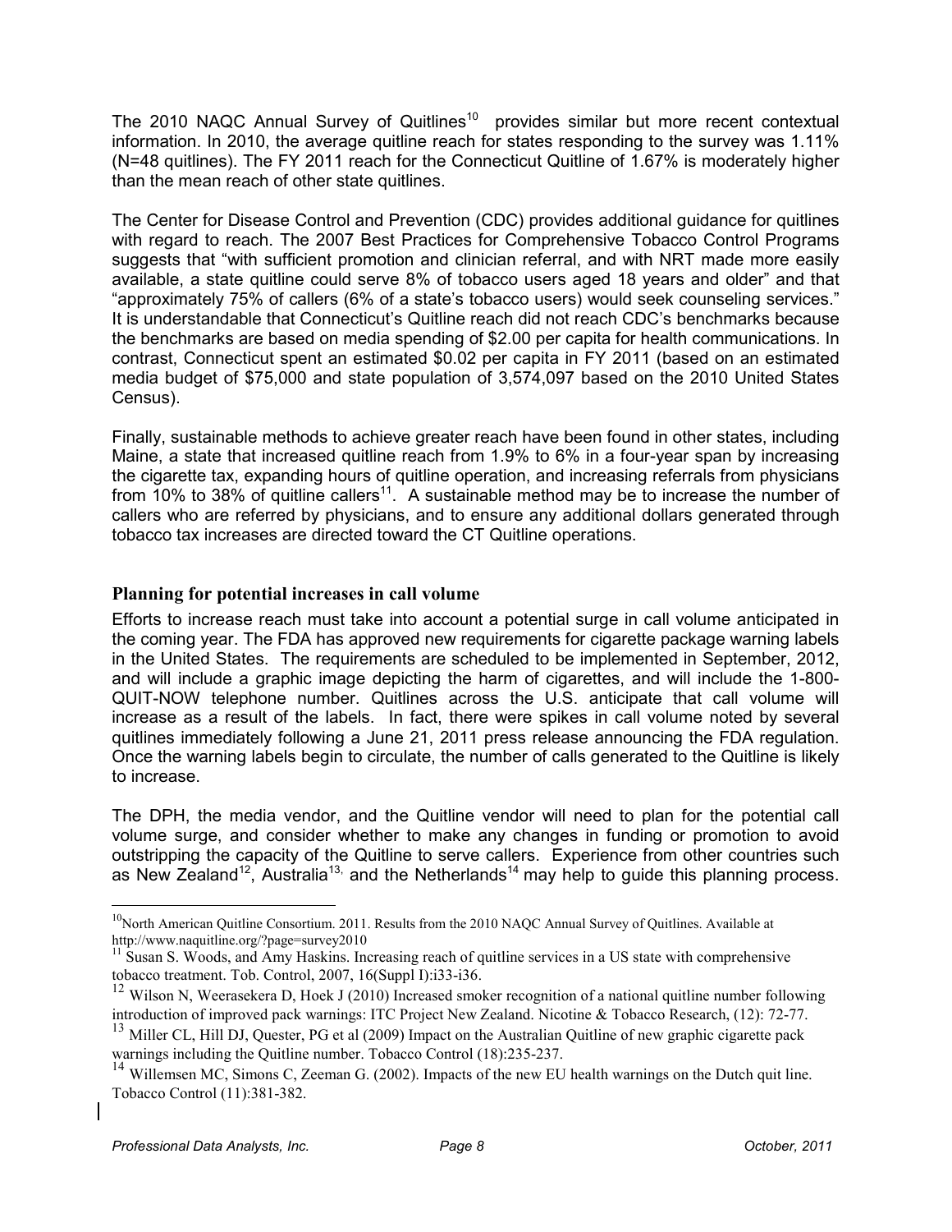The 2010 NAQC Annual Survey of Quitlines[10] provides similar but more recent contextual information. In 2010, the average quitline reach for states responding to the survey was 1.11% (N=48 quitlines). The FY 2011 reach for the Connecticut Quitline of 1.67% is moderately higher than the mean reach of other state quitlines.

The Center for Disease Control and Prevention (CDC) provides additional guidance for quitlines with regard to reach. The 2007 Best Practices for Comprehensive Tobacco Control Programs suggests that "with sufficient promotion and clinician referral, and with NRT made more easily available, a state quitline could serve 8% of tobacco users aged 18 years and older" and that "approximately 75% of callers (6% of a state's tobacco users) would seek counseling services." It is understandable that Connecticut's Quitline reach did not reach CDC's benchmarks because the benchmarks are based on media spending of $2.00 per capita for health communications. In contrast, Connecticut spent an estimated $0.02 per capita in FY 2011 (based on an estimated media budget of $75,000 and state population of 3,574,097 based on the 2010 United States Census).

Finally, sustainable methods to achieve greater reach have been found in other states, including Maine, a state that increased quitline reach from 1.9% to 6% in a four-year span by increasing the cigarette tax, expanding hours of quitline operation, and increasing referrals from physicians from 10% to 38% of quitline callers[11]. A sustainable method may be to increase the number of callers who are referred by physicians, and to ensure any additional dollars generated through tobacco tax increases are directed toward the CT Quitline operations.

### Planning for potential increases in call volume

Efforts to increase reach must take into account a potential surge in call volume anticipated in the coming year. The FDA has approved new requirements for cigarette package warning labels in the United States. The requirements are scheduled to be implemented in September, 2012, and will include a graphic image depicting the harm of cigarettes, and will include the 1-800-QUIT-NOW telephone number. Quitlines across the U.S. anticipate that call volume will increase as a result of the labels. In fact, there were spikes in call volume noted by several quitlines immediately following a June 21, 2011 press release announcing the FDA regulation. Once the warning labels begin to circulate, the number of calls generated to the Quitline is likely to increase.

The DPH, the media vendor, and the Quitline vendor will need to plan for the potential call volume surge, and consider whether to make any changes in funding or promotion to avoid outstripping the capacity of the Quitline to serve callers. Experience from other countries such as New Zealand[12], Australia[13], and the Netherlands[14] may help to guide this planning process.

---

[10] North American Quitline Consortium. 2011. Results from the 2010 NAQC Annual Survey of Quitlines. Available at http://www.naquitline.org/?page=survey2010

[11] Susan S. Woods, and Amy Haskins. Increasing reach of quitline services in a US state with comprehensive tobacco treatment. Tob. Control, 2007, 16(Suppl I):i33-i36.

[12] Wilson N, Weerasekera D, Hoek J (2010) Increased smoker recognition of a national quitline number following introduction of improved pack warnings: ITC Project New Zealand. Nicotine & Tobacco Research, (12): 72-77.

[13] Miller CL, Hill DJ, Quester, PG et al (2009) Impact on the Australian Quitline of new graphic cigarette pack warnings including the Quitline number. Tobacco Control (18):235-237.

[14] Willemsen MC, Simons C, Zeeman G. (2002). Impacts of the new EU health warnings on the Dutch quit line. Tobacco Control (11):381-382.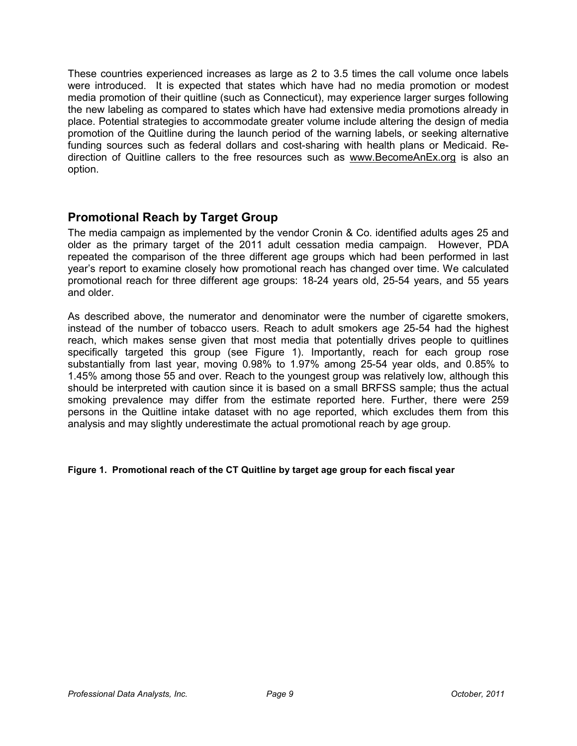These countries experienced increases as large as 2 to 3.5 times the call volume once labels were introduced. It is expected that states which have had no media promotion or modest media promotion of their quitline (such as Connecticut), may experience larger surges following the new labeling as compared to states which have had extensive media promotions already in place. Potential strategies to accommodate greater volume include altering the design of media promotion of the Quitline during the launch period of the warning labels, or seeking alternative funding sources such as federal dollars and cost-sharing with health plans or Medicaid. Re-direction of Quitline callers to the free resources such as www.BecomeAnEx.org is also an option.

## Promotional Reach by Target Group

The media campaign as implemented by the vendor Cronin & Co. identified adults ages 25 and older as the primary target of the 2011 adult cessation media campaign. However, PDA repeated the comparison of the three different age groups which had been performed in last year's report to examine closely how promotional reach has changed over time. We calculated promotional reach for three different age groups: 18-24 years old, 25-54 years, and 55 years and older.

As described above, the numerator and denominator were the number of cigarette smokers, instead of the number of tobacco users. Reach to adult smokers age 25-54 had the highest reach, which makes sense given that most media that potentially drives people to quitlines specifically targeted this group (see Figure 1). Importantly, reach for each group rose substantially from last year, moving 0.98% to 1.97% among 25-54 year olds, and 0.85% to 1.45% among those 55 and over. Reach to the youngest group was relatively low, although this should be interpreted with caution since it is based on a small BRFSS sample; thus the actual smoking prevalence may differ from the estimate reported here. Further, there were 259 persons in the Quitline intake dataset with no age reported, which excludes them from this analysis and may slightly underestimate the actual promotional reach by age group.

**Figure 1. Promotional reach of the CT Quitline by target age group for each fiscal year**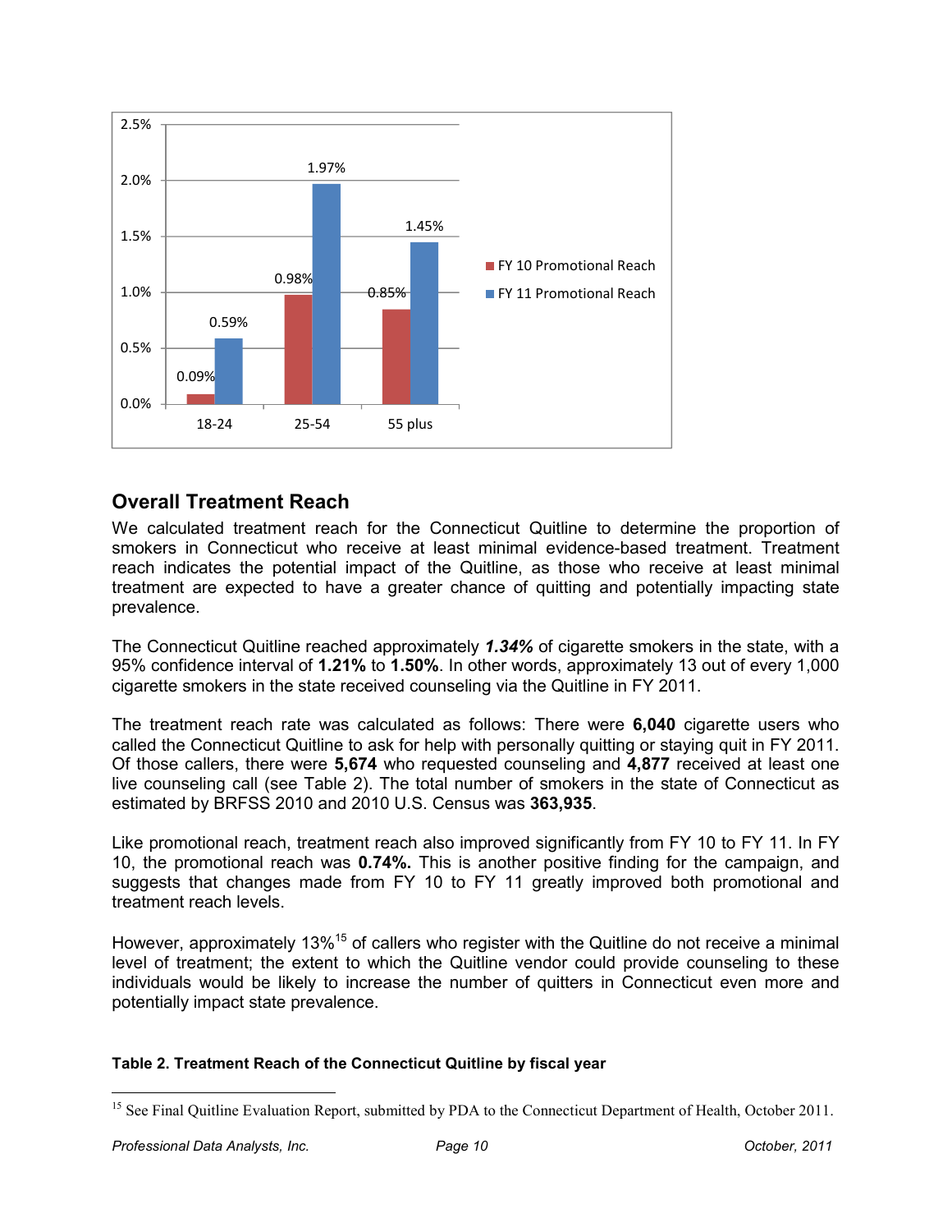| | FY 10 Promotional Reach | FY 11 Promotional Reach |
|---|---|---|
| 18-24 | 0.09% | 0.59% |
| 25-54 | 0.98% | 1.97% |
| 55 plus | 0.85% | 1.45% |

## Overall Treatment Reach

We calculated treatment reach for the Connecticut Quitline to determine the proportion of smokers in Connecticut who receive at least minimal evidence-based treatment. Treatment reach indicates the potential impact of the Quitline, as those who receive at least minimal treatment are expected to have a greater chance of quitting and potentially impacting state prevalence.

The Connecticut Quitline reached approximately ***1.34%*** of cigarette smokers in the state, with a 95% confidence interval of **1.21%** to **1.50%**. In other words, approximately 13 out of every 1,000 cigarette smokers in the state received counseling via the Quitline in FY 2011.

The treatment reach rate was calculated as follows: There were **6,040** cigarette users who called the Connecticut Quitline to ask for help with personally quitting or staying quit in FY 2011. Of those callers, there were **5,674** who requested counseling and **4,877** received at least one live counseling call (see Table 2). The total number of smokers in the state of Connecticut as estimated by BRFSS 2010 and 2010 U.S. Census was **363,935**.

Like promotional reach, treatment reach also improved significantly from FY 10 to FY 11. In FY 10, the promotional reach was **0.74%.** This is another positive finding for the campaign, and suggests that changes made from FY 10 to FY 11 greatly improved both promotional and treatment reach levels.

However, approximately 13%[15] of callers who register with the Quitline do not receive a minimal level of treatment; the extent to which the Quitline vendor could provide counseling to these individuals would be likely to increase the number of quitters in Connecticut even more and potentially impact state prevalence.

**Table 2. Treatment Reach of the Connecticut Quitline by fiscal year**

[15] See Final Quitline Evaluation Report, submitted by PDA to the Connecticut Department of Health, October 2011.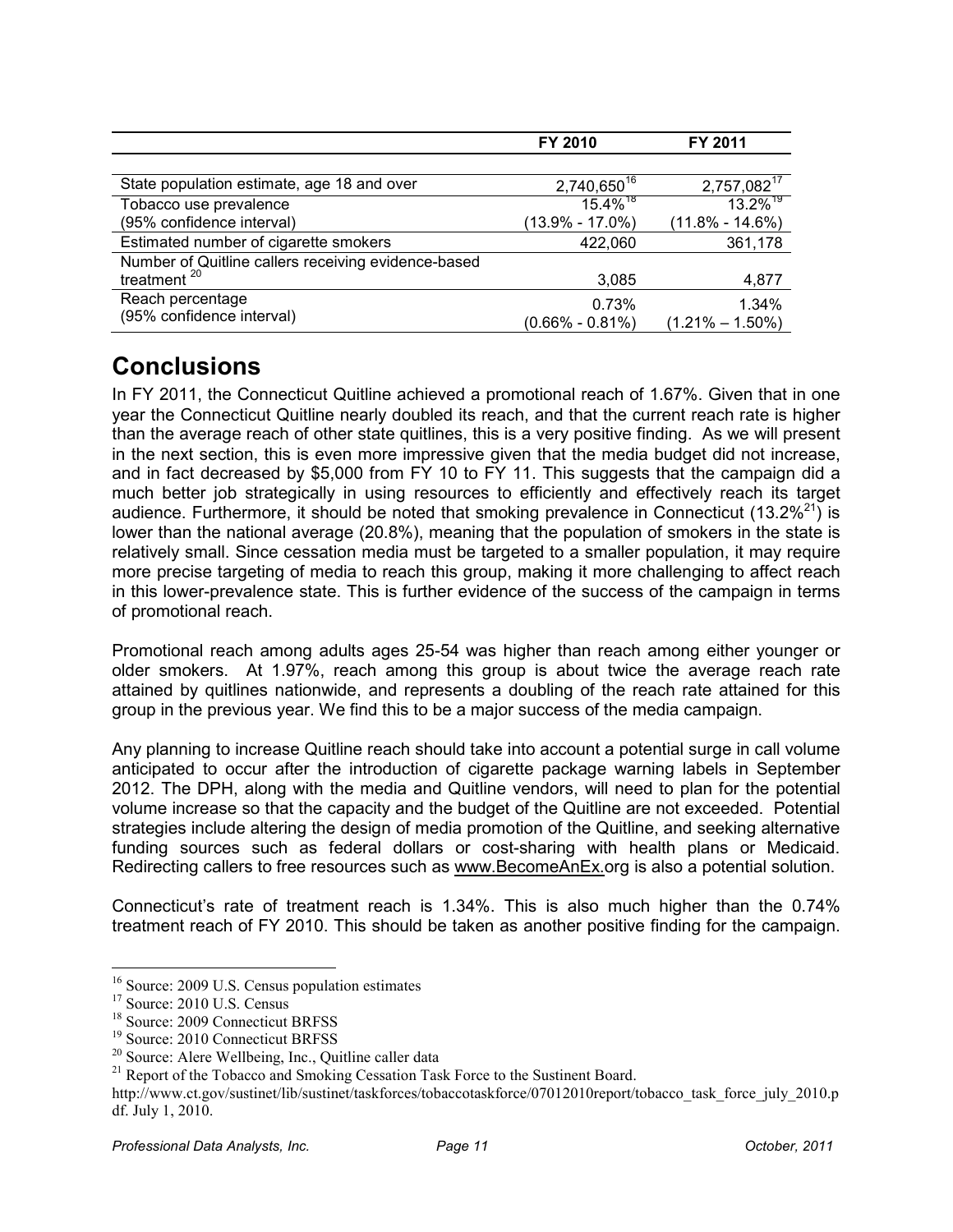| | FY 2010 | FY 2011 |
|---|---|---|
| State population estimate, age 18 and over | 2,740,650[16] | 2,757,082[17] |
| Tobacco use prevalence (95% confidence interval) | 15.4%[18] (13.9% - 17.0%) | 13.2%[19] (11.8% - 14.6%) |
| Estimated number of cigarette smokers | 422,060 | 361,178 |
| Number of Quitline callers receiving evidence-based treatment [20] | 3,085 | 4,877 |
| Reach percentage (95% confidence interval) | 0.73% (0.66% - 0.81%) | 1.34% (1.21% – 1.50%) |

## Conclusions

In FY 2011, the Connecticut Quitline achieved a promotional reach of 1.67%. Given that in one year the Connecticut Quitline nearly doubled its reach, and that the current reach rate is higher than the average reach of other state quitlines, this is a very positive finding. As we will present in the next section, this is even more impressive given that the media budget did not increase, and in fact decreased by $5,000 from FY 10 to FY 11. This suggests that the campaign did a much better job strategically in using resources to efficiently and effectively reach its target audience. Furthermore, it should be noted that smoking prevalence in Connecticut (13.2%[21]) is lower than the national average (20.8%), meaning that the population of smokers in the state is relatively small. Since cessation media must be targeted to a smaller population, it may require more precise targeting of media to reach this group, making it more challenging to affect reach in this lower-prevalence state. This is further evidence of the success of the campaign in terms of promotional reach.

Promotional reach among adults ages 25-54 was higher than reach among either younger or older smokers. At 1.97%, reach among this group is about twice the average reach rate attained by quitlines nationwide, and represents a doubling of the reach rate attained for this group in the previous year. We find this to be a major success of the media campaign.

Any planning to increase Quitline reach should take into account a potential surge in call volume anticipated to occur after the introduction of cigarette package warning labels in September 2012. The DPH, along with the media and Quitline vendors, will need to plan for the potential volume increase so that the capacity and the budget of the Quitline are not exceeded. Potential strategies include altering the design of media promotion of the Quitline, and seeking alternative funding sources such as federal dollars or cost-sharing with health plans or Medicaid. Redirecting callers to free resources such as www.BecomeAnEx.org is also a potential solution.

Connecticut's rate of treatment reach is 1.34%. This is also much higher than the 0.74% treatment reach of FY 2010. This should be taken as another positive finding for the campaign.

---

[16] Source: 2009 U.S. Census population estimates

[17] Source: 2010 U.S. Census

[18] Source: 2009 Connecticut BRFSS

[19] Source: 2010 Connecticut BRFSS

[20] Source: Alere Wellbeing, Inc., Quitline caller data

[21] Report of the Tobacco and Smoking Cessation Task Force to the Sustinent Board. http://www.ct.gov/sustinet/lib/sustinet/taskforces/tobaccotaskforce/07012010report/tobacco_task_force_july_2010.pdf. July 1, 2010.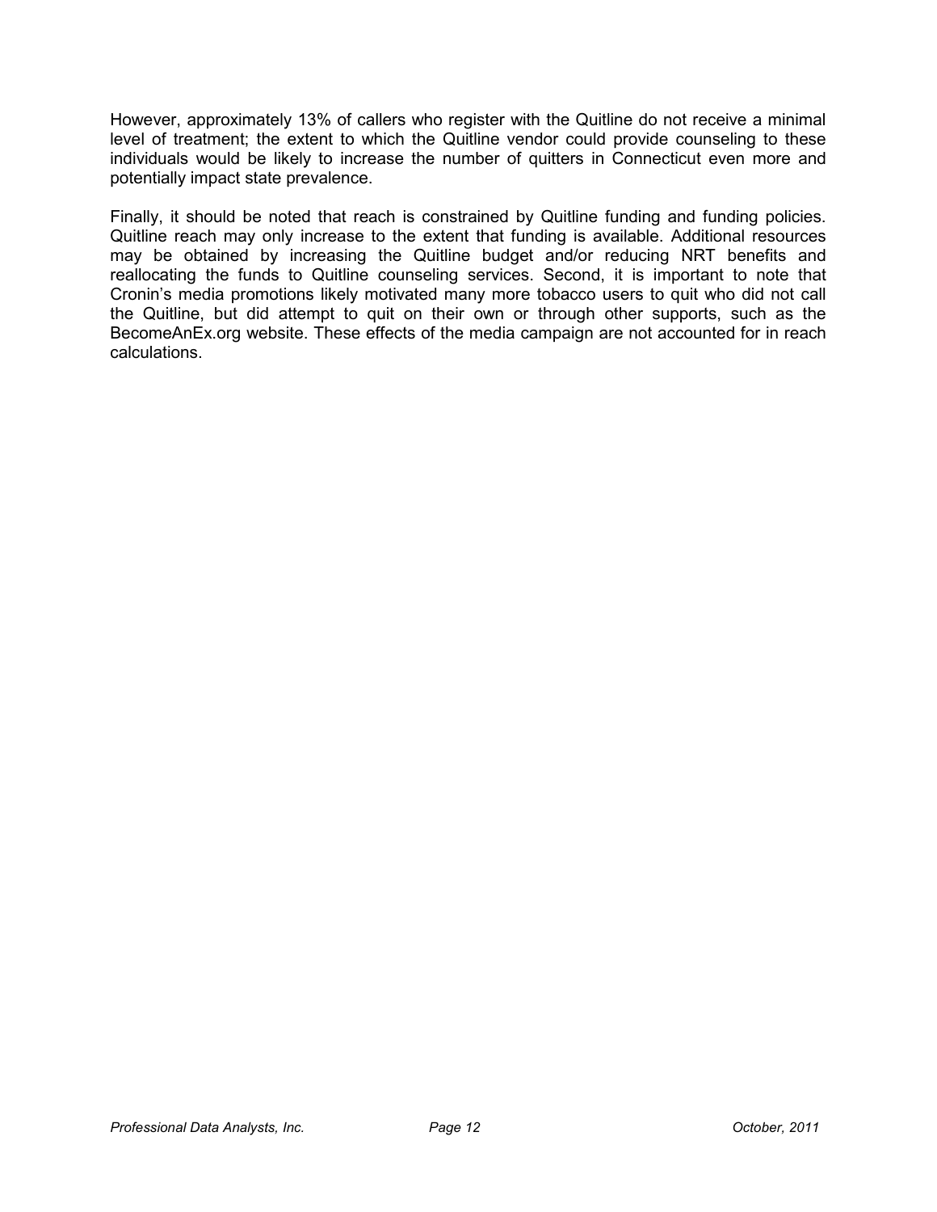However, approximately 13% of callers who register with the Quitline do not receive a minimal level of treatment; the extent to which the Quitline vendor could provide counseling to these individuals would be likely to increase the number of quitters in Connecticut even more and potentially impact state prevalence.

Finally, it should be noted that reach is constrained by Quitline funding and funding policies. Quitline reach may only increase to the extent that funding is available. Additional resources may be obtained by increasing the Quitline budget and/or reducing NRT benefits and reallocating the funds to Quitline counseling services. Second, it is important to note that Cronin's media promotions likely motivated many more tobacco users to quit who did not call the Quitline, but did attempt to quit on their own or through other supports, such as the BecomeAnEx.org website. These effects of the media campaign are not accounted for in reach calculations.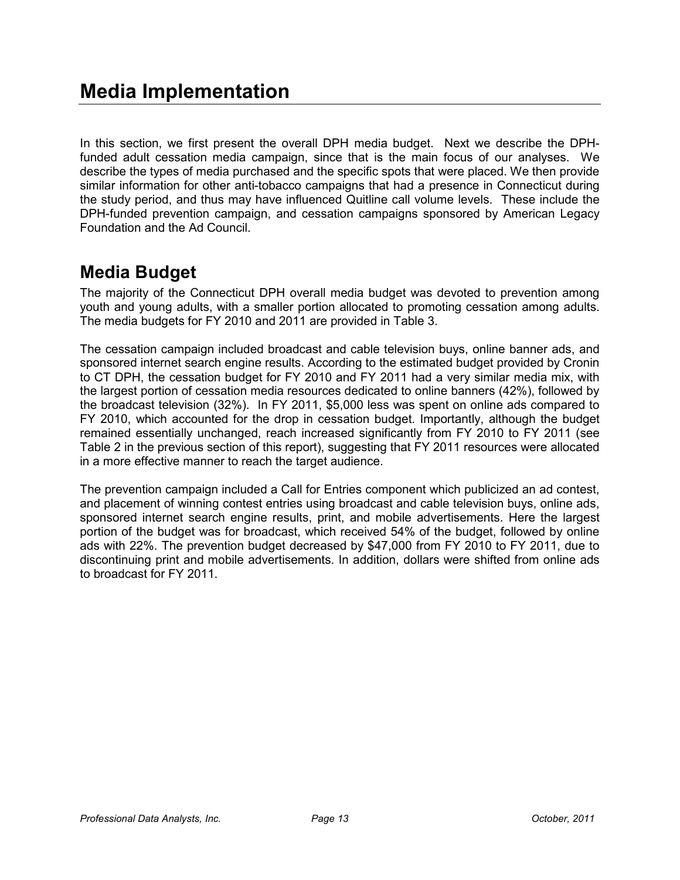# Media Implementation

In this section, we first present the overall DPH media budget. Next we describe the DPH-funded adult cessation media campaign, since that is the main focus of our analyses. We describe the types of media purchased and the specific spots that were placed. We then provide similar information for other anti-tobacco campaigns that had a presence in Connecticut during the study period, and thus may have influenced Quitline call volume levels. These include the DPH-funded prevention campaign, and cessation campaigns sponsored by American Legacy Foundation and the Ad Council.

## Media Budget

The majority of the Connecticut DPH overall media budget was devoted to prevention among youth and young adults, with a smaller portion allocated to promoting cessation among adults. The media budgets for FY 2010 and 2011 are provided in Table 3.

The cessation campaign included broadcast and cable television buys, online banner ads, and sponsored internet search engine results. According to the estimated budget provided by Cronin to CT DPH, the cessation budget for FY 2010 and FY 2011 had a very similar media mix, with the largest portion of cessation media resources dedicated to online banners (42%), followed by the broadcast television (32%). In FY 2011, $5,000 less was spent on online ads compared to FY 2010, which accounted for the drop in cessation budget. Importantly, although the budget remained essentially unchanged, reach increased significantly from FY 2010 to FY 2011 (see Table 2 in the previous section of this report), suggesting that FY 2011 resources were allocated in a more effective manner to reach the target audience.

The prevention campaign included a Call for Entries component which publicized an ad contest, and placement of winning contest entries using broadcast and cable television buys, online ads, sponsored internet search engine results, print, and mobile advertisements. Here the largest portion of the budget was for broadcast, which received 54% of the budget, followed by online ads with 22%. The prevention budget decreased by $47,000 from FY 2010 to FY 2011, due to discontinuing print and mobile advertisements. In addition, dollars were shifted from online ads to broadcast for FY 2011.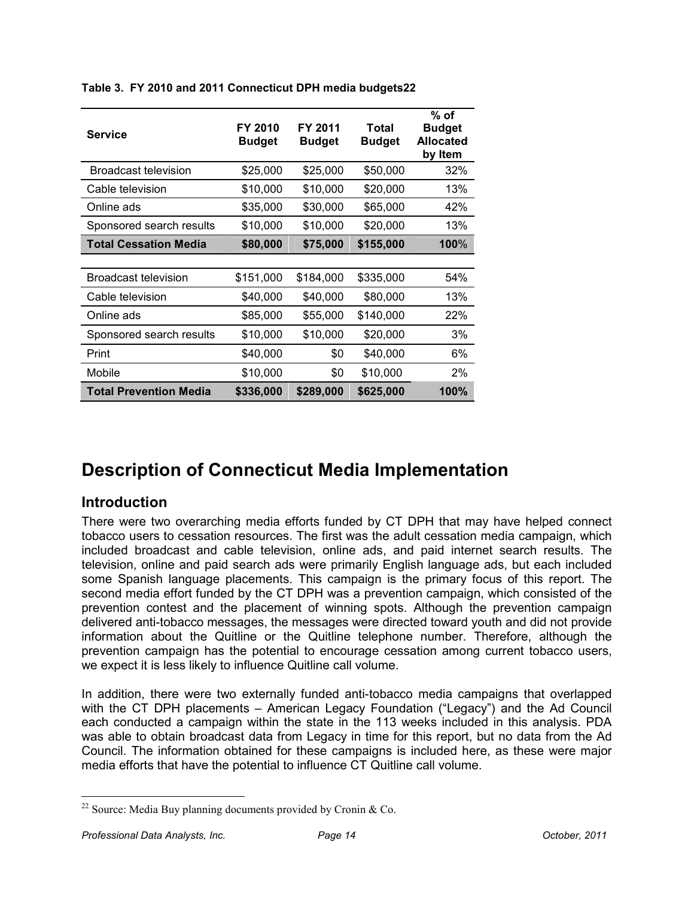**Table 3. FY 2010 and 2011 Connecticut DPH media budgets[22]**

| Service | FY 2010 Budget | FY 2011 Budget | Total Budget | % of Budget Allocated by Item |
|---|---|---|---|---|
| Broadcast television | $25,000 | $25,000 | $50,000 | 32% |
| Cable television | $10,000 | $10,000 | $20,000 | 13% |
| Online ads | $35,000 | $30,000 | $65,000 | 42% |
| Sponsored search results | $10,000 | $10,000 | $20,000 | 13% |
| **Total Cessation Media** | **$80,000** | **$75,000** | **$155,000** | **100%** |
| | | | | |
| Broadcast television | $151,000 | $184,000 | $335,000 | 54% |
| Cable television | $40,000 | $40,000 | $80,000 | 13% |
| Online ads | $85,000 | $55,000 | $140,000 | 22% |
| Sponsored search results | $10,000 | $10,000 | $20,000 | 3% |
| Print | $40,000 | $0 | $40,000 | 6% |
| Mobile | $10,000 | $0 | $10,000 | 2% |
| **Total Prevention Media** | **$336,000** | **$289,000** | **$625,000** | **100%** |

# Description of Connecticut Media Implementation

## Introduction

There were two overarching media efforts funded by CT DPH that may have helped connect tobacco users to cessation resources. The first was the adult cessation media campaign, which included broadcast and cable television, online ads, and paid internet search results. The television, online and paid search ads were primarily English language ads, but each included some Spanish language placements. This campaign is the primary focus of this report. The second media effort funded by the CT DPH was a prevention campaign, which consisted of the prevention contest and the placement of winning spots. Although the prevention campaign delivered anti-tobacco messages, the messages were directed toward youth and did not provide information about the Quitline or the Quitline telephone number. Therefore, although the prevention campaign has the potential to encourage cessation among current tobacco users, we expect it is less likely to influence Quitline call volume.

In addition, there were two externally funded anti-tobacco media campaigns that overlapped with the CT DPH placements – American Legacy Foundation ("Legacy") and the Ad Council each conducted a campaign within the state in the 113 weeks included in this analysis. PDA was able to obtain broadcast data from Legacy in time for this report, but no data from the Ad Council. The information obtained for these campaigns is included here, as these were major media efforts that have the potential to influence CT Quitline call volume.

[22] Source: Media Buy planning documents provided by Cronin & Co.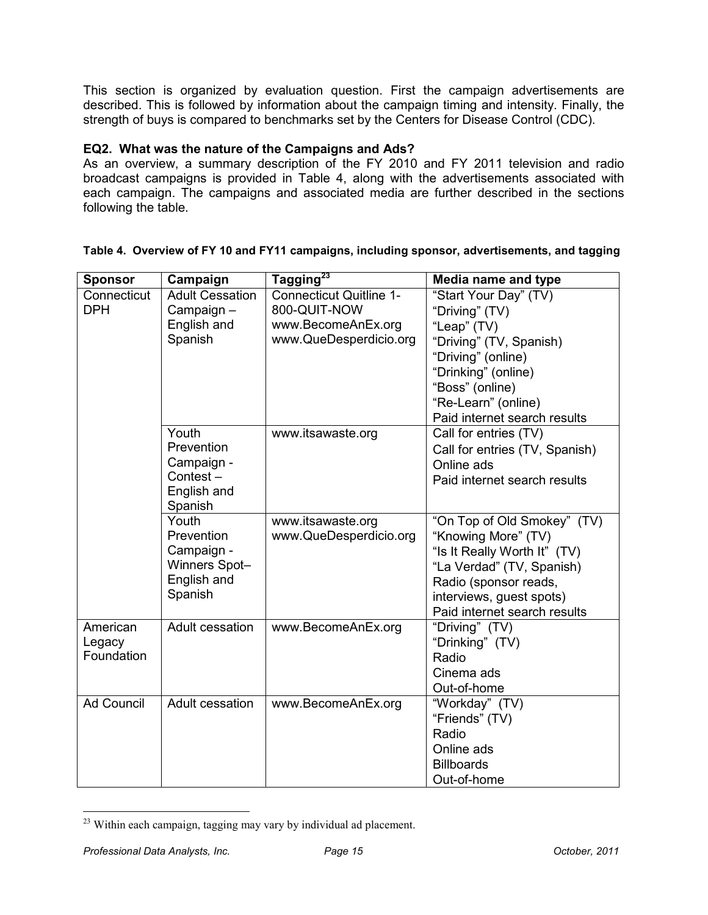This section is organized by evaluation question. First the campaign advertisements are described. This is followed by information about the campaign timing and intensity. Finally, the strength of buys is compared to benchmarks set by the Centers for Disease Control (CDC).

**EQ2. What was the nature of the Campaigns and Ads?**

As an overview, a summary description of the FY 2010 and FY 2011 television and radio broadcast campaigns is provided in Table 4, along with the advertisements associated with each campaign. The campaigns and associated media are further described in the sections following the table.

**Table 4. Overview of FY 10 and FY11 campaigns, including sponsor, advertisements, and tagging**

| Sponsor | Campaign | Tagging[23] | Media name and type |
|---|---|---|---|
| Connecticut DPH | Adult Cessation Campaign – English and Spanish | Connecticut Quitline 1-800-QUIT-NOW<br>www.BecomeAnEx.org<br>www.QueDesperdicio.org | "Start Your Day" (TV)<br>"Driving" (TV)<br>"Leap" (TV)<br>"Driving" (TV, Spanish)<br>"Driving" (online)<br>"Drinking" (online)<br>"Boss" (online)<br>"Re-Learn" (online)<br>Paid internet search results |
| | Youth Prevention Campaign - Contest – English and Spanish | www.itsawaste.org | Call for entries (TV)<br>Call for entries (TV, Spanish)<br>Online ads<br>Paid internet search results |
| | Youth Prevention Campaign - Winners Spot– English and Spanish | www.itsawaste.org<br>www.QueDesperdicio.org | "On Top of Old Smokey" (TV)<br>"Knowing More" (TV)<br>"Is It Really Worth It" (TV)<br>"La Verdad" (TV, Spanish)<br>Radio (sponsor reads, interviews, guest spots)<br>Paid internet search results |
| American Legacy Foundation | Adult cessation | www.BecomeAnEx.org | "Driving" (TV)<br>"Drinking" (TV)<br>Radio<br>Cinema ads<br>Out-of-home |
| Ad Council | Adult cessation | www.BecomeAnEx.org | "Workday" (TV)<br>"Friends" (TV)<br>Radio<br>Online ads<br>Billboards<br>Out-of-home |

[23] Within each campaign, tagging may vary by individual ad placement.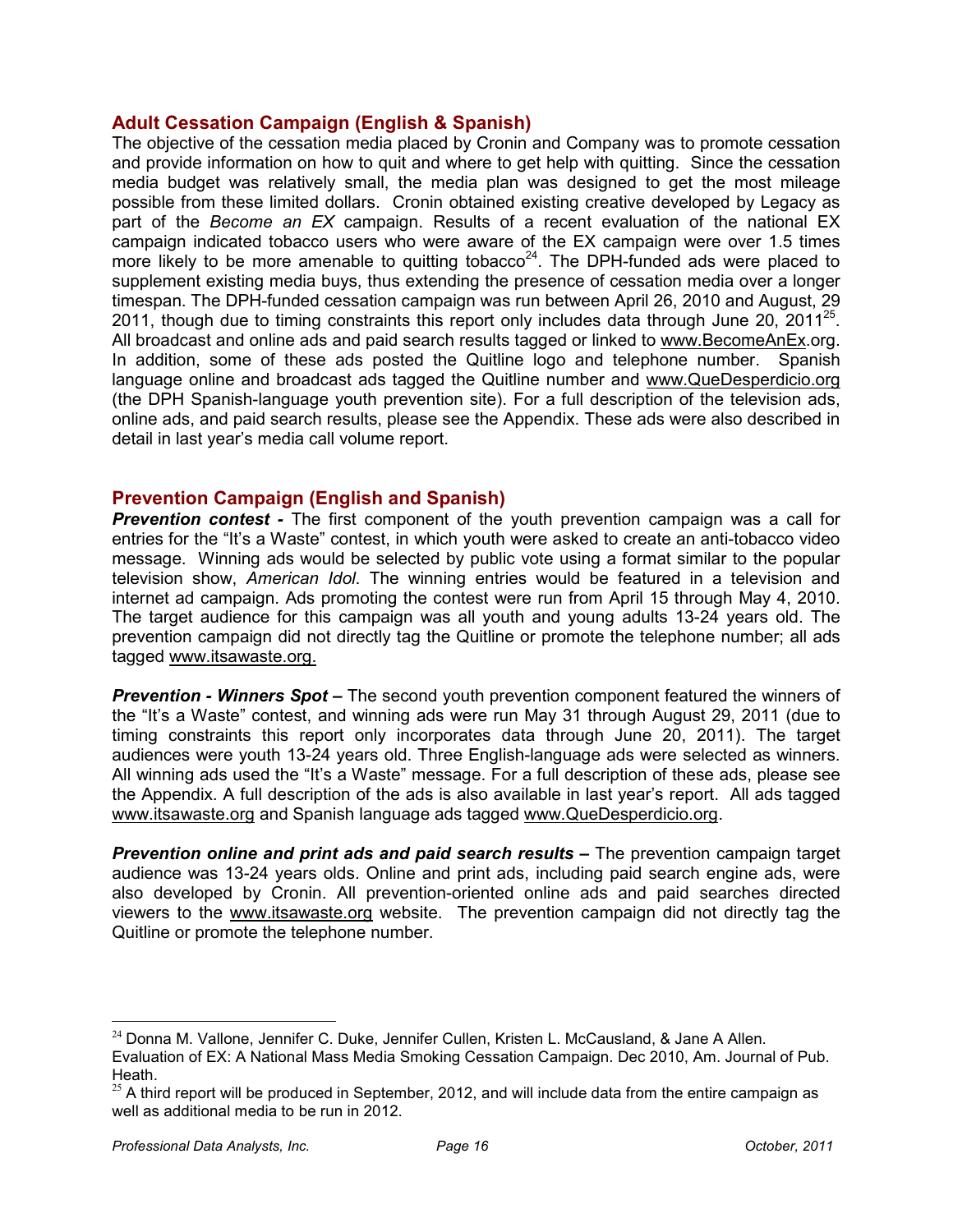## Adult Cessation Campaign (English & Spanish)

The objective of the cessation media placed by Cronin and Company was to promote cessation and provide information on how to quit and where to get help with quitting. Since the cessation media budget was relatively small, the media plan was designed to get the most mileage possible from these limited dollars. Cronin obtained existing creative developed by Legacy as part of the *Become an EX* campaign. Results of a recent evaluation of the national EX campaign indicated tobacco users who were aware of the EX campaign were over 1.5 times more likely to be more amenable to quitting tobacco[24]. The DPH-funded ads were placed to supplement existing media buys, thus extending the presence of cessation media over a longer timespan. The DPH-funded cessation campaign was run between April 26, 2010 and August, 29 2011, though due to timing constraints this report only includes data through June 20, 2011[25]. All broadcast and online ads and paid search results tagged or linked to www.BecomeAnEx.org. In addition, some of these ads posted the Quitline logo and telephone number. Spanish language online and broadcast ads tagged the Quitline number and www.QueDesperdicio.org (the DPH Spanish-language youth prevention site). For a full description of the television ads, online ads, and paid search results, please see the Appendix. These ads were also described in detail in last year's media call volume report.

## Prevention Campaign (English and Spanish)

***Prevention contest -*** The first component of the youth prevention campaign was a call for entries for the "It's a Waste" contest, in which youth were asked to create an anti-tobacco video message. Winning ads would be selected by public vote using a format similar to the popular television show, *American Idol*. The winning entries would be featured in a television and internet ad campaign. Ads promoting the contest were run from April 15 through May 4, 2010. The target audience for this campaign was all youth and young adults 13-24 years old. The prevention campaign did not directly tag the Quitline or promote the telephone number; all ads tagged www.itsawaste.org.

***Prevention - Winners Spot –*** The second youth prevention component featured the winners of the "It's a Waste" contest, and winning ads were run May 31 through August 29, 2011 (due to timing constraints this report only incorporates data through June 20, 2011). The target audiences were youth 13-24 years old. Three English-language ads were selected as winners. All winning ads used the "It's a Waste" message. For a full description of these ads, please see the Appendix. A full description of the ads is also available in last year's report. All ads tagged www.itsawaste.org and Spanish language ads tagged www.QueDesperdicio.org.

***Prevention online and print ads and paid search results –*** The prevention campaign target audience was 13-24 years olds. Online and print ads, including paid search engine ads, were also developed by Cronin. All prevention-oriented online ads and paid searches directed viewers to the www.itsawaste.org website. The prevention campaign did not directly tag the Quitline or promote the telephone number.

---

[24] Donna M. Vallone, Jennifer C. Duke, Jennifer Cullen, Kristen L. McCausland, & Jane A Allen. Evaluation of EX: A National Mass Media Smoking Cessation Campaign. Dec 2010, Am. Journal of Pub. Heath.

[25] A third report will be produced in September, 2012, and will include data from the entire campaign as well as additional media to be run in 2012.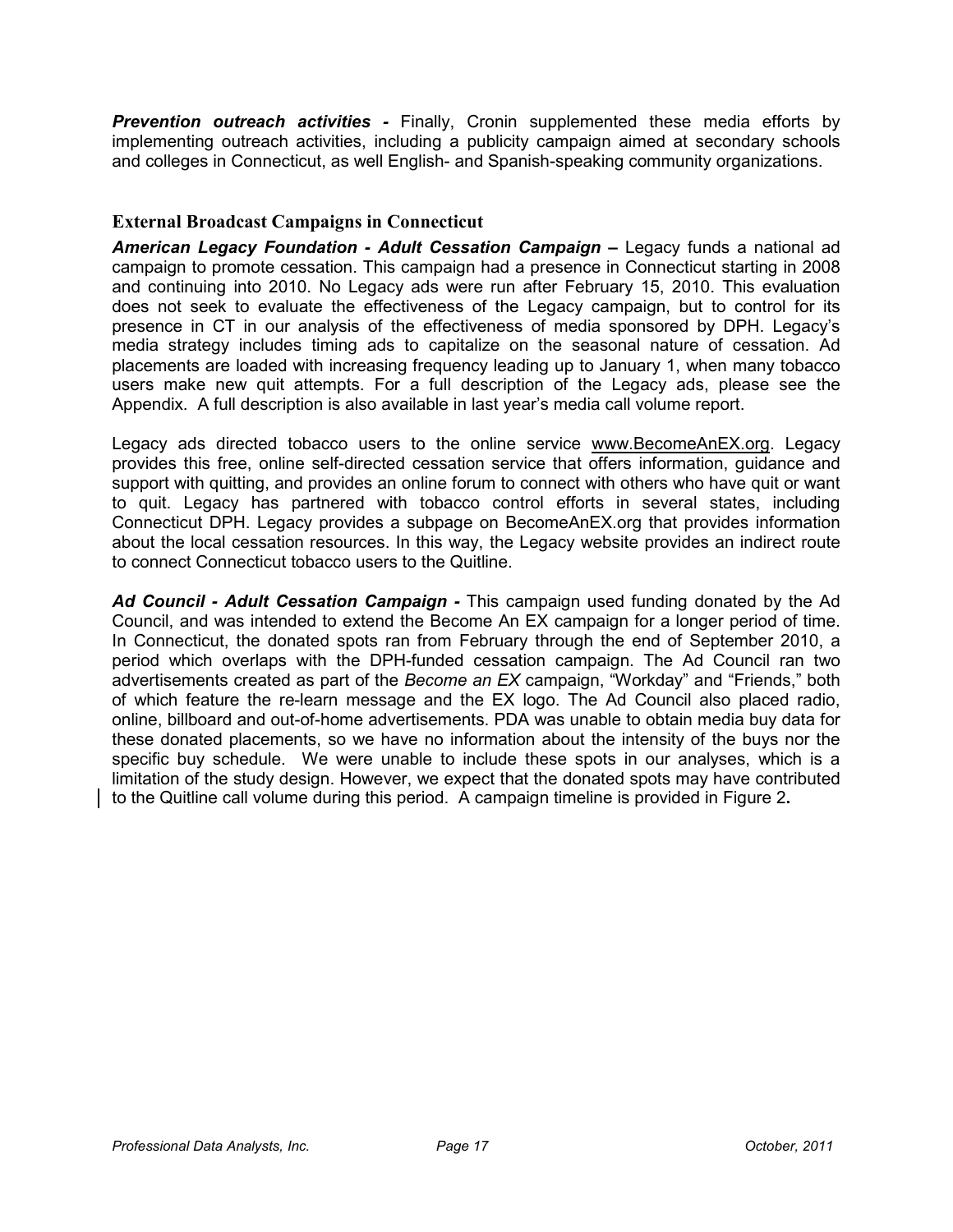***Prevention outreach activities -*** Finally, Cronin supplemented these media efforts by implementing outreach activities, including a publicity campaign aimed at secondary schools and colleges in Connecticut, as well English- and Spanish-speaking community organizations.

### External Broadcast Campaigns in Connecticut

***American Legacy Foundation - Adult Cessation Campaign –*** Legacy funds a national ad campaign to promote cessation. This campaign had a presence in Connecticut starting in 2008 and continuing into 2010. No Legacy ads were run after February 15, 2010. This evaluation does not seek to evaluate the effectiveness of the Legacy campaign, but to control for its presence in CT in our analysis of the effectiveness of media sponsored by DPH. Legacy's media strategy includes timing ads to capitalize on the seasonal nature of cessation. Ad placements are loaded with increasing frequency leading up to January 1, when many tobacco users make new quit attempts. For a full description of the Legacy ads, please see the Appendix. A full description is also available in last year's media call volume report.

Legacy ads directed tobacco users to the online service www.BecomeAnEX.org. Legacy provides this free, online self-directed cessation service that offers information, guidance and support with quitting, and provides an online forum to connect with others who have quit or want to quit. Legacy has partnered with tobacco control efforts in several states, including Connecticut DPH. Legacy provides a subpage on BecomeAnEX.org that provides information about the local cessation resources. In this way, the Legacy website provides an indirect route to connect Connecticut tobacco users to the Quitline.

***Ad Council - Adult Cessation Campaign -*** This campaign used funding donated by the Ad Council, and was intended to extend the Become An EX campaign for a longer period of time. In Connecticut, the donated spots ran from February through the end of September 2010, a period which overlaps with the DPH-funded cessation campaign. The Ad Council ran two advertisements created as part of the *Become an EX* campaign, "Workday" and "Friends," both of which feature the re-learn message and the EX logo. The Ad Council also placed radio, online, billboard and out-of-home advertisements. PDA was unable to obtain media buy data for these donated placements, so we have no information about the intensity of the buys nor the specific buy schedule. We were unable to include these spots in our analyses, which is a limitation of the study design. However, we expect that the donated spots may have contributed to the Quitline call volume during this period. A campaign timeline is provided in Figure 2**.**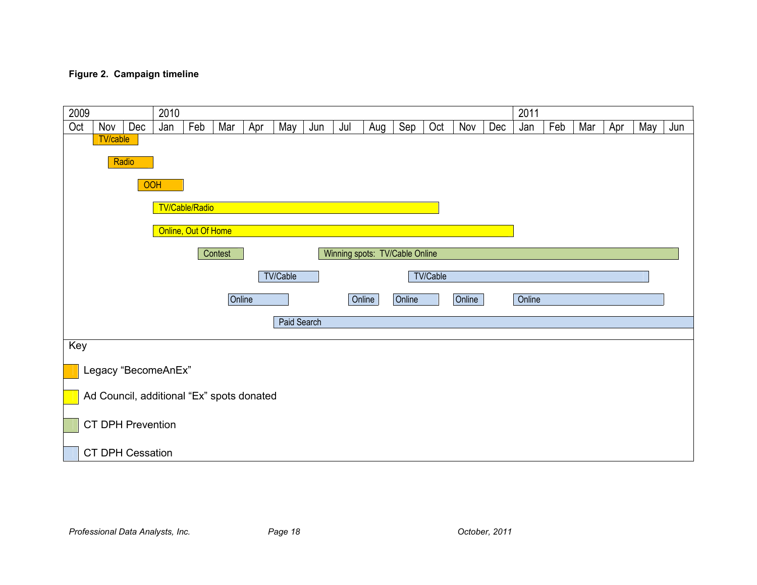**Figure 2. Campaign timeline**

| 2009 | | | 2010 | | | | | | | | | | | | 2011 | | | | | |
|---|---|---|---|---|---|---|---|---|---|---|---|---|---|---|---|---|---|---|---|---|
| Oct | Nov | Dec | Jan | Feb | Mar | Apr | May | Jun | Jul | Aug | Sep | Oct | Nov | Dec | Jan | Feb | Mar | Apr | May | Jun |

- TV/cable (Legacy "BecomeAnEx"): Nov 2009 – Dec 2009
- Radio (Legacy "BecomeAnEx"): Nov 2009 – Dec 2009
- OOH (Legacy "BecomeAnEx"): Dec 2009 – Jan 2010
- TV/Cable/Radio (Ad Council, additional "Ex" spots donated): Jan 2010 – Oct 2010
- Online, Out Of Home (Ad Council, additional "Ex" spots donated): Jan 2010 – Dec 2010
- Contest (CT DPH Prevention): Feb 2010 – Mar 2010
- Winning spots: TV/Cable Online (CT DPH Prevention): Jun 2010 – May 2011
- TV/Cable (CT DPH Cessation): Apr 2010 – May 2010
- TV/Cable (CT DPH Cessation): Sep 2010 – May 2011
- Online (CT DPH Cessation): Mar 2010 – Apr 2010
- Online (CT DPH Cessation): Jul 2010
- Online (CT DPH Cessation): Sep 2010
- Online (CT DPH Cessation): Nov 2010
- Online (CT DPH Cessation): Jan 2011 – May 2011
- Paid Search (CT DPH Cessation): May 2010 – Jun 2011

Key

- Legacy "BecomeAnEx"
- Ad Council, additional "Ex" spots donated
- CT DPH Prevention
- CT DPH Cessation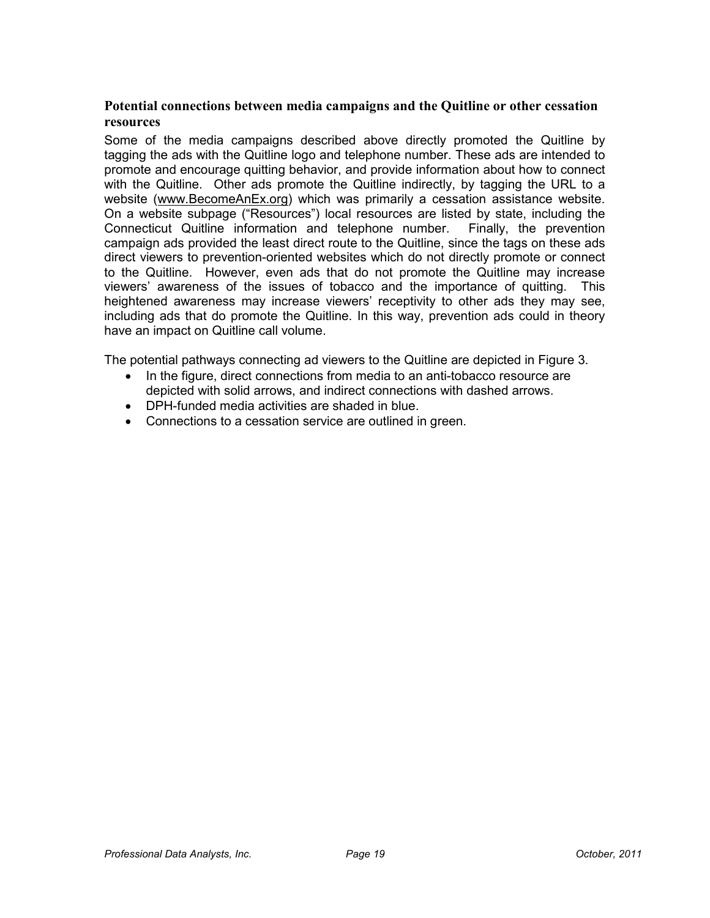### Potential connections between media campaigns and the Quitline or other cessation resources

Some of the media campaigns described above directly promoted the Quitline by tagging the ads with the Quitline logo and telephone number. These ads are intended to promote and encourage quitting behavior, and provide information about how to connect with the Quitline. Other ads promote the Quitline indirectly, by tagging the URL to a website (www.BecomeAnEx.org) which was primarily a cessation assistance website. On a website subpage ("Resources") local resources are listed by state, including the Connecticut Quitline information and telephone number. Finally, the prevention campaign ads provided the least direct route to the Quitline, since the tags on these ads direct viewers to prevention-oriented websites which do not directly promote or connect to the Quitline. However, even ads that do not promote the Quitline may increase viewers' awareness of the issues of tobacco and the importance of quitting. This heightened awareness may increase viewers' receptivity to other ads they may see, including ads that do promote the Quitline. In this way, prevention ads could in theory have an impact on Quitline call volume.

The potential pathways connecting ad viewers to the Quitline are depicted in Figure 3.

- In the figure, direct connections from media to an anti-tobacco resource are depicted with solid arrows, and indirect connections with dashed arrows.
- DPH-funded media activities are shaded in blue.
- Connections to a cessation service are outlined in green.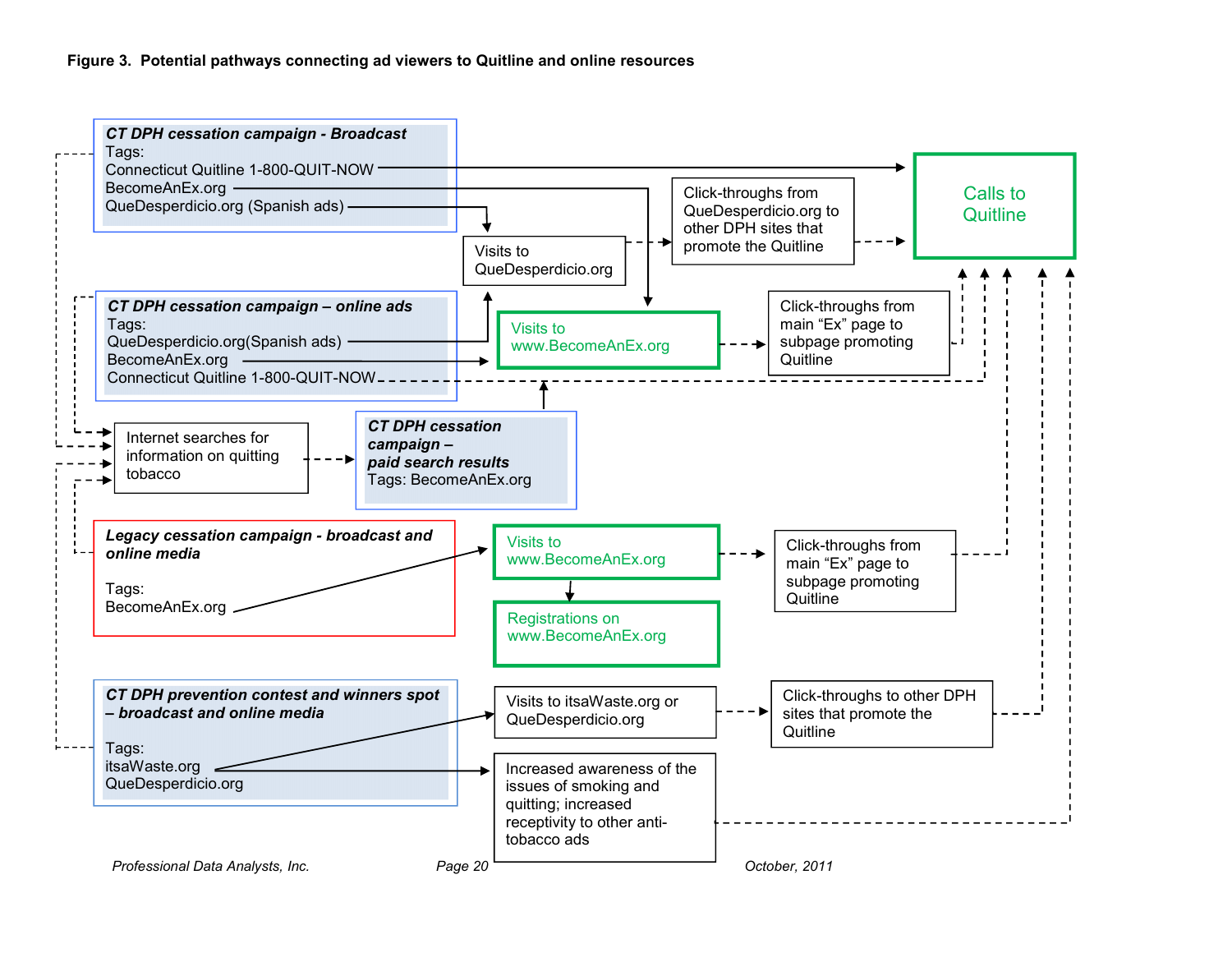**Figure 3. Potential pathways connecting ad viewers to Quitline and online resources**

***CT DPH cessation campaign - Broadcast***
Tags:
Connecticut Quitline 1-800-QUIT-NOW
BecomeAnEx.org
QueDesperdicio.org (Spanish ads)

Visits to QueDesperdicio.org

Click-throughs from QueDesperdicio.org to other DPH sites that promote the Quitline

Calls to Quitline

***CT DPH cessation campaign – online ads***
Tags:
QueDesperdicio.org(Spanish ads)
BecomeAnEx.org
Connecticut Quitline 1-800-QUIT-NOW

Visits to www.BecomeAnEx.org

Click-throughs from main "Ex" page to subpage promoting Quitline

Internet searches for information on quitting tobacco

***CT DPH cessation campaign – paid search results***
Tags: BecomeAnEx.org

***Legacy cessation campaign - broadcast and online media***

Tags:
BecomeAnEx.org

Visits to www.BecomeAnEx.org

Click-throughs from main "Ex" page to subpage promoting Quitline

Registrations on www.BecomeAnEx.org

***CT DPH prevention contest and winners spot – broadcast and online media***

Tags:
itsaWaste.org
QueDesperdicio.org

Visits to itsaWaste.org or QueDesperdicio.org

Click-throughs to other DPH sites that promote the Quitline

Increased awareness of the issues of smoking and quitting; increased receptivity to other anti-tobacco ads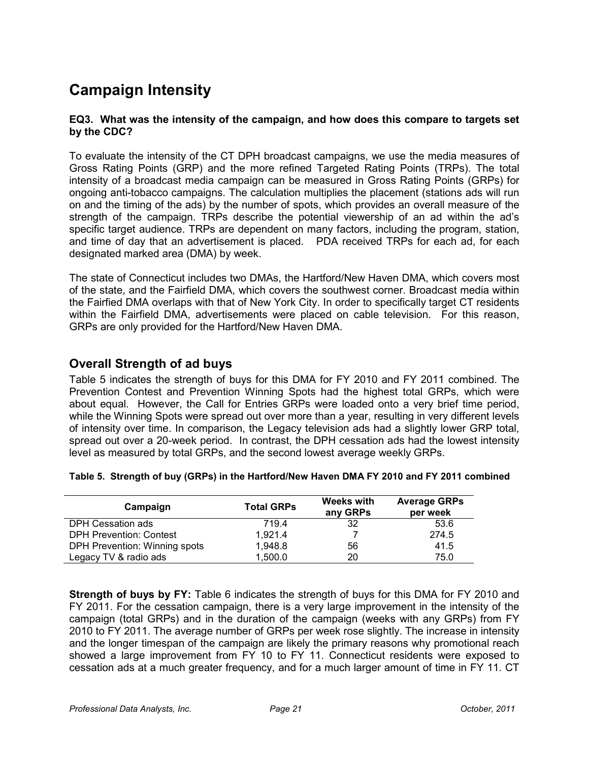# Campaign Intensity

**EQ3. What was the intensity of the campaign, and how does this compare to targets set by the CDC?**

To evaluate the intensity of the CT DPH broadcast campaigns, we use the media measures of Gross Rating Points (GRP) and the more refined Targeted Rating Points (TRPs). The total intensity of a broadcast media campaign can be measured in Gross Rating Points (GRPs) for ongoing anti-tobacco campaigns. The calculation multiplies the placement (stations ads will run on and the timing of the ads) by the number of spots, which provides an overall measure of the strength of the campaign. TRPs describe the potential viewership of an ad within the ad's specific target audience. TRPs are dependent on many factors, including the program, station, and time of day that an advertisement is placed. PDA received TRPs for each ad, for each designated marked area (DMA) by week.

The state of Connecticut includes two DMAs, the Hartford/New Haven DMA, which covers most of the state, and the Fairfield DMA, which covers the southwest corner. Broadcast media within the Fairfied DMA overlaps with that of New York City. In order to specifically target CT residents within the Fairfield DMA, advertisements were placed on cable television. For this reason, GRPs are only provided for the Hartford/New Haven DMA.

## Overall Strength of ad buys

Table 5 indicates the strength of buys for this DMA for FY 2010 and FY 2011 combined. The Prevention Contest and Prevention Winning Spots had the highest total GRPs, which were about equal. However, the Call for Entries GRPs were loaded onto a very brief time period, while the Winning Spots were spread out over more than a year, resulting in very different levels of intensity over time. In comparison, the Legacy television ads had a slightly lower GRP total, spread out over a 20-week period. In contrast, the DPH cessation ads had the lowest intensity level as measured by total GRPs, and the second lowest average weekly GRPs.

**Table 5. Strength of buy (GRPs) in the Hartford/New Haven DMA FY 2010 and FY 2011 combined**

| Campaign | Total GRPs | Weeks with any GRPs | Average GRPs per week |
|---|---|---|---|
| DPH Cessation ads | 719.4 | 32 | 53.6 |
| DPH Prevention: Contest | 1,921.4 | 7 | 274.5 |
| DPH Prevention: Winning spots | 1,948.8 | 56 | 41.5 |
| Legacy TV & radio ads | 1,500.0 | 20 | 75.0 |

**Strength of buys by FY:** Table 6 indicates the strength of buys for this DMA for FY 2010 and FY 2011. For the cessation campaign, there is a very large improvement in the intensity of the campaign (total GRPs) and in the duration of the campaign (weeks with any GRPs) from FY 2010 to FY 2011. The average number of GRPs per week rose slightly. The increase in intensity and the longer timespan of the campaign are likely the primary reasons why promotional reach showed a large improvement from FY 10 to FY 11. Connecticut residents were exposed to cessation ads at a much greater frequency, and for a much larger amount of time in FY 11. CT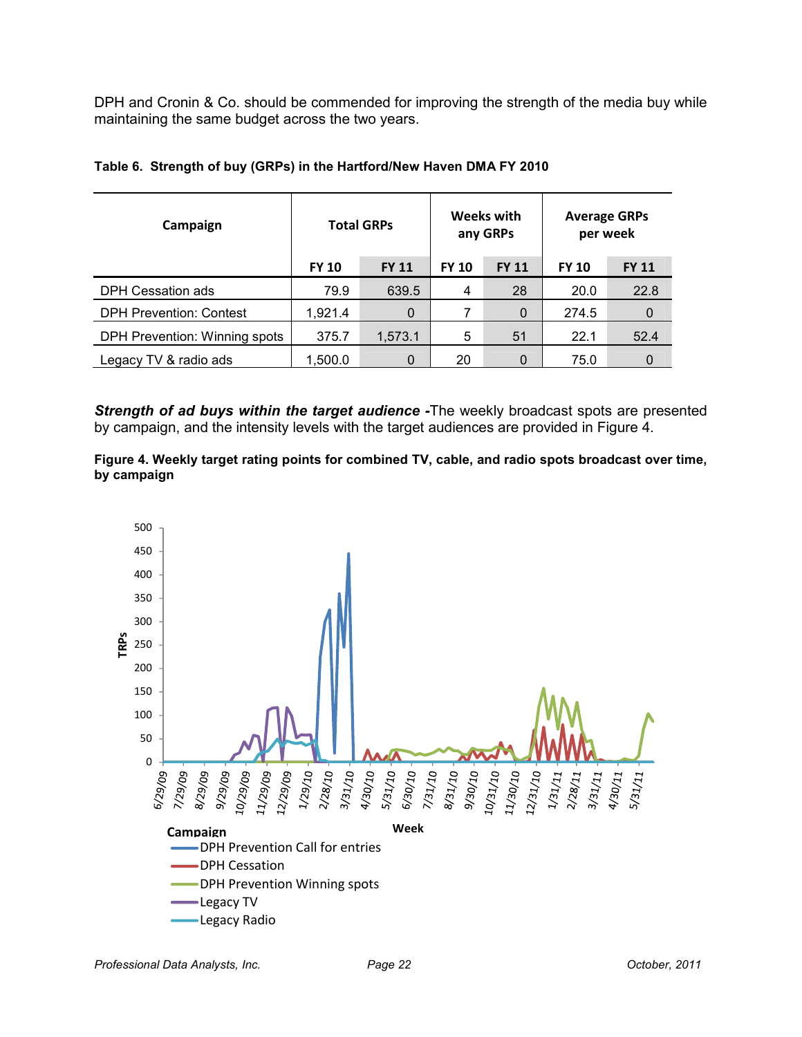DPH and Cronin & Co. should be commended for improving the strength of the media buy while maintaining the same budget across the two years.

**Table 6. Strength of buy (GRPs) in the Hartford/New Haven DMA FY 2010**

| Campaign | Total GRPs | | Weeks with any GRPs | | Average GRPs per week | |
|---|---|---|---|---|---|---|
| | FY 10 | FY 11 | FY 10 | FY 11 | FY 10 | FY 11 |
| DPH Cessation ads | 79.9 | 639.5 | 4 | 28 | 20.0 | 22.8 |
| DPH Prevention: Contest | 1,921.4 | 0 | 7 | 0 | 274.5 | 0 |
| DPH Prevention: Winning spots | 375.7 | 1,573.1 | 5 | 51 | 22.1 | 52.4 |
| Legacy TV & radio ads | 1,500.0 | 0 | 20 | 0 | 75.0 | 0 |

***Strength of ad buys within the target audience -*** The weekly broadcast spots are presented by campaign, and the intensity levels with the target audiences are provided in Figure 4.

**Figure 4. Weekly target rating points for combined TV, cable, and radio spots broadcast over time, by campaign**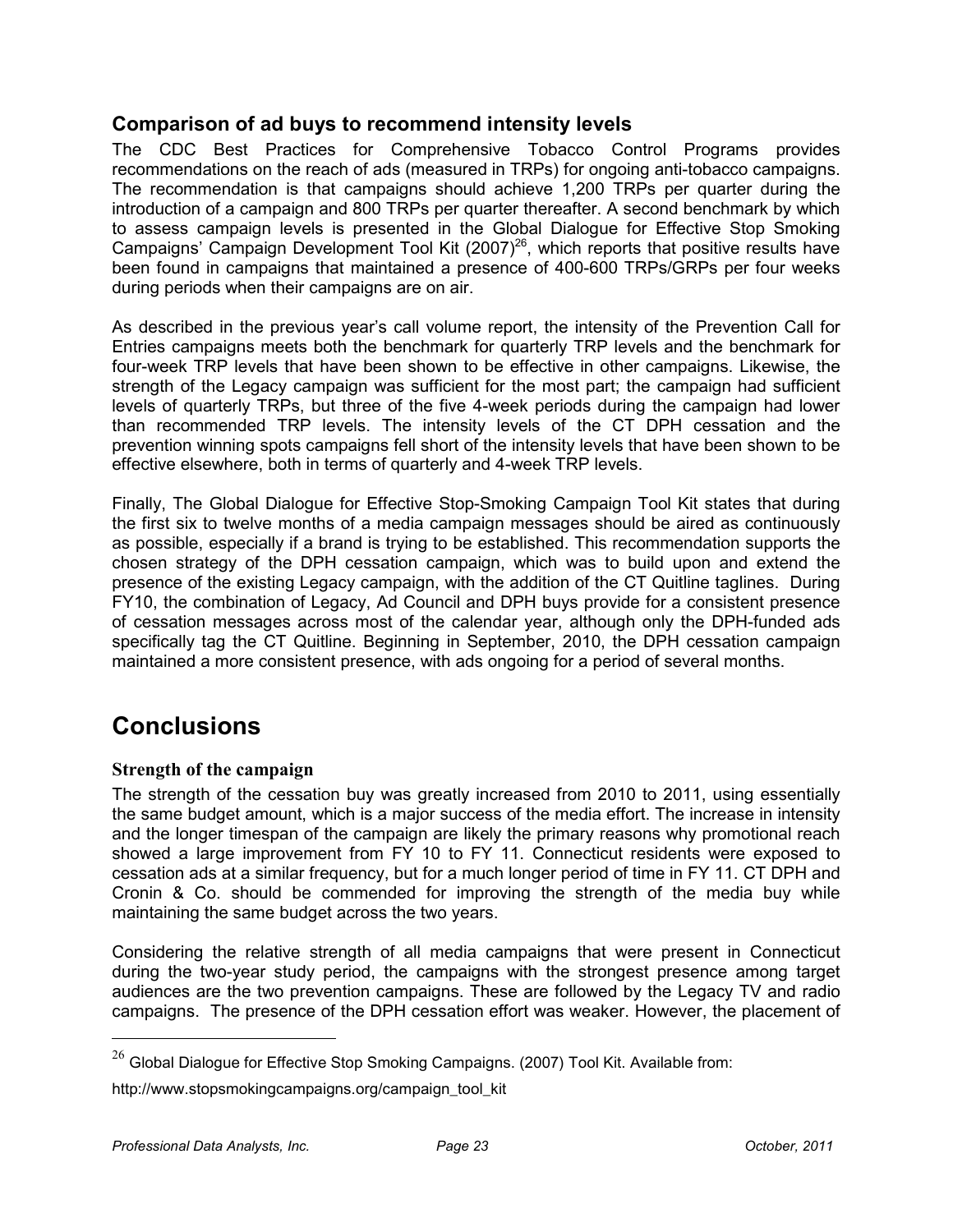## Comparison of ad buys to recommend intensity levels

The CDC Best Practices for Comprehensive Tobacco Control Programs provides recommendations on the reach of ads (measured in TRPs) for ongoing anti-tobacco campaigns. The recommendation is that campaigns should achieve 1,200 TRPs per quarter during the introduction of a campaign and 800 TRPs per quarter thereafter. A second benchmark by which to assess campaign levels is presented in the Global Dialogue for Effective Stop Smoking Campaigns' Campaign Development Tool Kit (2007)[26], which reports that positive results have been found in campaigns that maintained a presence of 400-600 TRPs/GRPs per four weeks during periods when their campaigns are on air.

As described in the previous year's call volume report, the intensity of the Prevention Call for Entries campaigns meets both the benchmark for quarterly TRP levels and the benchmark for four-week TRP levels that have been shown to be effective in other campaigns. Likewise, the strength of the Legacy campaign was sufficient for the most part; the campaign had sufficient levels of quarterly TRPs, but three of the five 4-week periods during the campaign had lower than recommended TRP levels. The intensity levels of the CT DPH cessation and the prevention winning spots campaigns fell short of the intensity levels that have been shown to be effective elsewhere, both in terms of quarterly and 4-week TRP levels.

Finally, The Global Dialogue for Effective Stop-Smoking Campaign Tool Kit states that during the first six to twelve months of a media campaign messages should be aired as continuously as possible, especially if a brand is trying to be established. This recommendation supports the chosen strategy of the DPH cessation campaign, which was to build upon and extend the presence of the existing Legacy campaign, with the addition of the CT Quitline taglines. During FY10, the combination of Legacy, Ad Council and DPH buys provide for a consistent presence of cessation messages across most of the calendar year, although only the DPH-funded ads specifically tag the CT Quitline. Beginning in September, 2010, the DPH cessation campaign maintained a more consistent presence, with ads ongoing for a period of several months.

# Conclusions

### Strength of the campaign

The strength of the cessation buy was greatly increased from 2010 to 2011, using essentially the same budget amount, which is a major success of the media effort. The increase in intensity and the longer timespan of the campaign are likely the primary reasons why promotional reach showed a large improvement from FY 10 to FY 11. Connecticut residents were exposed to cessation ads at a similar frequency, but for a much longer period of time in FY 11. CT DPH and Cronin & Co. should be commended for improving the strength of the media buy while maintaining the same budget across the two years.

Considering the relative strength of all media campaigns that were present in Connecticut during the two-year study period, the campaigns with the strongest presence among target audiences are the two prevention campaigns. These are followed by the Legacy TV and radio campaigns. The presence of the DPH cessation effort was weaker. However, the placement of

---

[26] Global Dialogue for Effective Stop Smoking Campaigns. (2007) Tool Kit. Available from: http://www.stopsmokingcampaigns.org/campaign_tool_kit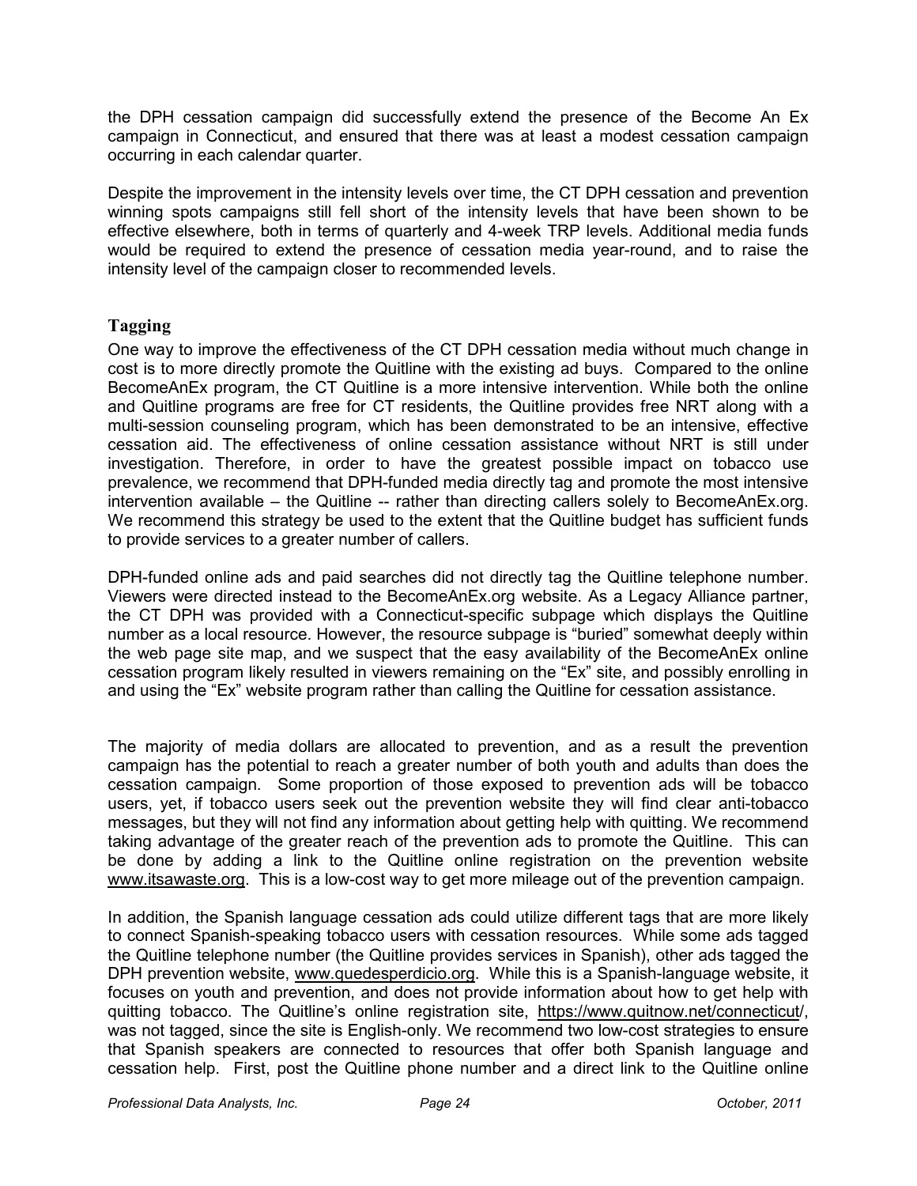the DPH cessation campaign did successfully extend the presence of the Become An Ex campaign in Connecticut, and ensured that there was at least a modest cessation campaign occurring in each calendar quarter.

Despite the improvement in the intensity levels over time, the CT DPH cessation and prevention winning spots campaigns still fell short of the intensity levels that have been shown to be effective elsewhere, both in terms of quarterly and 4-week TRP levels. Additional media funds would be required to extend the presence of cessation media year-round, and to raise the intensity level of the campaign closer to recommended levels.

### Tagging

One way to improve the effectiveness of the CT DPH cessation media without much change in cost is to more directly promote the Quitline with the existing ad buys. Compared to the online BecomeAnEx program, the CT Quitline is a more intensive intervention. While both the online and Quitline programs are free for CT residents, the Quitline provides free NRT along with a multi-session counseling program, which has been demonstrated to be an intensive, effective cessation aid. The effectiveness of online cessation assistance without NRT is still under investigation. Therefore, in order to have the greatest possible impact on tobacco use prevalence, we recommend that DPH-funded media directly tag and promote the most intensive intervention available – the Quitline -- rather than directing callers solely to BecomeAnEx.org. We recommend this strategy be used to the extent that the Quitline budget has sufficient funds to provide services to a greater number of callers.

DPH-funded online ads and paid searches did not directly tag the Quitline telephone number. Viewers were directed instead to the BecomeAnEx.org website. As a Legacy Alliance partner, the CT DPH was provided with a Connecticut-specific subpage which displays the Quitline number as a local resource. However, the resource subpage is "buried" somewhat deeply within the web page site map, and we suspect that the easy availability of the BecomeAnEx online cessation program likely resulted in viewers remaining on the "Ex" site, and possibly enrolling in and using the "Ex" website program rather than calling the Quitline for cessation assistance.

The majority of media dollars are allocated to prevention, and as a result the prevention campaign has the potential to reach a greater number of both youth and adults than does the cessation campaign. Some proportion of those exposed to prevention ads will be tobacco users, yet, if tobacco users seek out the prevention website they will find clear anti-tobacco messages, but they will not find any information about getting help with quitting. We recommend taking advantage of the greater reach of the prevention ads to promote the Quitline. This can be done by adding a link to the Quitline online registration on the prevention website www.itsawaste.org. This is a low-cost way to get more mileage out of the prevention campaign.

In addition, the Spanish language cessation ads could utilize different tags that are more likely to connect Spanish-speaking tobacco users with cessation resources. While some ads tagged the Quitline telephone number (the Quitline provides services in Spanish), other ads tagged the DPH prevention website, www.quedesperdicio.org. While this is a Spanish-language website, it focuses on youth and prevention, and does not provide information about how to get help with quitting tobacco. The Quitline's online registration site, https://www.quitnow.net/connecticut/, was not tagged, since the site is English-only. We recommend two low-cost strategies to ensure that Spanish speakers are connected to resources that offer both Spanish language and cessation help. First, post the Quitline phone number and a direct link to the Quitline online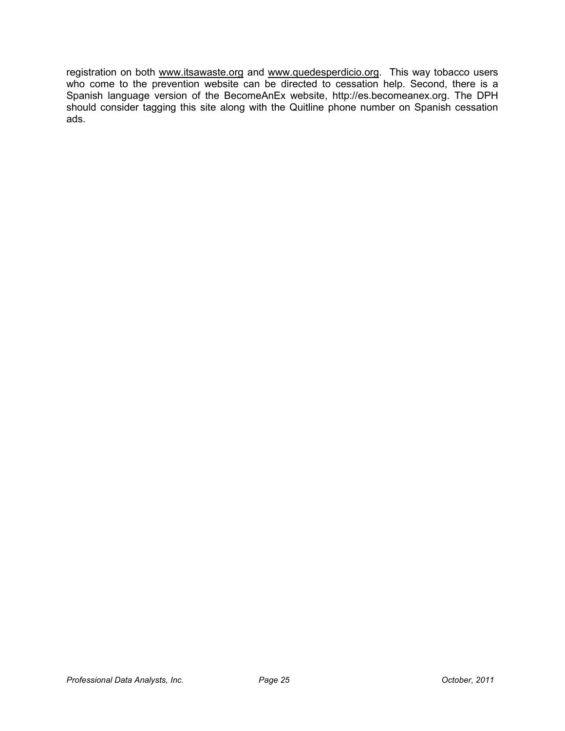registration on both www.itsawaste.org and www.quedesperdicio.org. This way tobacco users who come to the prevention website can be directed to cessation help. Second, there is a Spanish language version of the BecomeAnEx website, http://es.becomeanex.org. The DPH should consider tagging this site along with the Quitline phone number on Spanish cessation ads.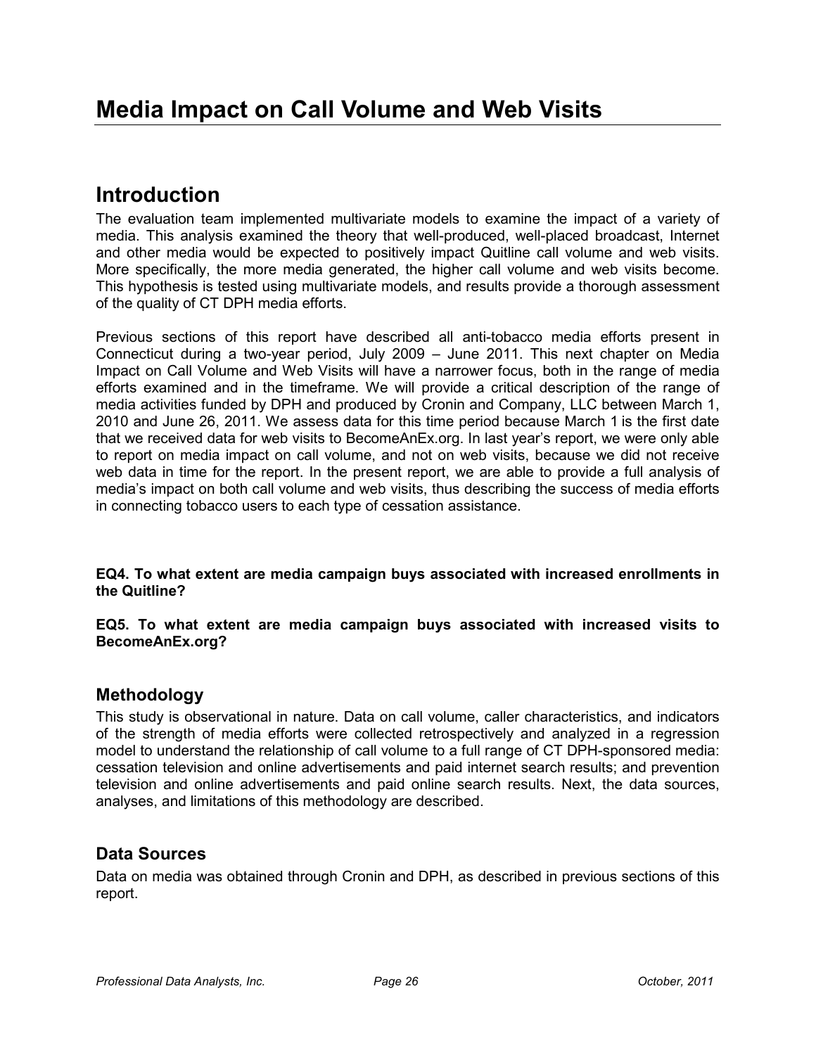# Media Impact on Call Volume and Web Visits

## Introduction

The evaluation team implemented multivariate models to examine the impact of a variety of media. This analysis examined the theory that well-produced, well-placed broadcast, Internet and other media would be expected to positively impact Quitline call volume and web visits. More specifically, the more media generated, the higher call volume and web visits become. This hypothesis is tested using multivariate models, and results provide a thorough assessment of the quality of CT DPH media efforts.

Previous sections of this report have described all anti-tobacco media efforts present in Connecticut during a two-year period, July 2009 – June 2011. This next chapter on Media Impact on Call Volume and Web Visits will have a narrower focus, both in the range of media efforts examined and in the timeframe. We will provide a critical description of the range of media activities funded by DPH and produced by Cronin and Company, LLC between March 1, 2010 and June 26, 2011. We assess data for this time period because March 1 is the first date that we received data for web visits to BecomeAnEx.org. In last year's report, we were only able to report on media impact on call volume, and not on web visits, because we did not receive web data in time for the report. In the present report, we are able to provide a full analysis of media's impact on both call volume and web visits, thus describing the success of media efforts in connecting tobacco users to each type of cessation assistance.

**EQ4. To what extent are media campaign buys associated with increased enrollments in the Quitline?**

**EQ5. To what extent are media campaign buys associated with increased visits to BecomeAnEx.org?**

### Methodology

This study is observational in nature. Data on call volume, caller characteristics, and indicators of the strength of media efforts were collected retrospectively and analyzed in a regression model to understand the relationship of call volume to a full range of CT DPH-sponsored media: cessation television and online advertisements and paid internet search results; and prevention television and online advertisements and paid online search results. Next, the data sources, analyses, and limitations of this methodology are described.

### Data Sources

Data on media was obtained through Cronin and DPH, as described in previous sections of this report.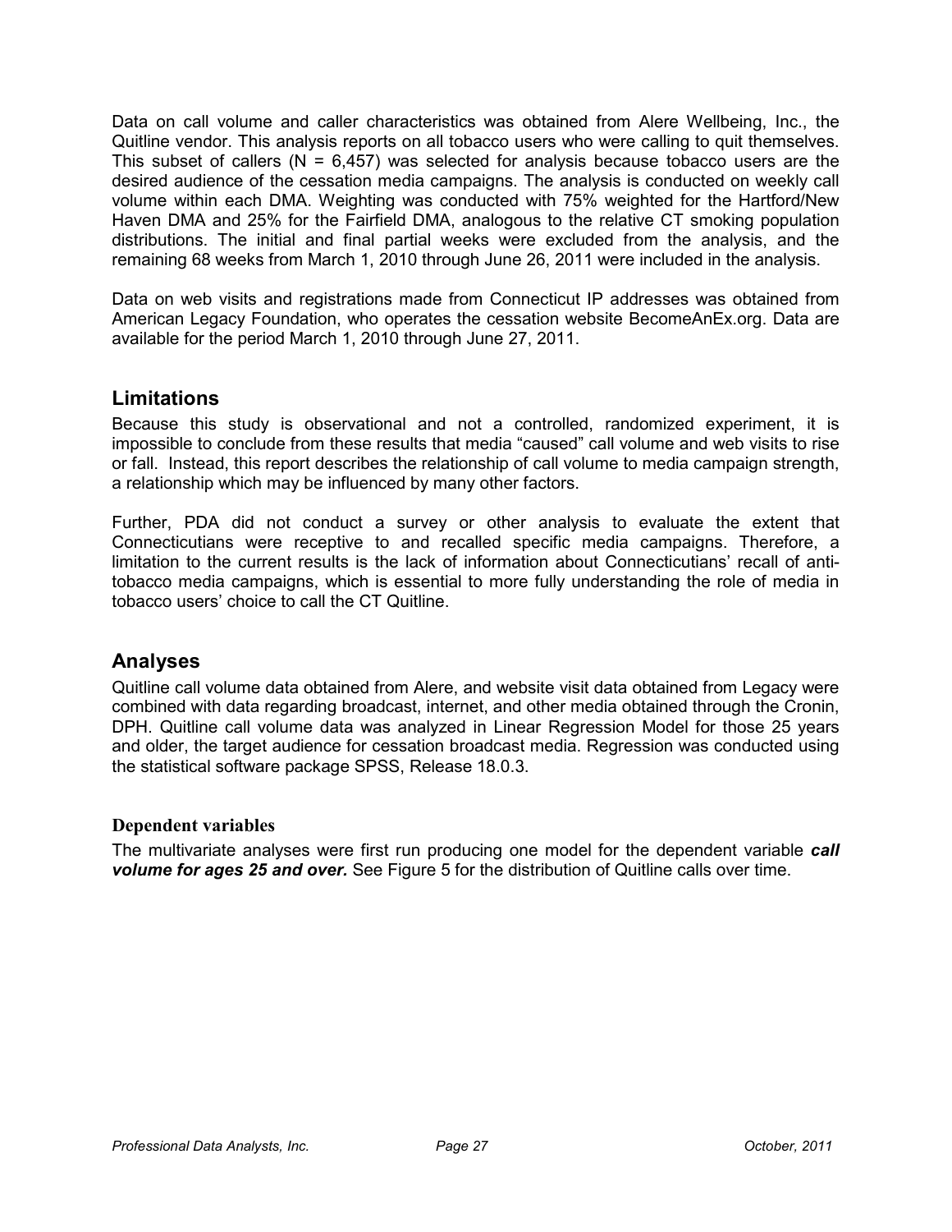Data on call volume and caller characteristics was obtained from Alere Wellbeing, Inc., the Quitline vendor. This analysis reports on all tobacco users who were calling to quit themselves. This subset of callers (N = 6,457) was selected for analysis because tobacco users are the desired audience of the cessation media campaigns. The analysis is conducted on weekly call volume within each DMA. Weighting was conducted with 75% weighted for the Hartford/New Haven DMA and 25% for the Fairfield DMA, analogous to the relative CT smoking population distributions. The initial and final partial weeks were excluded from the analysis, and the remaining 68 weeks from March 1, 2010 through June 26, 2011 were included in the analysis.

Data on web visits and registrations made from Connecticut IP addresses was obtained from American Legacy Foundation, who operates the cessation website BecomeAnEx.org. Data are available for the period March 1, 2010 through June 27, 2011.

## Limitations

Because this study is observational and not a controlled, randomized experiment, it is impossible to conclude from these results that media "caused" call volume and web visits to rise or fall. Instead, this report describes the relationship of call volume to media campaign strength, a relationship which may be influenced by many other factors.

Further, PDA did not conduct a survey or other analysis to evaluate the extent that Connecticutians were receptive to and recalled specific media campaigns. Therefore, a limitation to the current results is the lack of information about Connecticutians' recall of anti-tobacco media campaigns, which is essential to more fully understanding the role of media in tobacco users' choice to call the CT Quitline.

## Analyses

Quitline call volume data obtained from Alere, and website visit data obtained from Legacy were combined with data regarding broadcast, internet, and other media obtained through the Cronin, DPH. Quitline call volume data was analyzed in Linear Regression Model for those 25 years and older, the target audience for cessation broadcast media. Regression was conducted using the statistical software package SPSS, Release 18.0.3.

### Dependent variables

The multivariate analyses were first run producing one model for the dependent variable ***call volume for ages 25 and over.*** See Figure 5 for the distribution of Quitline calls over time.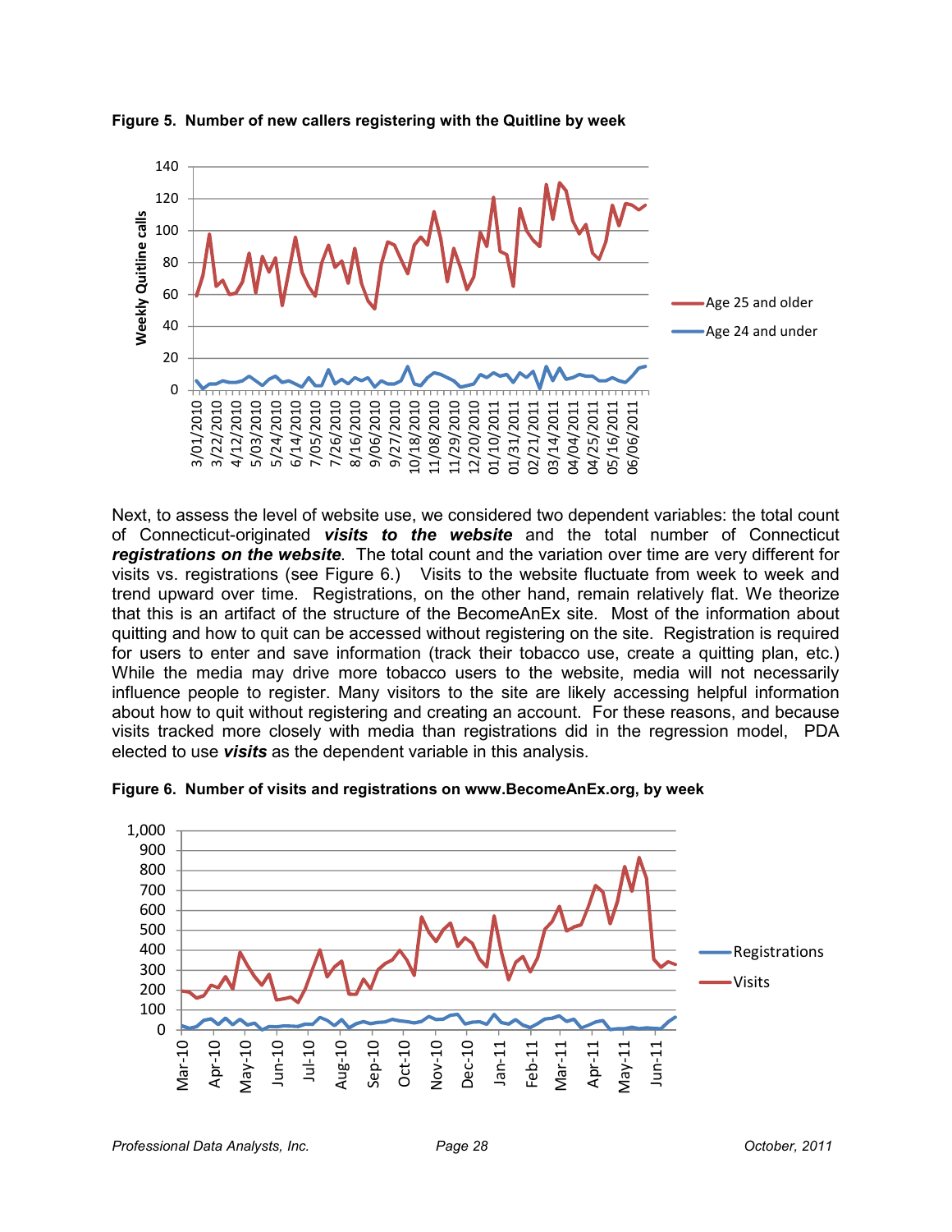**Figure 5. Number of new callers registering with the Quitline by week**

Next, to assess the level of website use, we considered two dependent variables: the total count of Connecticut-originated ***visits to the website*** and the total number of Connecticut ***registrations on the website***. The total count and the variation over time are very different for visits vs. registrations (see Figure 6.) Visits to the website fluctuate from week to week and trend upward over time. Registrations, on the other hand, remain relatively flat. We theorize that this is an artifact of the structure of the BecomeAnEx site. Most of the information about quitting and how to quit can be accessed without registering on the site. Registration is required for users to enter and save information (track their tobacco use, create a quitting plan, etc.) While the media may drive more tobacco users to the website, media will not necessarily influence people to register. Many visitors to the site are likely accessing helpful information about how to quit without registering and creating an account. For these reasons, and because visits tracked more closely with media than registrations did in the regression model, PDA elected to use ***visits*** as the dependent variable in this analysis.

**Figure 6. Number of visits and registrations on www.BecomeAnEx.org, by week**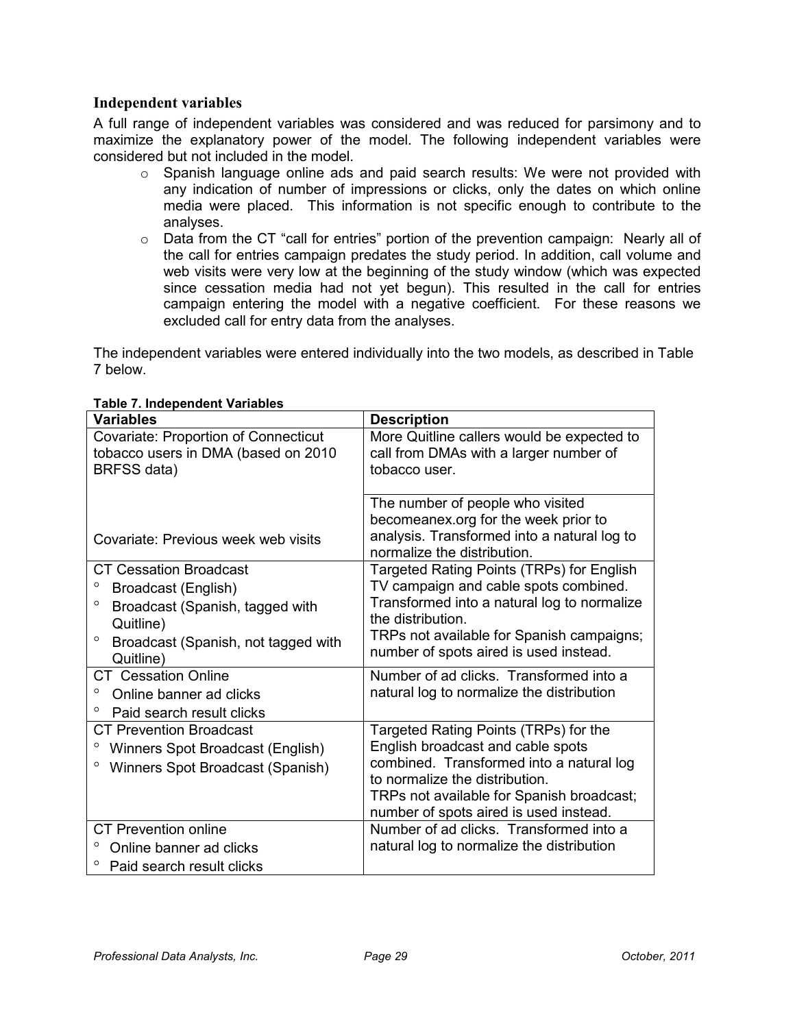### Independent variables

A full range of independent variables was considered and was reduced for parsimony and to maximize the explanatory power of the model. The following independent variables were considered but not included in the model.

- Spanish language online ads and paid search results: We were not provided with any indication of number of impressions or clicks, only the dates on which online media were placed. This information is not specific enough to contribute to the analyses.
- Data from the CT "call for entries" portion of the prevention campaign: Nearly all of the call for entries campaign predates the study period. In addition, call volume and web visits were very low at the beginning of the study window (which was expected since cessation media had not yet begun). This resulted in the call for entries campaign entering the model with a negative coefficient. For these reasons we excluded call for entry data from the analyses.

The independent variables were entered individually into the two models, as described in Table 7 below.

**Table 7. Independent Variables**

| Variables | Description |
|---|---|
| Covariate: Proportion of Connecticut tobacco users in DMA (based on 2010 BRFSS data) | More Quitline callers would be expected to call from DMAs with a larger number of tobacco user. |
| Covariate: Previous week web visits | The number of people who visited becomeanex.org for the week prior to analysis. Transformed into a natural log to normalize the distribution. |
| CT Cessation Broadcast<br>° Broadcast (English)<br>° Broadcast (Spanish, tagged with Quitline)<br>° Broadcast (Spanish, not tagged with Quitline) | Targeted Rating Points (TRPs) for English TV campaign and cable spots combined. Transformed into a natural log to normalize the distribution.<br>TRPs not available for Spanish campaigns; number of spots aired is used instead. |
| CT Cessation Online<br>° Online banner ad clicks<br>° Paid search result clicks | Number of ad clicks. Transformed into a natural log to normalize the distribution |
| CT Prevention Broadcast<br>° Winners Spot Broadcast (English)<br>° Winners Spot Broadcast (Spanish) | Targeted Rating Points (TRPs) for the English broadcast and cable spots combined. Transformed into a natural log to normalize the distribution.<br>TRPs not available for Spanish broadcast; number of spots aired is used instead. |
| CT Prevention online<br>° Online banner ad clicks<br>° Paid search result clicks | Number of ad clicks. Transformed into a natural log to normalize the distribution |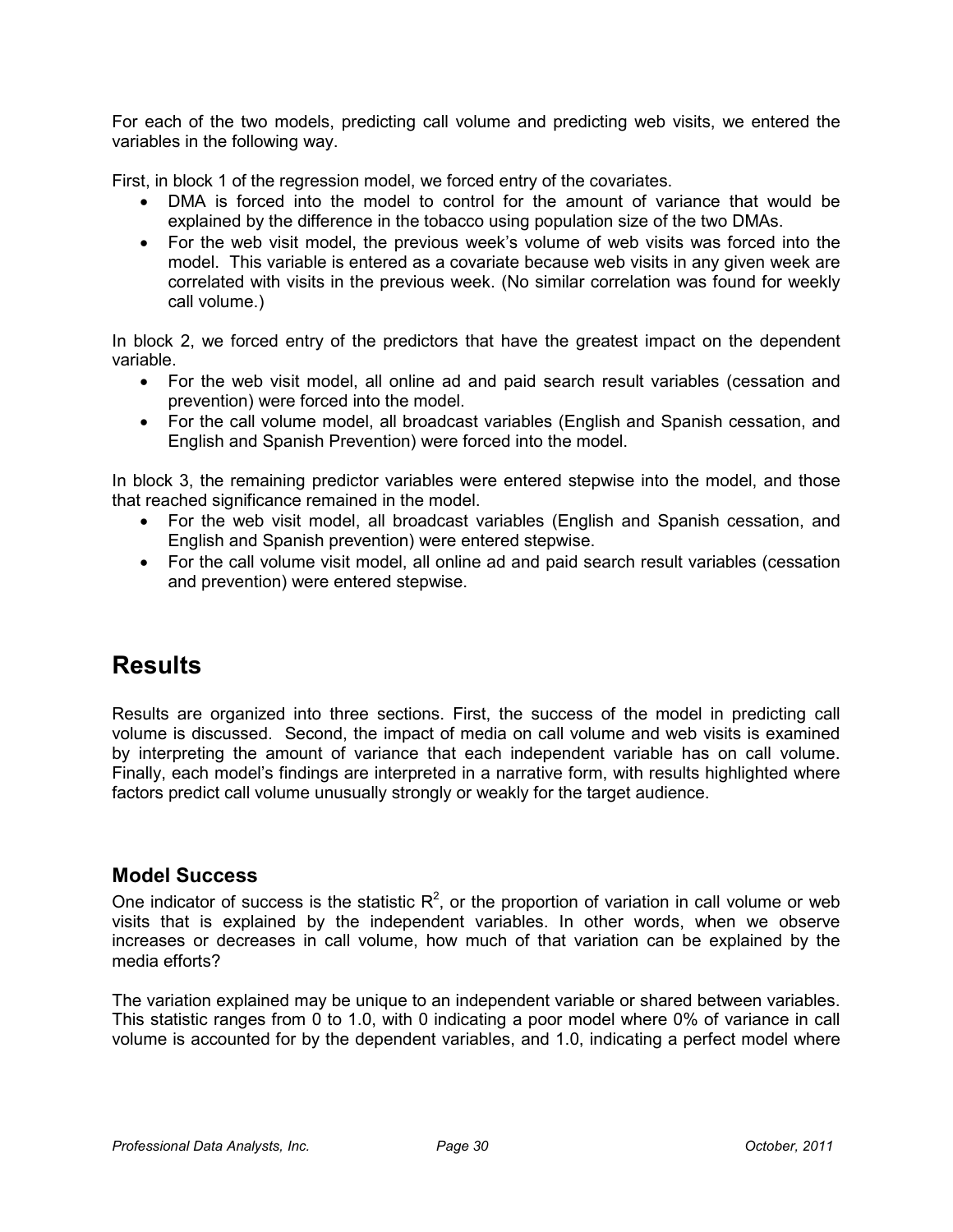For each of the two models, predicting call volume and predicting web visits, we entered the variables in the following way.

First, in block 1 of the regression model, we forced entry of the covariates.

- DMA is forced into the model to control for the amount of variance that would be explained by the difference in the tobacco using population size of the two DMAs.
- For the web visit model, the previous week's volume of web visits was forced into the model. This variable is entered as a covariate because web visits in any given week are correlated with visits in the previous week. (No similar correlation was found for weekly call volume.)

In block 2, we forced entry of the predictors that have the greatest impact on the dependent variable.

- For the web visit model, all online ad and paid search result variables (cessation and prevention) were forced into the model.
- For the call volume model, all broadcast variables (English and Spanish cessation, and English and Spanish Prevention) were forced into the model.

In block 3, the remaining predictor variables were entered stepwise into the model, and those that reached significance remained in the model.

- For the web visit model, all broadcast variables (English and Spanish cessation, and English and Spanish prevention) were entered stepwise.
- For the call volume visit model, all online ad and paid search result variables (cessation and prevention) were entered stepwise.

# Results

Results are organized into three sections. First, the success of the model in predicting call volume is discussed. Second, the impact of media on call volume and web visits is examined by interpreting the amount of variance that each independent variable has on call volume. Finally, each model's findings are interpreted in a narrative form, with results highlighted where factors predict call volume unusually strongly or weakly for the target audience.

## Model Success

One indicator of success is the statistic $R^2$, or the proportion of variation in call volume or web visits that is explained by the independent variables. In other words, when we observe increases or decreases in call volume, how much of that variation can be explained by the media efforts?

The variation explained may be unique to an independent variable or shared between variables. This statistic ranges from 0 to 1.0, with 0 indicating a poor model where 0% of variance in call volume is accounted for by the dependent variables, and 1.0, indicating a perfect model where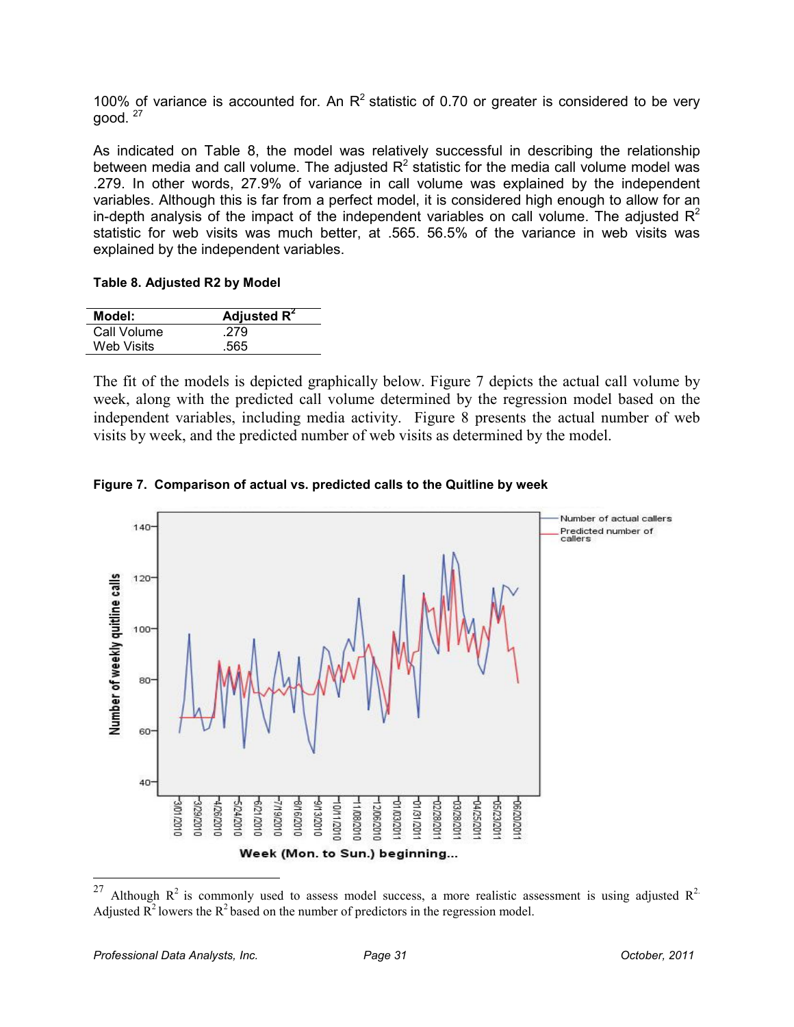100% of variance is accounted for. An $R^2$ statistic of 0.70 or greater is considered to be very good. [27]

As indicated on Table 8, the model was relatively successful in describing the relationship between media and call volume. The adjusted $R^2$ statistic for the media call volume model was .279. In other words, 27.9% of variance in call volume was explained by the independent variables. Although this is far from a perfect model, it is considered high enough to allow for an in-depth analysis of the impact of the independent variables on call volume. The adjusted $R^2$ statistic for web visits was much better, at .565. 56.5% of the variance in web visits was explained by the independent variables.

**Table 8. Adjusted R2 by Model**

| Model: | Adjusted $R^2$ |
|---|---|
| Call Volume | .279 |
| Web Visits | .565 |

The fit of the models is depicted graphically below. Figure 7 depicts the actual call volume by week, along with the predicted call volume determined by the regression model based on the independent variables, including media activity. Figure 8 presents the actual number of web visits by week, and the predicted number of web visits as determined by the model.

**Figure 7. Comparison of actual vs. predicted calls to the Quitline by week**

[27] Although $R^2$ is commonly used to assess model success, a more realistic assessment is using adjusted $R^2$. Adjusted $R^2$ lowers the $R^2$ based on the number of predictors in the regression model.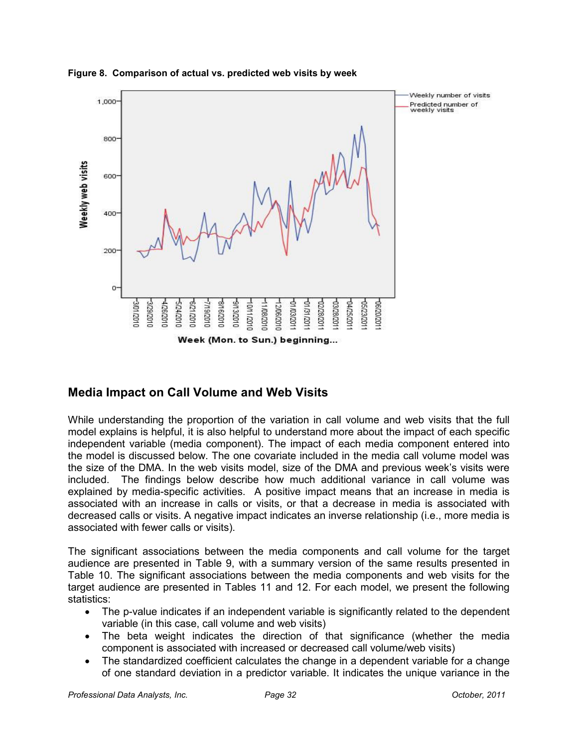**Figure 8. Comparison of actual vs. predicted web visits by week**

## Media Impact on Call Volume and Web Visits

While understanding the proportion of the variation in call volume and web visits that the full model explains is helpful, it is also helpful to understand more about the impact of each specific independent variable (media component). The impact of each media component entered into the model is discussed below. The one covariate included in the media call volume model was the size of the DMA. In the web visits model, size of the DMA and previous week's visits were included. The findings below describe how much additional variance in call volume was explained by media-specific activities. A positive impact means that an increase in media is associated with an increase in calls or visits, or that a decrease in media is associated with decreased calls or visits. A negative impact indicates an inverse relationship (i.e., more media is associated with fewer calls or visits).

The significant associations between the media components and call volume for the target audience are presented in Table 9, with a summary version of the same results presented in Table 10. The significant associations between the media components and web visits for the target audience are presented in Tables 11 and 12. For each model, we present the following statistics:

- The p-value indicates if an independent variable is significantly related to the dependent variable (in this case, call volume and web visits)
- The beta weight indicates the direction of that significance (whether the media component is associated with increased or decreased call volume/web visits)
- The standardized coefficient calculates the change in a dependent variable for a change of one standard deviation in a predictor variable. It indicates the unique variance in the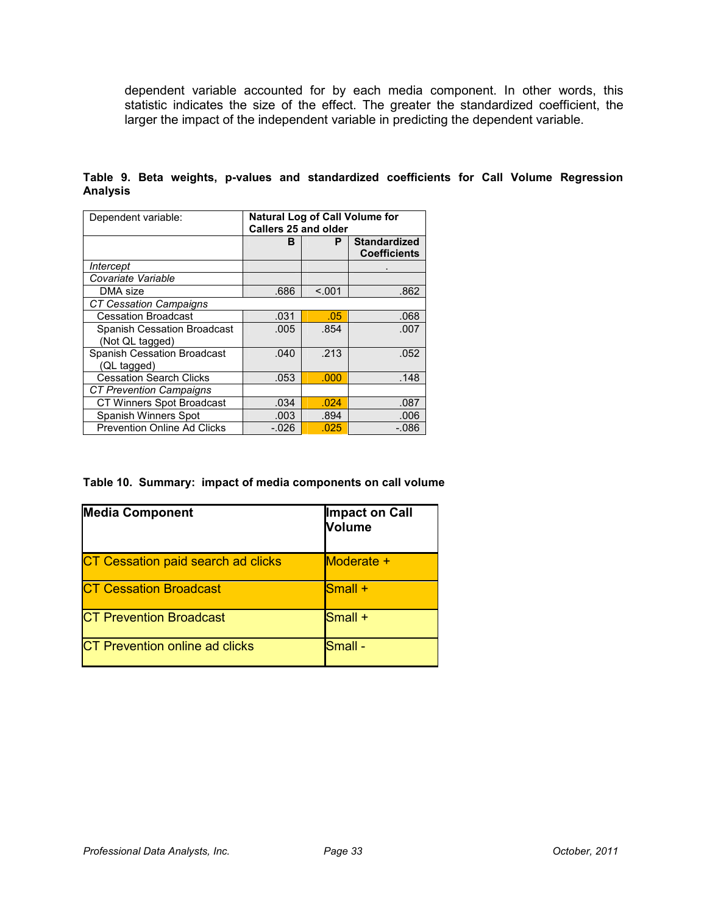dependent variable accounted for by each media component. In other words, this statistic indicates the size of the effect. The greater the standardized coefficient, the larger the impact of the independent variable in predicting the dependent variable.

**Table 9. Beta weights, p-values and standardized coefficients for Call Volume Regression Analysis**

| Dependent variable: | **Natural Log of Call Volume for Callers 25 and older** | | |
|---|---|---|---|
| | **B** | **P** | **Standardized Coefficients** |
| *Intercept* | | | . |
| *Covariate Variable* | | | |
| DMA size | .686 | <.001 | .862 |
| *CT Cessation Campaigns* | | | |
| Cessation Broadcast | .031 | .05 | .068 |
| Spanish Cessation Broadcast (Not QL tagged) | .005 | .854 | .007 |
| Spanish Cessation Broadcast (QL tagged) | .040 | .213 | .052 |
| Cessation Search Clicks | .053 | .000 | .148 |
| *CT Prevention Campaigns* | | | |
| CT Winners Spot Broadcast | .034 | .024 | .087 |
| Spanish Winners Spot | .003 | .894 | .006 |
| Prevention Online Ad Clicks | -.026 | .025 | -.086 |

**Table 10. Summary: impact of media components on call volume**

| **Media Component** | **Impact on Call Volume** |
|---|---|
| CT Cessation paid search ad clicks | Moderate + |
| CT Cessation Broadcast | Small + |
| CT Prevention Broadcast | Small + |
| CT Prevention online ad clicks | Small - |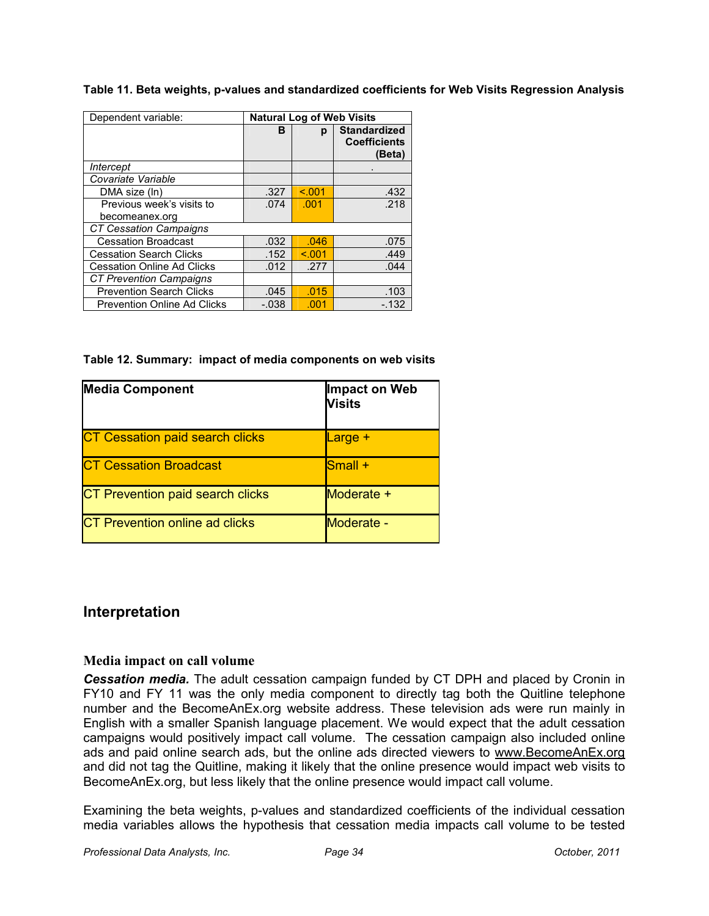**Table 11. Beta weights, p-values and standardized coefficients for Web Visits Regression Analysis**

| Dependent variable: | Natural Log of Web Visits | | |
|---|---|---|---|
| | B | p | Standardized Coefficients (Beta) |
| *Intercept* | | | . |
| *Covariate Variable* | | | |
| DMA size (ln) | .327 | <.001 | .432 |
| Previous week's visits to becomeanex.org | .074 | .001 | .218 |
| *CT Cessation Campaigns* | | | |
| Cessation Broadcast | .032 | .046 | .075 |
| Cessation Search Clicks | .152 | <.001 | .449 |
| Cessation Online Ad Clicks | .012 | .277 | .044 |
| *CT Prevention Campaigns* | | | |
| Prevention Search Clicks | .045 | .015 | .103 |
| Prevention Online Ad Clicks | -.038 | .001 | -.132 |

**Table 12. Summary: impact of media components on web visits**

| Media Component | Impact on Web Visits |
|---|---|
| CT Cessation paid search clicks | Large + |
| CT Cessation Broadcast | Small + |
| CT Prevention paid search clicks | Moderate + |
| CT Prevention online ad clicks | Moderate - |

## Interpretation

### Media impact on call volume

***Cessation media.*** The adult cessation campaign funded by CT DPH and placed by Cronin in FY10 and FY 11 was the only media component to directly tag both the Quitline telephone number and the BecomeAnEx.org website address. These television ads were run mainly in English with a smaller Spanish language placement. We would expect that the adult cessation campaigns would positively impact call volume. The cessation campaign also included online ads and paid online search ads, but the online ads directed viewers to www.BecomeAnEx.org and did not tag the Quitline, making it likely that the online presence would impact web visits to BecomeAnEx.org, but less likely that the online presence would impact call volume.

Examining the beta weights, p-values and standardized coefficients of the individual cessation media variables allows the hypothesis that cessation media impacts call volume to be tested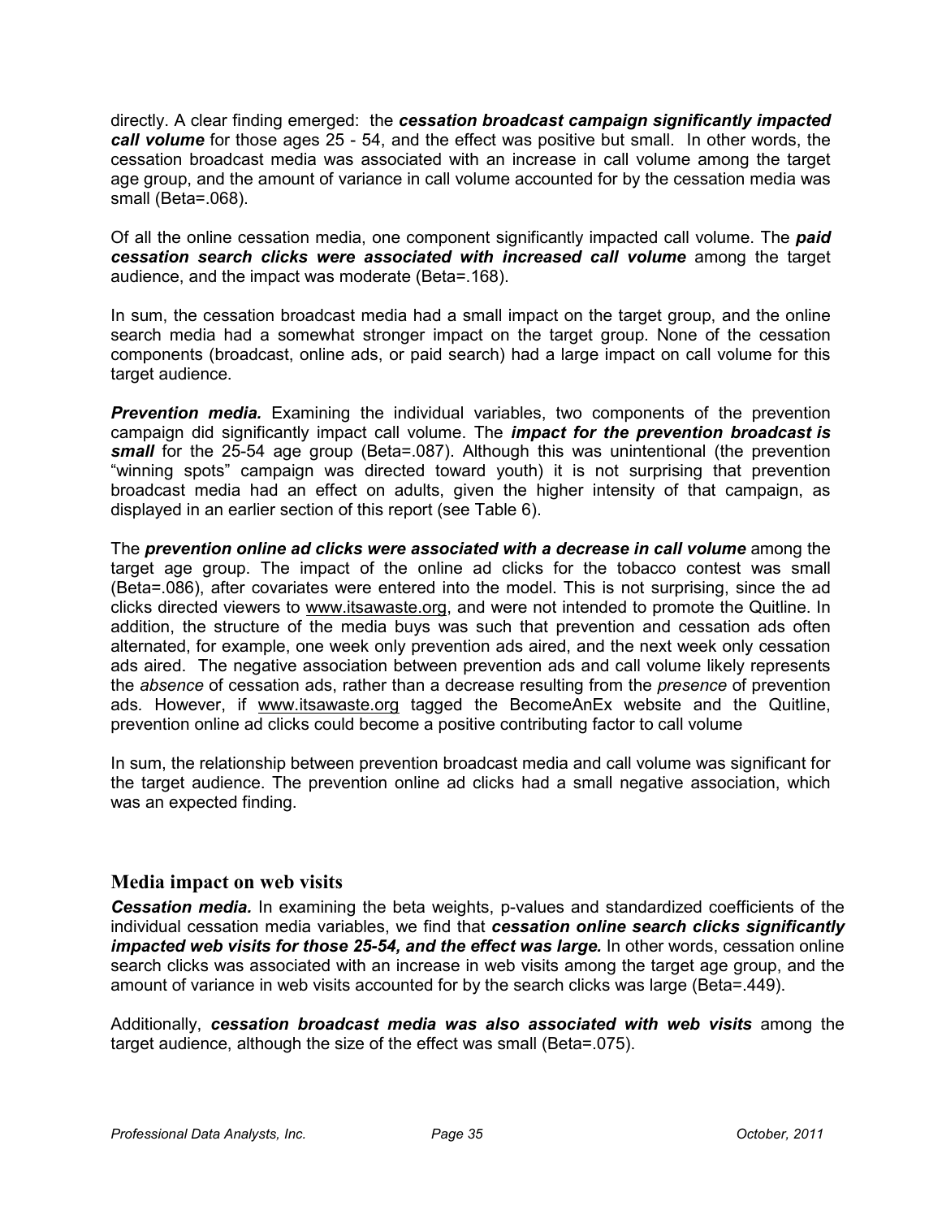directly. A clear finding emerged: the ***cessation broadcast campaign significantly impacted call volume*** for those ages 25 - 54, and the effect was positive but small. In other words, the cessation broadcast media was associated with an increase in call volume among the target age group, and the amount of variance in call volume accounted for by the cessation media was small (Beta=.068).

Of all the online cessation media, one component significantly impacted call volume. The ***paid cessation search clicks were associated with increased call volume*** among the target audience, and the impact was moderate (Beta=.168).

In sum, the cessation broadcast media had a small impact on the target group, and the online search media had a somewhat stronger impact on the target group. None of the cessation components (broadcast, online ads, or paid search) had a large impact on call volume for this target audience.

***Prevention media.*** Examining the individual variables, two components of the prevention campaign did significantly impact call volume. The ***impact for the prevention broadcast is small*** for the 25-54 age group (Beta=.087). Although this was unintentional (the prevention "winning spots" campaign was directed toward youth) it is not surprising that prevention broadcast media had an effect on adults, given the higher intensity of that campaign, as displayed in an earlier section of this report (see Table 6).

The ***prevention online ad clicks were associated with a decrease in call volume*** among the target age group. The impact of the online ad clicks for the tobacco contest was small (Beta=.086), after covariates were entered into the model. This is not surprising, since the ad clicks directed viewers to www.itsawaste.org, and were not intended to promote the Quitline. In addition, the structure of the media buys was such that prevention and cessation ads often alternated, for example, one week only prevention ads aired, and the next week only cessation ads aired. The negative association between prevention ads and call volume likely represents the *absence* of cessation ads, rather than a decrease resulting from the *presence* of prevention ads. However, if www.itsawaste.org tagged the BecomeAnEx website and the Quitline, prevention online ad clicks could become a positive contributing factor to call volume

In sum, the relationship between prevention broadcast media and call volume was significant for the target audience. The prevention online ad clicks had a small negative association, which was an expected finding.

## Media impact on web visits

***Cessation media.*** In examining the beta weights, p-values and standardized coefficients of the individual cessation media variables, we find that ***cessation online search clicks significantly impacted web visits for those 25-54, and the effect was large.*** In other words, cessation online search clicks was associated with an increase in web visits among the target age group, and the amount of variance in web visits accounted for by the search clicks was large (Beta=.449).

Additionally, ***cessation broadcast media was also associated with web visits*** among the target audience, although the size of the effect was small (Beta=.075).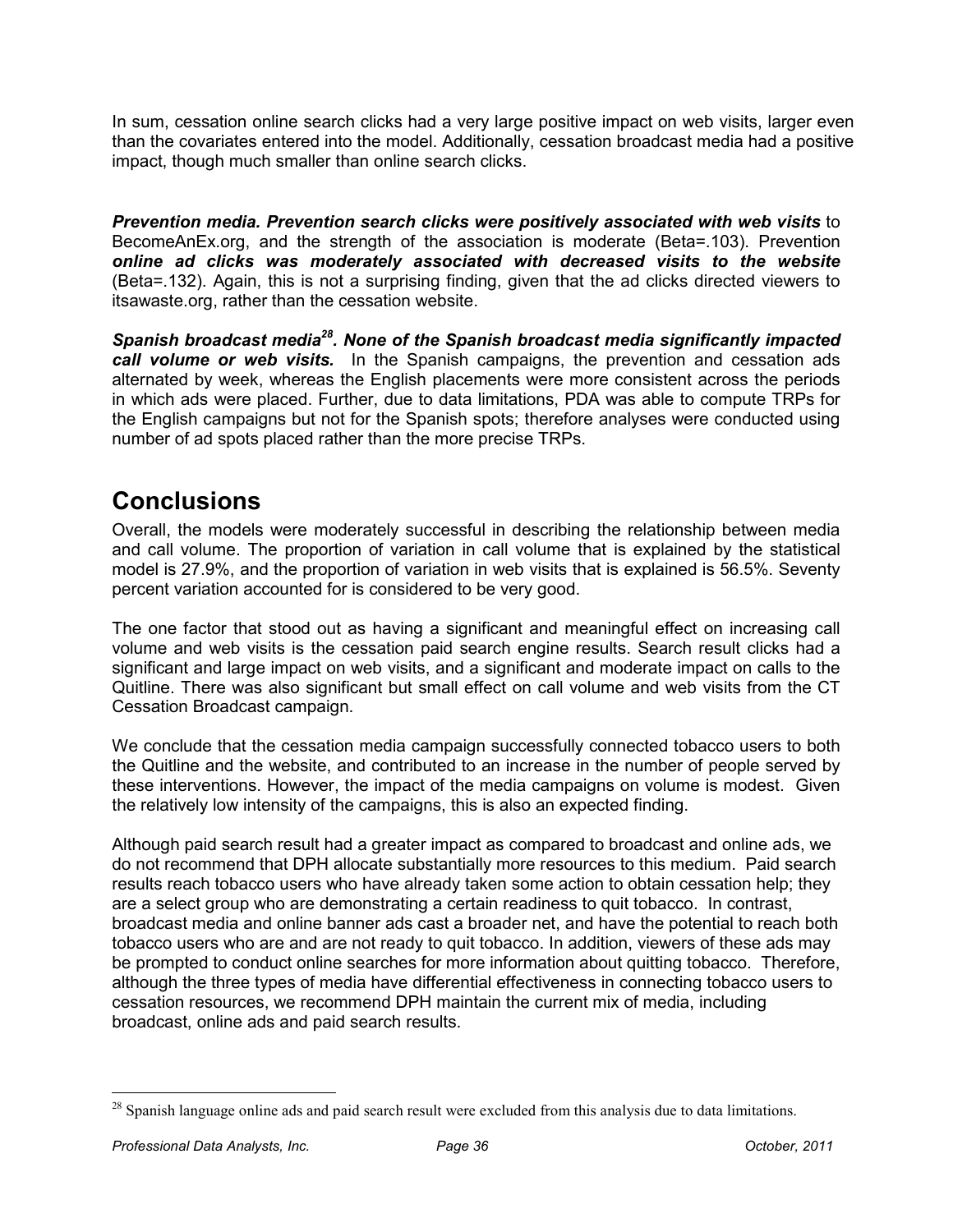In sum, cessation online search clicks had a very large positive impact on web visits, larger even than the covariates entered into the model. Additionally, cessation broadcast media had a positive impact, though much smaller than online search clicks.

***Prevention media. Prevention search clicks were positively associated with web visits*** to BecomeAnEx.org, and the strength of the association is moderate (Beta=.103). Prevention ***online ad clicks was moderately associated with decreased visits to the website*** (Beta=.132). Again, this is not a surprising finding, given that the ad clicks directed viewers to itsawaste.org, rather than the cessation website.

***Spanish broadcast media[28]. None of the Spanish broadcast media significantly impacted call volume or web visits.*** In the Spanish campaigns, the prevention and cessation ads alternated by week, whereas the English placements were more consistent across the periods in which ads were placed. Further, due to data limitations, PDA was able to compute TRPs for the English campaigns but not for the Spanish spots; therefore analyses were conducted using number of ad spots placed rather than the more precise TRPs.

## Conclusions

Overall, the models were moderately successful in describing the relationship between media and call volume. The proportion of variation in call volume that is explained by the statistical model is 27.9%, and the proportion of variation in web visits that is explained is 56.5%. Seventy percent variation accounted for is considered to be very good.

The one factor that stood out as having a significant and meaningful effect on increasing call volume and web visits is the cessation paid search engine results. Search result clicks had a significant and large impact on web visits, and a significant and moderate impact on calls to the Quitline. There was also significant but small effect on call volume and web visits from the CT Cessation Broadcast campaign.

We conclude that the cessation media campaign successfully connected tobacco users to both the Quitline and the website, and contributed to an increase in the number of people served by these interventions. However, the impact of the media campaigns on volume is modest. Given the relatively low intensity of the campaigns, this is also an expected finding.

Although paid search result had a greater impact as compared to broadcast and online ads, we do not recommend that DPH allocate substantially more resources to this medium. Paid search results reach tobacco users who have already taken some action to obtain cessation help; they are a select group who are demonstrating a certain readiness to quit tobacco. In contrast, broadcast media and online banner ads cast a broader net, and have the potential to reach both tobacco users who are and are not ready to quit tobacco. In addition, viewers of these ads may be prompted to conduct online searches for more information about quitting tobacco. Therefore, although the three types of media have differential effectiveness in connecting tobacco users to cessation resources, we recommend DPH maintain the current mix of media, including broadcast, online ads and paid search results.

[28] Spanish language online ads and paid search result were excluded from this analysis due to data limitations.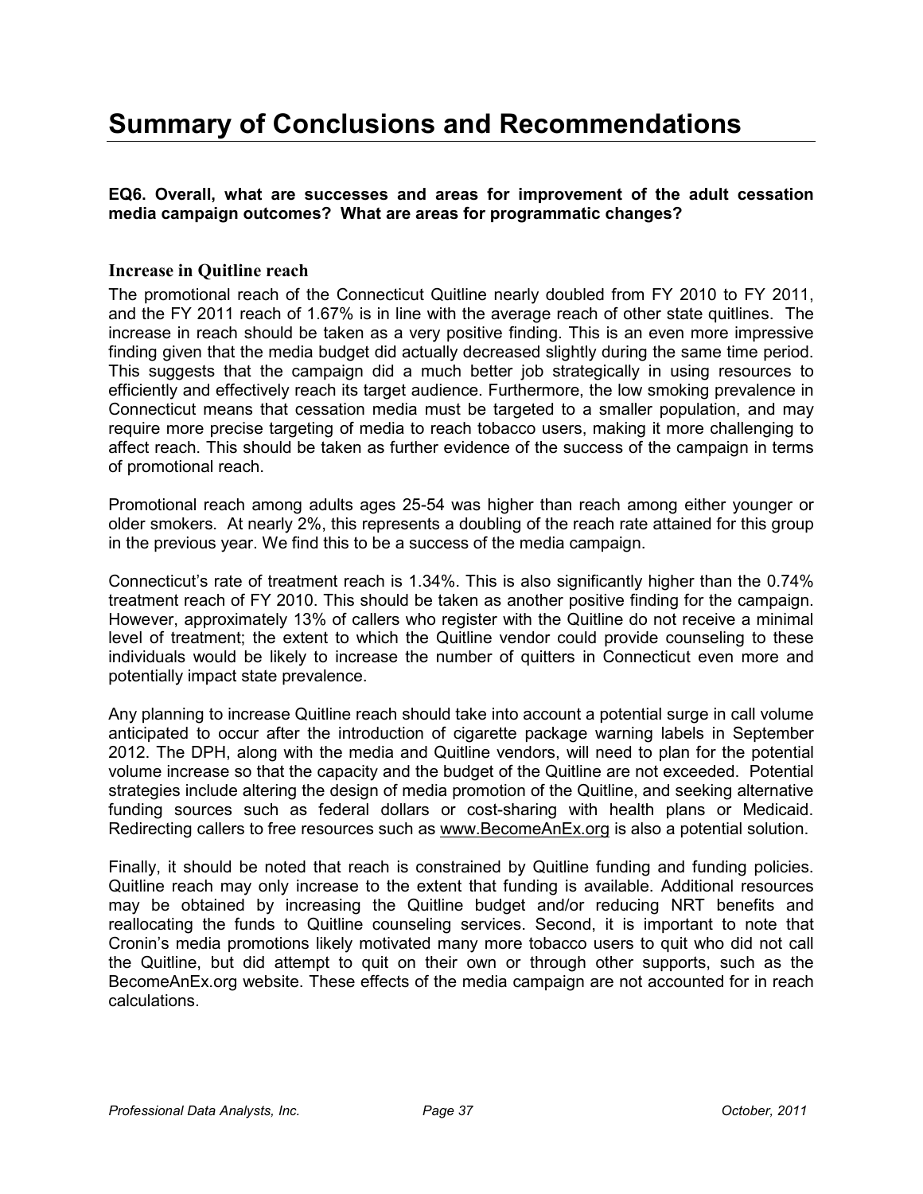# Summary of Conclusions and Recommendations

**EQ6. Overall, what are successes and areas for improvement of the adult cessation media campaign outcomes? What are areas for programmatic changes?**

### Increase in Quitline reach

The promotional reach of the Connecticut Quitline nearly doubled from FY 2010 to FY 2011, and the FY 2011 reach of 1.67% is in line with the average reach of other state quitlines. The increase in reach should be taken as a very positive finding. This is an even more impressive finding given that the media budget did actually decreased slightly during the same time period. This suggests that the campaign did a much better job strategically in using resources to efficiently and effectively reach its target audience. Furthermore, the low smoking prevalence in Connecticut means that cessation media must be targeted to a smaller population, and may require more precise targeting of media to reach tobacco users, making it more challenging to affect reach. This should be taken as further evidence of the success of the campaign in terms of promotional reach.

Promotional reach among adults ages 25-54 was higher than reach among either younger or older smokers. At nearly 2%, this represents a doubling of the reach rate attained for this group in the previous year. We find this to be a success of the media campaign.

Connecticut's rate of treatment reach is 1.34%. This is also significantly higher than the 0.74% treatment reach of FY 2010. This should be taken as another positive finding for the campaign. However, approximately 13% of callers who register with the Quitline do not receive a minimal level of treatment; the extent to which the Quitline vendor could provide counseling to these individuals would be likely to increase the number of quitters in Connecticut even more and potentially impact state prevalence.

Any planning to increase Quitline reach should take into account a potential surge in call volume anticipated to occur after the introduction of cigarette package warning labels in September 2012. The DPH, along with the media and Quitline vendors, will need to plan for the potential volume increase so that the capacity and the budget of the Quitline are not exceeded. Potential strategies include altering the design of media promotion of the Quitline, and seeking alternative funding sources such as federal dollars or cost-sharing with health plans or Medicaid. Redirecting callers to free resources such as www.BecomeAnEx.org is also a potential solution.

Finally, it should be noted that reach is constrained by Quitline funding and funding policies. Quitline reach may only increase to the extent that funding is available. Additional resources may be obtained by increasing the Quitline budget and/or reducing NRT benefits and reallocating the funds to Quitline counseling services. Second, it is important to note that Cronin's media promotions likely motivated many more tobacco users to quit who did not call the Quitline, but did attempt to quit on their own or through other supports, such as the BecomeAnEx.org website. These effects of the media campaign are not accounted for in reach calculations.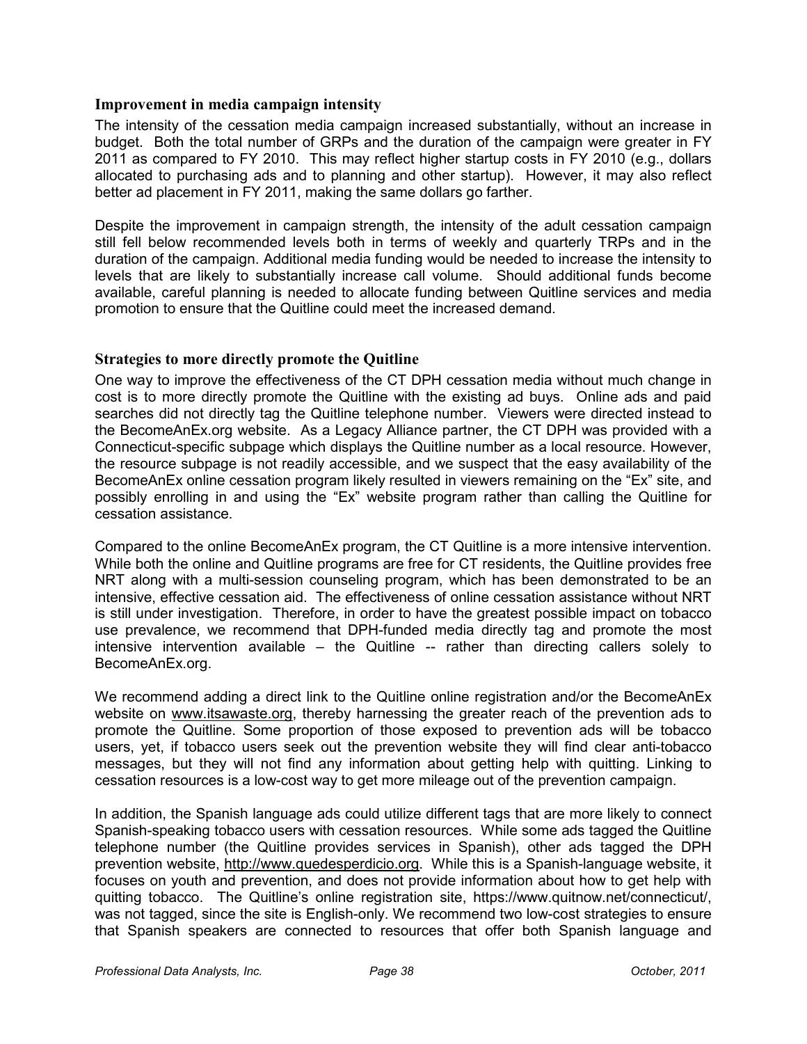### Improvement in media campaign intensity

The intensity of the cessation media campaign increased substantially, without an increase in budget. Both the total number of GRPs and the duration of the campaign were greater in FY 2011 as compared to FY 2010. This may reflect higher startup costs in FY 2010 (e.g., dollars allocated to purchasing ads and to planning and other startup). However, it may also reflect better ad placement in FY 2011, making the same dollars go farther.

Despite the improvement in campaign strength, the intensity of the adult cessation campaign still fell below recommended levels both in terms of weekly and quarterly TRPs and in the duration of the campaign. Additional media funding would be needed to increase the intensity to levels that are likely to substantially increase call volume. Should additional funds become available, careful planning is needed to allocate funding between Quitline services and media promotion to ensure that the Quitline could meet the increased demand.

### Strategies to more directly promote the Quitline

One way to improve the effectiveness of the CT DPH cessation media without much change in cost is to more directly promote the Quitline with the existing ad buys. Online ads and paid searches did not directly tag the Quitline telephone number. Viewers were directed instead to the BecomeAnEx.org website. As a Legacy Alliance partner, the CT DPH was provided with a Connecticut-specific subpage which displays the Quitline number as a local resource. However, the resource subpage is not readily accessible, and we suspect that the easy availability of the BecomeAnEx online cessation program likely resulted in viewers remaining on the "Ex" site, and possibly enrolling in and using the "Ex" website program rather than calling the Quitline for cessation assistance.

Compared to the online BecomeAnEx program, the CT Quitline is a more intensive intervention. While both the online and Quitline programs are free for CT residents, the Quitline provides free NRT along with a multi-session counseling program, which has been demonstrated to be an intensive, effective cessation aid. The effectiveness of online cessation assistance without NRT is still under investigation. Therefore, in order to have the greatest possible impact on tobacco use prevalence, we recommend that DPH-funded media directly tag and promote the most intensive intervention available – the Quitline -- rather than directing callers solely to BecomeAnEx.org.

We recommend adding a direct link to the Quitline online registration and/or the BecomeAnEx website on www.itsawaste.org, thereby harnessing the greater reach of the prevention ads to promote the Quitline. Some proportion of those exposed to prevention ads will be tobacco users, yet, if tobacco users seek out the prevention website they will find clear anti-tobacco messages, but they will not find any information about getting help with quitting. Linking to cessation resources is a low-cost way to get more mileage out of the prevention campaign.

In addition, the Spanish language ads could utilize different tags that are more likely to connect Spanish-speaking tobacco users with cessation resources. While some ads tagged the Quitline telephone number (the Quitline provides services in Spanish), other ads tagged the DPH prevention website, http://www.quedesperdicio.org. While this is a Spanish-language website, it focuses on youth and prevention, and does not provide information about how to get help with quitting tobacco. The Quitline's online registration site, https://www.quitnow.net/connecticut/, was not tagged, since the site is English-only. We recommend two low-cost strategies to ensure that Spanish speakers are connected to resources that offer both Spanish language and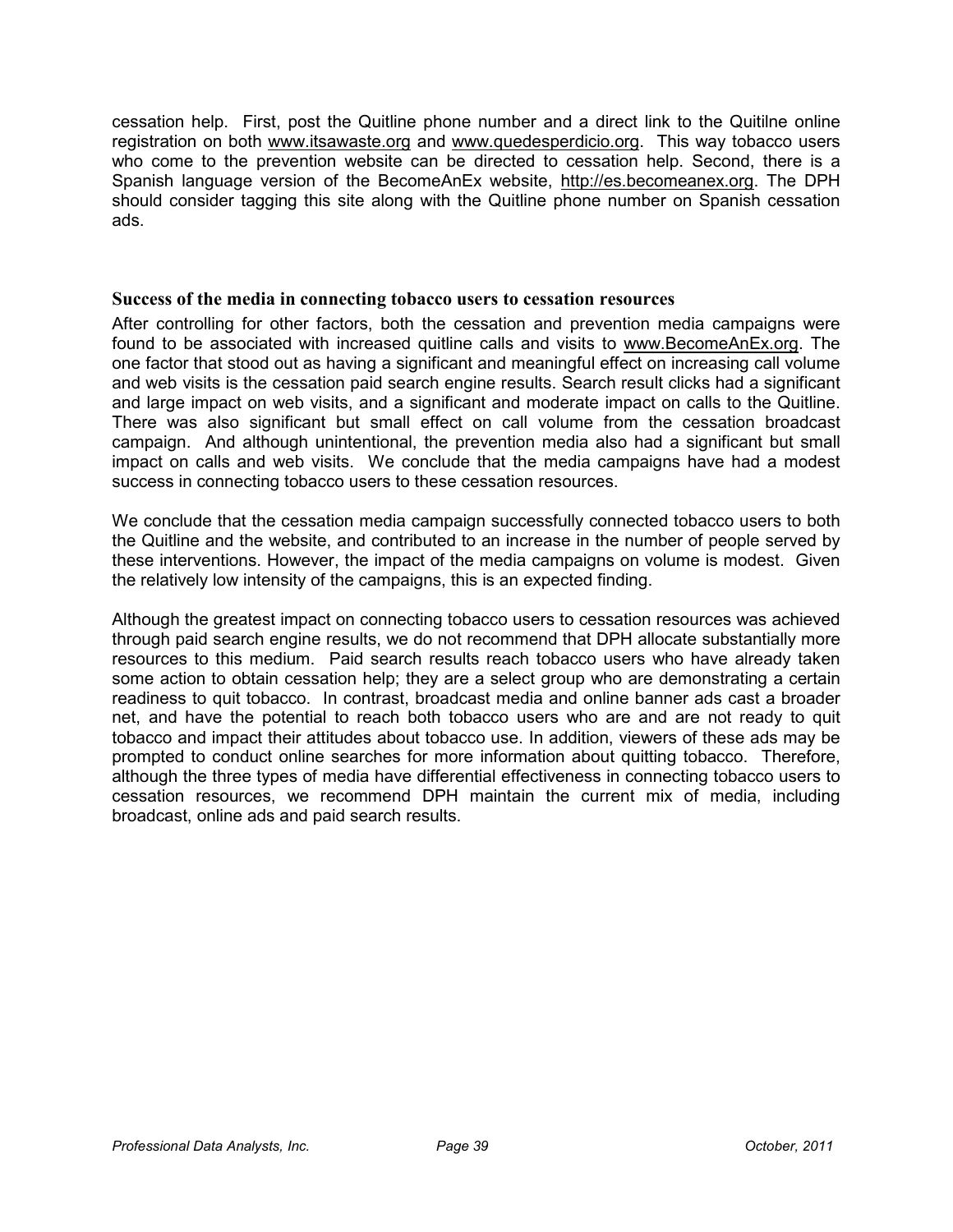cessation help. First, post the Quitline phone number and a direct link to the Quitilne online registration on both www.itsawaste.org and www.quedesperdicio.org. This way tobacco users who come to the prevention website can be directed to cessation help. Second, there is a Spanish language version of the BecomeAnEx website, http://es.becomeanex.org. The DPH should consider tagging this site along with the Quitline phone number on Spanish cessation ads.

### Success of the media in connecting tobacco users to cessation resources

After controlling for other factors, both the cessation and prevention media campaigns were found to be associated with increased quitline calls and visits to www.BecomeAnEx.org. The one factor that stood out as having a significant and meaningful effect on increasing call volume and web visits is the cessation paid search engine results. Search result clicks had a significant and large impact on web visits, and a significant and moderate impact on calls to the Quitline. There was also significant but small effect on call volume from the cessation broadcast campaign. And although unintentional, the prevention media also had a significant but small impact on calls and web visits. We conclude that the media campaigns have had a modest success in connecting tobacco users to these cessation resources.

We conclude that the cessation media campaign successfully connected tobacco users to both the Quitline and the website, and contributed to an increase in the number of people served by these interventions. However, the impact of the media campaigns on volume is modest. Given the relatively low intensity of the campaigns, this is an expected finding.

Although the greatest impact on connecting tobacco users to cessation resources was achieved through paid search engine results, we do not recommend that DPH allocate substantially more resources to this medium. Paid search results reach tobacco users who have already taken some action to obtain cessation help; they are a select group who are demonstrating a certain readiness to quit tobacco. In contrast, broadcast media and online banner ads cast a broader net, and have the potential to reach both tobacco users who are and are not ready to quit tobacco and impact their attitudes about tobacco use. In addition, viewers of these ads may be prompted to conduct online searches for more information about quitting tobacco. Therefore, although the three types of media have differential effectiveness in connecting tobacco users to cessation resources, we recommend DPH maintain the current mix of media, including broadcast, online ads and paid search results.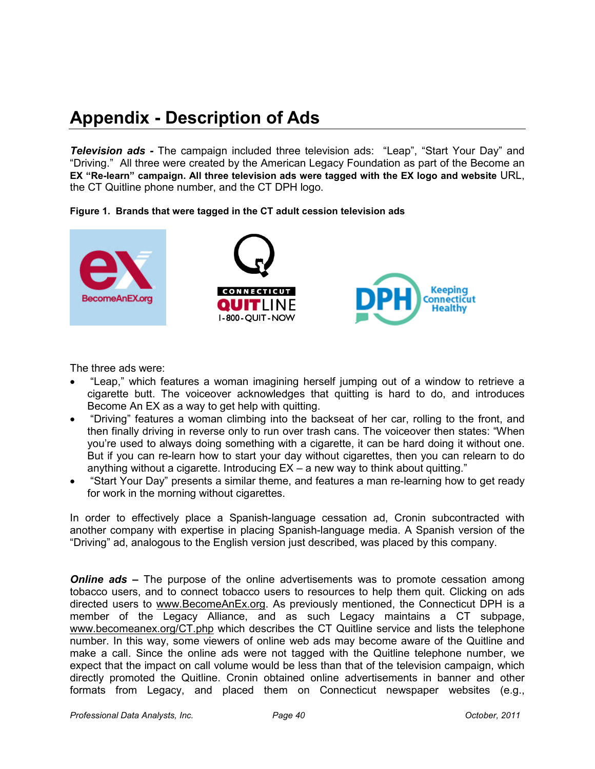# Appendix - Description of Ads

***Television ads -*** The campaign included three television ads: "Leap", "Start Your Day" and "Driving." All three were created by the American Legacy Foundation as part of the Become an EX **"Re-learn" campaign. All three television ads were tagged with the EX logo and website** URL, the CT Quitline phone number, and the CT DPH logo.

**Figure 1. Brands that were tagged in the CT adult cession television ads**

The three ads were:

- "Leap," which features a woman imagining herself jumping out of a window to retrieve a cigarette butt. The voiceover acknowledges that quitting is hard to do, and introduces Become An EX as a way to get help with quitting.
- "Driving" features a woman climbing into the backseat of her car, rolling to the front, and then finally driving in reverse only to run over trash cans. The voiceover then states: "When you're used to always doing something with a cigarette, it can be hard doing it without one. But if you can re-learn how to start your day without cigarettes, then you can relearn to do anything without a cigarette. Introducing EX – a new way to think about quitting."
- "Start Your Day" presents a similar theme, and features a man re-learning how to get ready for work in the morning without cigarettes.

In order to effectively place a Spanish-language cessation ad, Cronin subcontracted with another company with expertise in placing Spanish-language media. A Spanish version of the "Driving" ad, analogous to the English version just described, was placed by this company.

***Online ads –*** The purpose of the online advertisements was to promote cessation among tobacco users, and to connect tobacco users to resources to help them quit. Clicking on ads directed users to www.BecomeAnEx.org. As previously mentioned, the Connecticut DPH is a member of the Legacy Alliance, and as such Legacy maintains a CT subpage, www.becomeanex.org/CT.php which describes the CT Quitline service and lists the telephone number. In this way, some viewers of online web ads may become aware of the Quitline and make a call. Since the online ads were not tagged with the Quitline telephone number, we expect that the impact on call volume would be less than that of the television campaign, which directly promoted the Quitline. Cronin obtained online advertisements in banner and other formats from Legacy, and placed them on Connecticut newspaper websites (e.g.,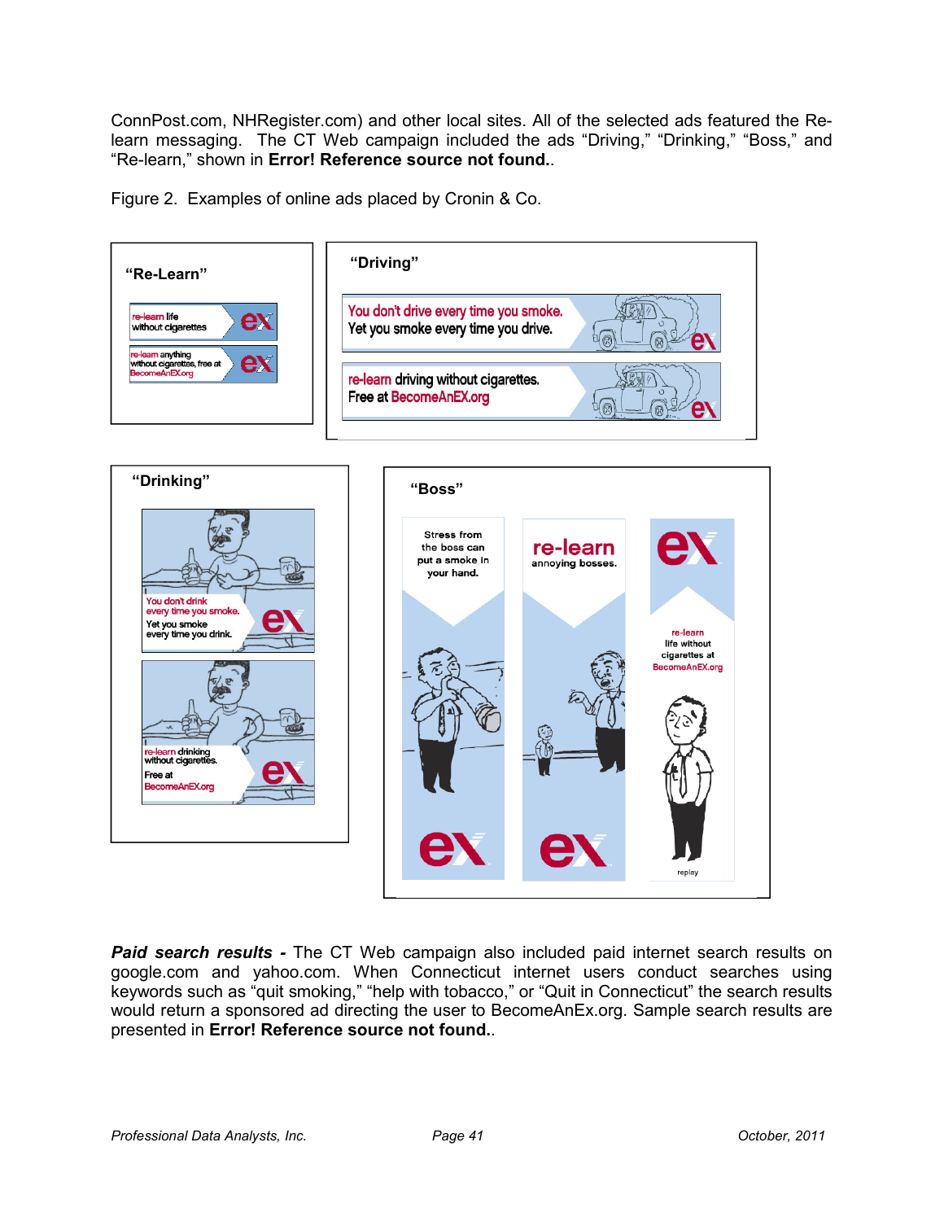ConnPost.com, NHRegister.com) and other local sites. All of the selected ads featured the Re-learn messaging. The CT Web campaign included the ads "Driving," "Drinking," "Boss," and "Re-learn," shown in **Error! Reference source not found.**.

Figure 2. Examples of online ads placed by Cronin & Co.

**"Re-Learn"**

re-learn life without cigarettes

re-learn anything without cigarettes, free at BecomeAnEX.org

**"Driving"**

You don't drive every time you smoke. Yet you smoke every time you drive.

re-learn driving without cigarettes. Free at BecomeAnEX.org

**"Drinking"**

You don't drink every time you smoke. Yet you smoke every time you drink.

re-learn drinking without cigarettes. Free at BecomeAnEX.org

**"Boss"**

Stress from the boss can put a smoke in your hand.

re-learn annoying bosses.

re-learn life without cigarettes at BecomeAnEX.org

replay

***Paid search results -*** The CT Web campaign also included paid internet search results on google.com and yahoo.com. When Connecticut internet users conduct searches using keywords such as "quit smoking," "help with tobacco," or "Quit in Connecticut" the search results would return a sponsored ad directing the user to BecomeAnEx.org. Sample search results are presented in **Error! Reference source not found.**.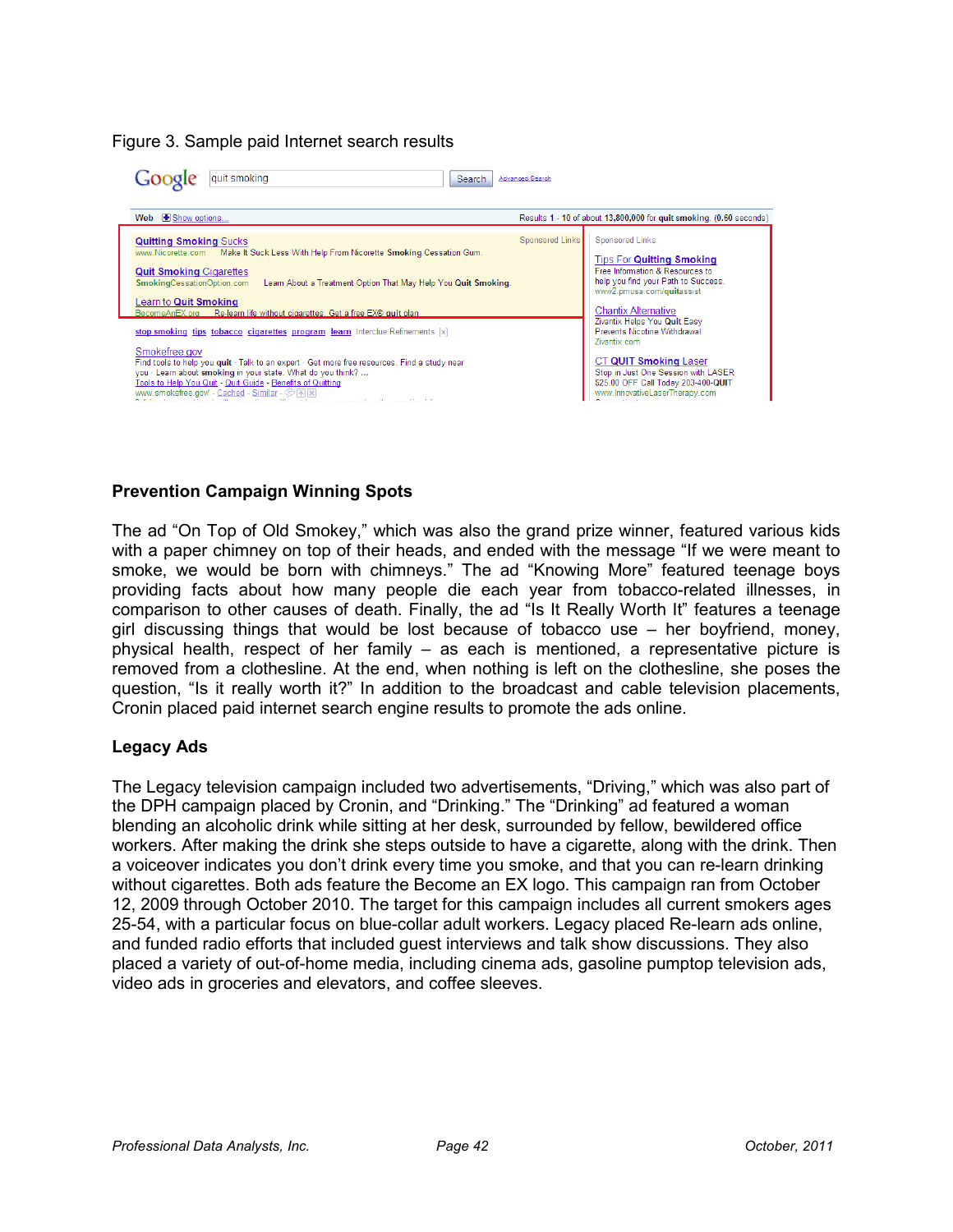Figure 3. Sample paid Internet search results

**Prevention Campaign Winning Spots**

The ad "On Top of Old Smokey," which was also the grand prize winner, featured various kids with a paper chimney on top of their heads, and ended with the message "If we were meant to smoke, we would be born with chimneys." The ad "Knowing More" featured teenage boys providing facts about how many people die each year from tobacco-related illnesses, in comparison to other causes of death. Finally, the ad "Is It Really Worth It" features a teenage girl discussing things that would be lost because of tobacco use – her boyfriend, money, physical health, respect of her family – as each is mentioned, a representative picture is removed from a clothesline. At the end, when nothing is left on the clothesline, she poses the question, "Is it really worth it?" In addition to the broadcast and cable television placements, Cronin placed paid internet search engine results to promote the ads online.

**Legacy Ads**

The Legacy television campaign included two advertisements, "Driving," which was also part of the DPH campaign placed by Cronin, and "Drinking." The "Drinking" ad featured a woman blending an alcoholic drink while sitting at her desk, surrounded by fellow, bewildered office workers. After making the drink she steps outside to have a cigarette, along with the drink. Then a voiceover indicates you don't drink every time you smoke, and that you can re-learn drinking without cigarettes. Both ads feature the Become an EX logo. This campaign ran from October 12, 2009 through October 2010. The target for this campaign includes all current smokers ages 25-54, with a particular focus on blue-collar adult workers. Legacy placed Re-learn ads online, and funded radio efforts that included guest interviews and talk show discussions. They also placed a variety of out-of-home media, including cinema ads, gasoline pumptop television ads, video ads in groceries and elevators, and coffee sleeves.